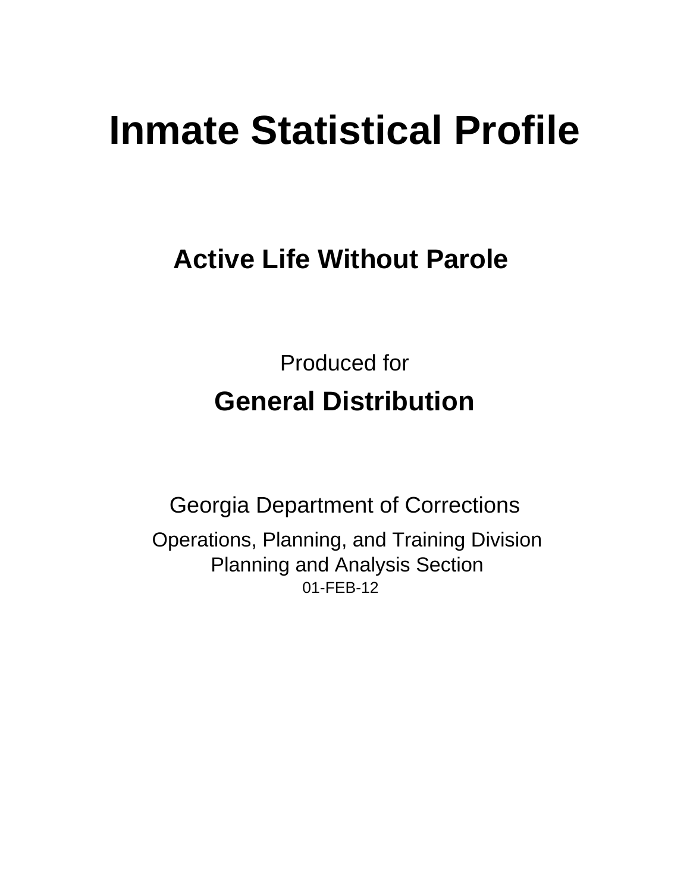# Inmate Statistical Profile

## Active Life Without Parole

Produced for

## General Distribution

Georgia Department of Corrections

Operations, Planning, and Training Division
Planning and Analysis Section
01-FEB-12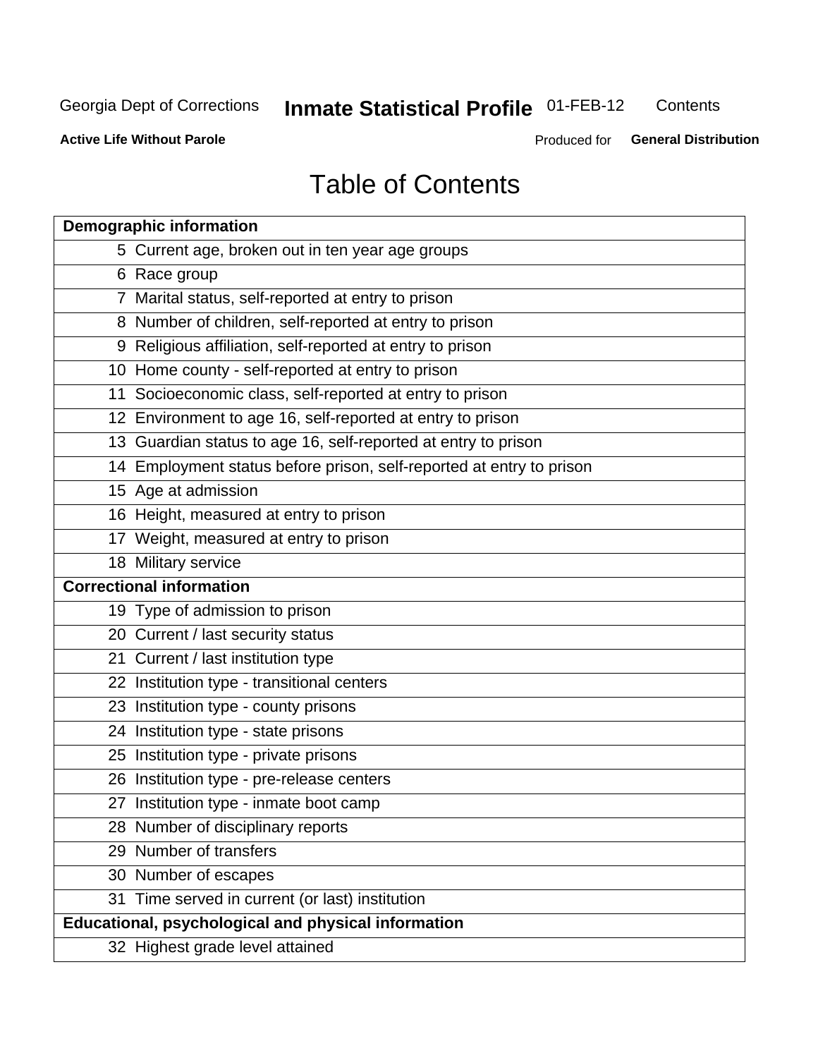# Table of Contents

| Demographic information | |
|---|---|
| 5 | Current age, broken out in ten year age groups |
| 6 | Race group |
| 7 | Marital status, self-reported at entry to prison |
| 8 | Number of children, self-reported at entry to prison |
| 9 | Religious affiliation, self-reported at entry to prison |
| 10 | Home county - self-reported at entry to prison |
| 11 | Socioeconomic class, self-reported at entry to prison |
| 12 | Environment to age 16, self-reported at entry to prison |
| 13 | Guardian status to age 16, self-reported at entry to prison |
| 14 | Employment status before prison, self-reported at entry to prison |
| 15 | Age at admission |
| 16 | Height, measured at entry to prison |
| 17 | Weight, measured at entry to prison |
| 18 | Military service |
| **Correctional information** | |
| 19 | Type of admission to prison |
| 20 | Current / last security status |
| 21 | Current / last institution type |
| 22 | Institution type - transitional centers |
| 23 | Institution type - county prisons |
| 24 | Institution type - state prisons |
| 25 | Institution type - private prisons |
| 26 | Institution type - pre-release centers |
| 27 | Institution type - inmate boot camp |
| 28 | Number of disciplinary reports |
| 29 | Number of transfers |
| 30 | Number of escapes |
| 31 | Time served in current (or last) institution |
| **Educational, psychological and physical information** | |
| 32 | Highest grade level attained |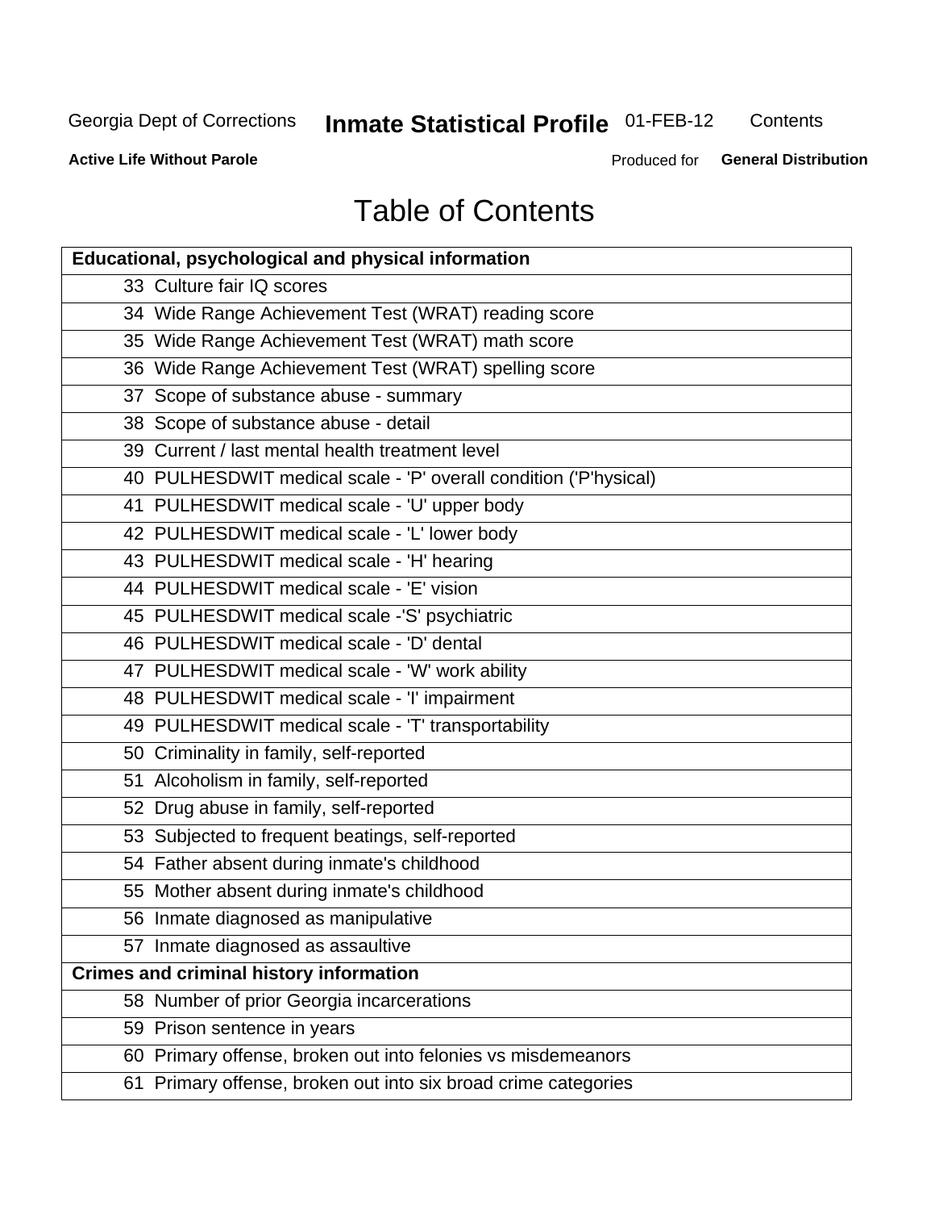# Table of Contents

| Educational, psychological and physical information | |
|---|---|
| 33 | Culture fair IQ scores |
| 34 | Wide Range Achievement Test (WRAT) reading score |
| 35 | Wide Range Achievement Test (WRAT) math score |
| 36 | Wide Range Achievement Test (WRAT) spelling score |
| 37 | Scope of substance abuse - summary |
| 38 | Scope of substance abuse - detail |
| 39 | Current / last mental health treatment level |
| 40 | PULHESDWIT medical scale - 'P' overall condition ('P'hysical) |
| 41 | PULHESDWIT medical scale - 'U' upper body |
| 42 | PULHESDWIT medical scale - 'L' lower body |
| 43 | PULHESDWIT medical scale - 'H' hearing |
| 44 | PULHESDWIT medical scale - 'E' vision |
| 45 | PULHESDWIT medical scale -'S' psychiatric |
| 46 | PULHESDWIT medical scale - 'D' dental |
| 47 | PULHESDWIT medical scale - 'W' work ability |
| 48 | PULHESDWIT medical scale - 'I' impairment |
| 49 | PULHESDWIT medical scale - 'T' transportability |
| 50 | Criminality in family, self-reported |
| 51 | Alcoholism in family, self-reported |
| 52 | Drug abuse in family, self-reported |
| 53 | Subjected to frequent beatings, self-reported |
| 54 | Father absent during inmate's childhood |
| 55 | Mother absent during inmate's childhood |
| 56 | Inmate diagnosed as manipulative |
| 57 | Inmate diagnosed as assaultive |
| **Crimes and criminal history information** | |
| 58 | Number of prior Georgia incarcerations |
| 59 | Prison sentence in years |
| 60 | Primary offense, broken out into felonies vs misdemeanors |
| 61 | Primary offense, broken out into six broad crime categories |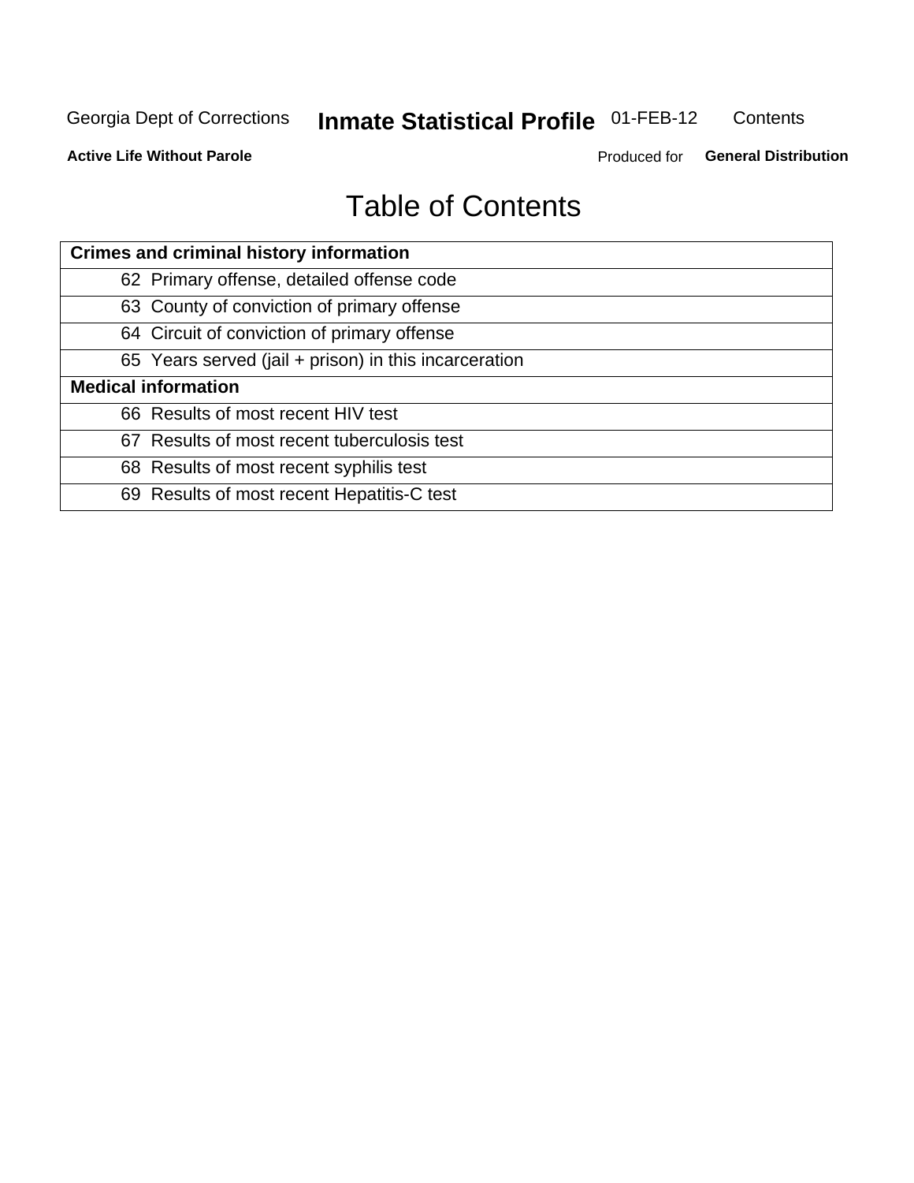# Table of Contents

| Crimes and criminal history information |
|---|
| 62 Primary offense, detailed offense code |
| 63 County of conviction of primary offense |
| 64 Circuit of conviction of primary offense |
| 65 Years served (jail + prison) in this incarceration |
| **Medical information** |
| 66 Results of most recent HIV test |
| 67 Results of most recent tuberculosis test |
| 68 Results of most recent syphilis test |
| 69 Results of most recent Hepatitis-C test |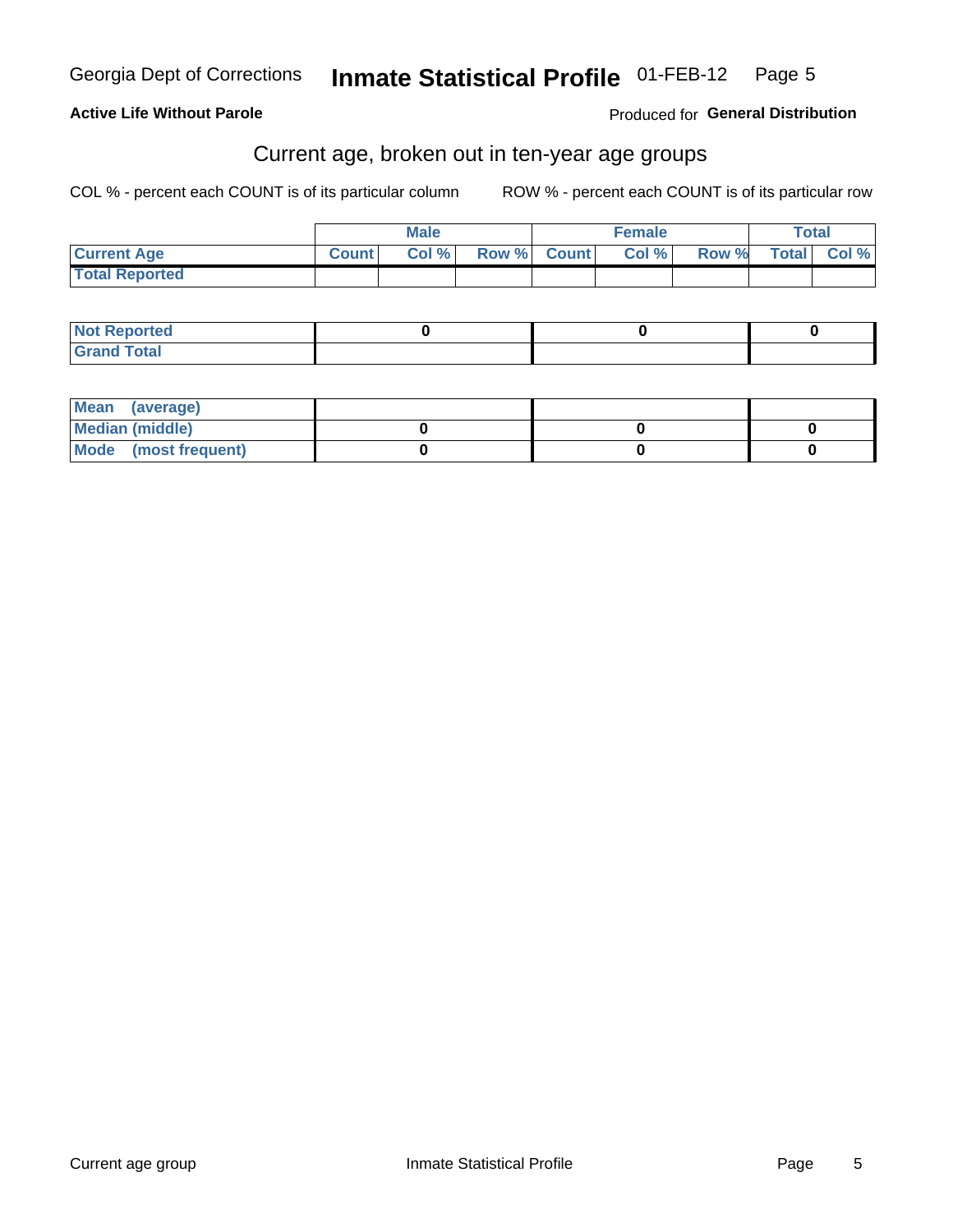**Active Life Without Parole**

Produced for **General Distribution**

## Current age, broken out in ten-year age groups

COL % - percent each COUNT is of its particular column

ROW % - percent each COUNT is of its particular row

| | Male | | | Female | | | Total | |
|---|---|---|---|---|---|---|---|---|
| **Current Age** | **Count** | **Col %** | **Row %** | **Count** | **Col %** | **Row %** | **Total** | **Col %** |
| **Total Reported** | | | | | | | | |

| | Male | Female | Total |
|---|---|---|---|
| **Not Reported** | 0 | 0 | 0 |
| **Grand Total** | | | |

| | Male | Female | Total |
|---|---|---|---|
| **Mean (average)** | | | |
| **Median (middle)** | 0 | 0 | 0 |
| **Mode (most frequent)** | 0 | 0 | 0 |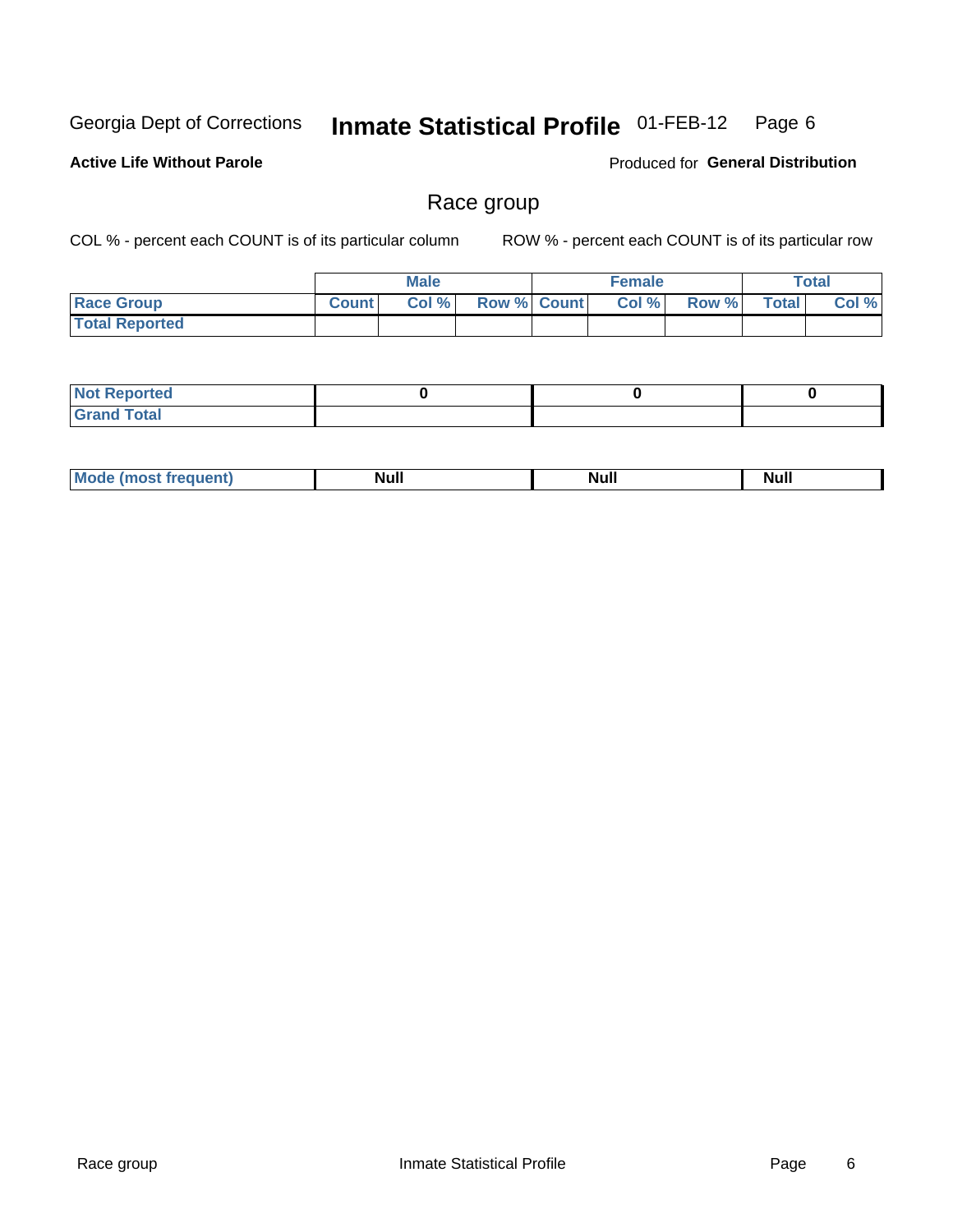Georgia Dept of Corrections **Inmate Statistical Profile** 01-FEB-12

**Active Life Without Parole** Produced for **General Distribution**

## Race group

COL % - percent each COUNT is of its particular column ROW % - percent each COUNT is of its particular row

| | Male | | | Female | | | Total | |
|---|---|---|---|---|---|---|---|---|
| **Race Group** | **Count** | **Col %** | **Row %** | **Count** | **Col %** | **Row %** | **Total** | **Col %** |
| **Total Reported** | | | | | | | | |

| | Male | Female | Total |
|---|---|---|---|
| **Not Reported** | 0 | 0 | 0 |
| **Grand Total** | | | |

| | Male | Female | Total |
|---|---|---|---|
| **Mode (most frequent)** | Null | Null | Null |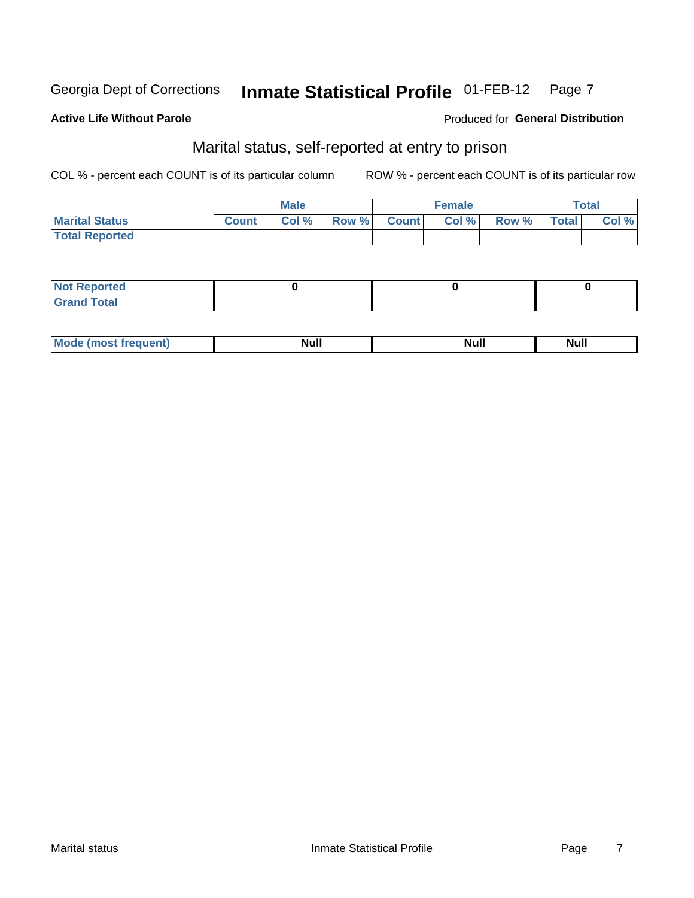Georgia Dept of Corrections **Inmate Statistical Profile** 01-FEB-12

**Active Life Without Parole**

Produced for **General Distribution**

## Marital status, self-reported at entry to prison

COL % - percent each COUNT is of its particular column

ROW % - percent each COUNT is of its particular row

| | Male | | | Female | | | Total | |
|---|---|---|---|---|---|---|---|---|
| **Marital Status** | **Count** | **Col %** | **Row %** | **Count** | **Col %** | **Row %** | **Total** | **Col %** |
| **Total Reported** | | | | | | | | |

| | Male | Female | Total |
|---|---|---|---|
| **Not Reported** | 0 | 0 | 0 |
| **Grand Total** | | | |

| | Male | Female | Total |
|---|---|---|---|
| **Mode (most frequent)** | Null | Null | Null |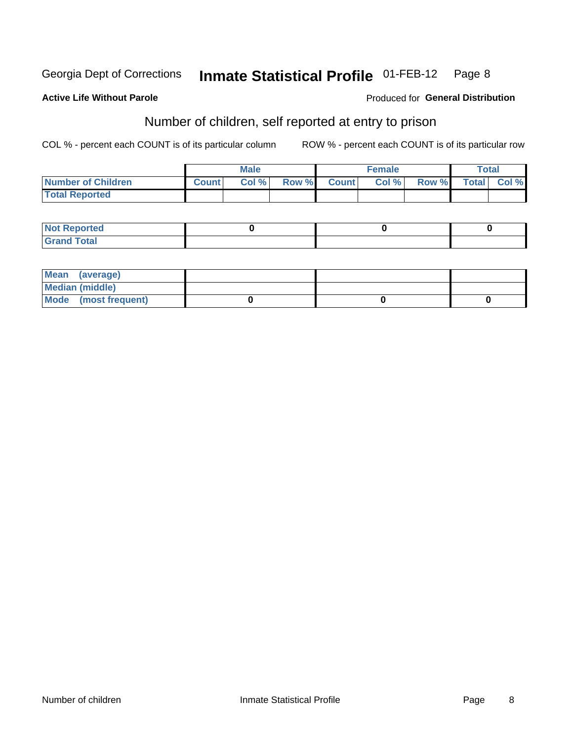Georgia Dept of Corrections **Inmate Statistical Profile** 01-FEB-12

**Active Life Without Parole**

Produced for **General Distribution**

## Number of children, self reported at entry to prison

COL % - percent each COUNT is of its particular column        ROW % - percent each COUNT is of its particular row

| | Male | | | Female | | | Total | |
|---|---|---|---|---|---|---|---|---|
| **Number of Children** | **Count** | **Col %** | **Row %** | **Count** | **Col %** | **Row %** | **Total** | **Col %** |
| **Total Reported** | | | | | | | | |

| | Male | Female | Total |
|---|---|---|---|
| **Not Reported** | 0 | 0 | 0 |
| **Grand Total** | | | |

| | Male | Female | Total |
|---|---|---|---|
| **Mean (average)** | | | |
| **Median (middle)** | | | |
| **Mode (most frequent)** | 0 | 0 | 0 |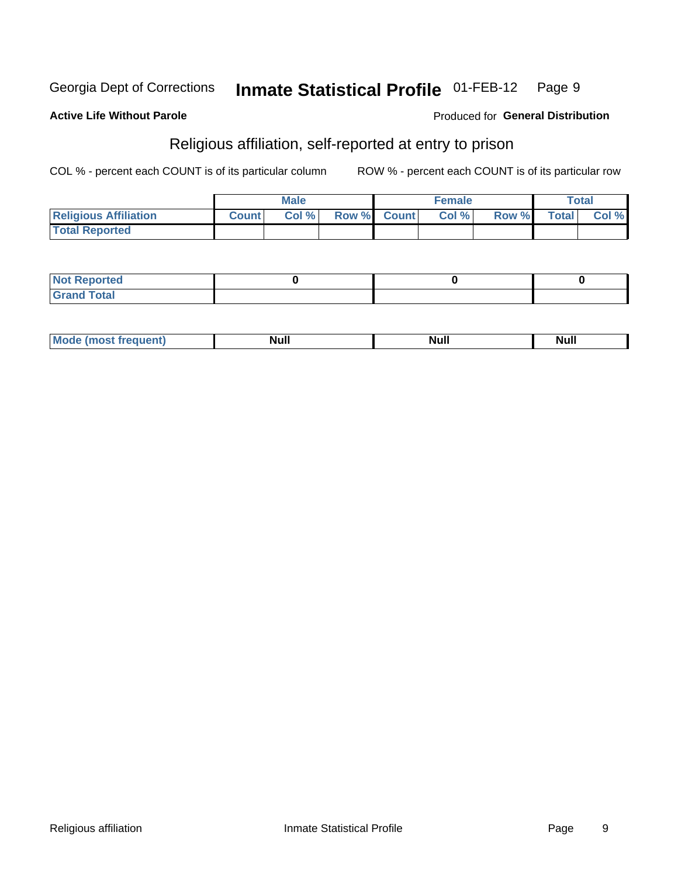Georgia Dept of Corrections **Inmate Statistical Profile** 01-FEB-12

**Active Life Without Parole**

Produced for **General Distribution**

## Religious affiliation, self-reported at entry to prison

COL % - percent each COUNT is of its particular column

ROW % - percent each COUNT is of its particular row

| | Male | | | Female | | | Total | |
|---|---|---|---|---|---|---|---|---|
| **Religious Affiliation** | **Count** | **Col %** | **Row %** | **Count** | **Col %** | **Row %** | **Total** | **Col %** |
| **Total Reported** | | | | | | | | |
| **Not Reported** | 0 | | | 0 | | | 0 | |
| **Grand Total** | | | | | | | | |
| **Mode (most frequent)** | Null | | | Null | | | Null | |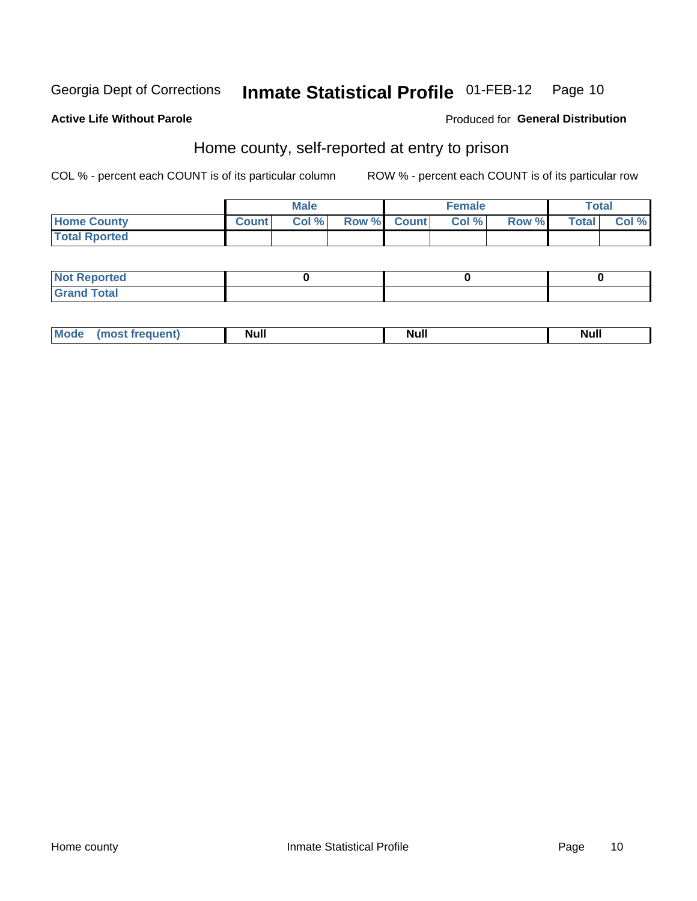Georgia Dept of Corrections **Inmate Statistical Profile** 01-FEB-12

**Active Life Without Parole**

Produced for **General Distribution**

## Home county, self-reported at entry to prison

COL % - percent each COUNT is of its particular column ROW % - percent each COUNT is of its particular row

| | Male | | | Female | | | Total | |
|---|---|---|---|---|---|---|---|---|
| **Home County** | **Count** | **Col %** | **Row %** | **Count** | **Col %** | **Row %** | **Total** | **Col %** |
| **Total Rported** | | | | | | | | |
| **Not Reported** | 0 | | | 0 | | | 0 | |
| **Grand Total** | | | | | | | | |
| **Mode (most frequent)** | Null | | | Null | | | Null | |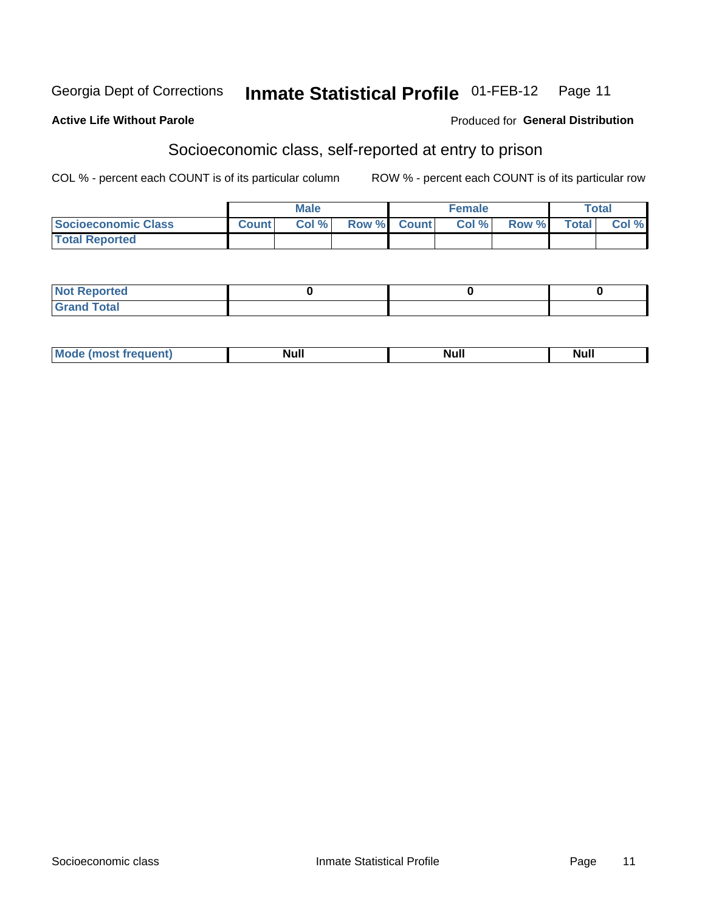Georgia Dept of Corrections **Inmate Statistical Profile** 01-FEB-12

**Active Life Without Parole**

Produced for **General Distribution**

## Socioeconomic class, self-reported at entry to prison

COL % - percent each COUNT is of its particular column

ROW % - percent each COUNT is of its particular row

| | Male | | | Female | | | Total | |
|---|---|---|---|---|---|---|---|---|
| **Socioeconomic Class** | **Count** | **Col %** | **Row %** | **Count** | **Col %** | **Row %** | **Total** | **Col %** |
| **Total Reported** | | | | | | | | |

| | Male | Female | Total |
|---|---|---|---|
| **Not Reported** | **0** | **0** | **0** |
| **Grand Total** | | | |

| | Male | Female | Total |
|---|---|---|---|
| **Mode (most frequent)** | **Null** | **Null** | **Null** |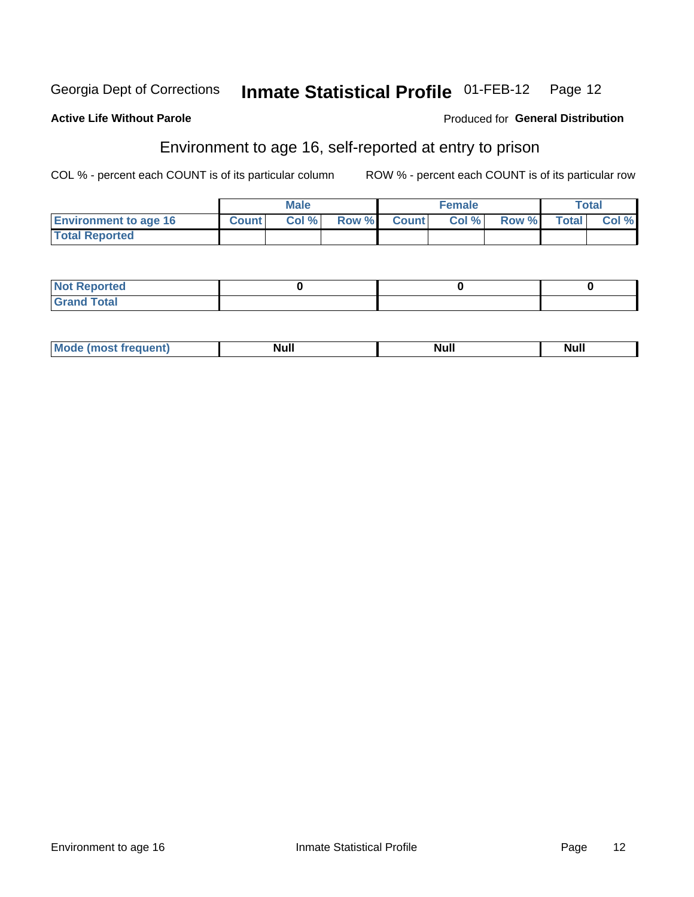Georgia Dept of Corrections **Inmate Statistical Profile** 01-FEB-12

**Active Life Without Parole**

Produced for **General Distribution**

## Environment to age 16, self-reported at entry to prison

COL % - percent each COUNT is of its particular column

ROW % - percent each COUNT is of its particular row

| | Male | | | Female | | | Total | |
|---|---|---|---|---|---|---|---|---|
| **Environment to age 16** | **Count** | **Col %** | **Row %** | **Count** | **Col %** | **Row %** | **Total** | **Col %** |
| **Total Reported** | | | | | | | | |

| | Male | Female | Total |
|---|---|---|---|
| **Not Reported** | **0** | **0** | **0** |
| **Grand Total** | | | |

| | Male | Female | Total |
|---|---|---|---|
| **Mode (most frequent)** | **Null** | **Null** | **Null** |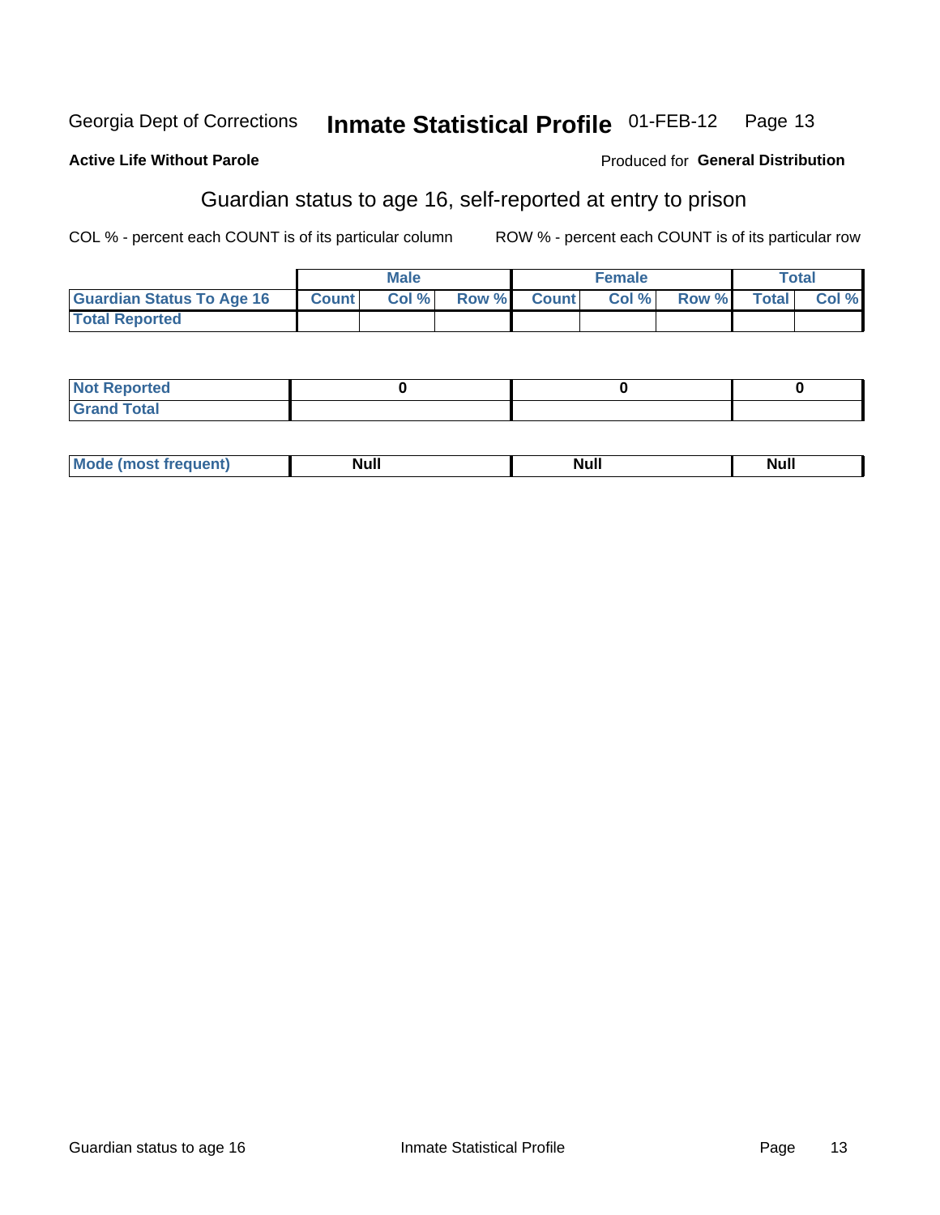Georgia Dept of Corrections **Inmate Statistical Profile** 01-FEB-12

**Active Life Without Parole**

Produced for **General Distribution**

## Guardian status to age 16, self-reported at entry to prison

COL % - percent each COUNT is of its particular column

ROW % - percent each COUNT is of its particular row

| | Male | | | Female | | | Total | |
|---|---|---|---|---|---|---|---|---|
| **Guardian Status To Age 16** | **Count** | **Col %** | **Row %** | **Count** | **Col %** | **Row %** | **Total** | **Col %** |
| **Total Reported** | | | | | | | | |

| | Male | Female | Total |
|---|---|---|---|
| **Not Reported** | 0 | 0 | 0 |
| **Grand Total** | | | |

| | Male | Female | Total |
|---|---|---|---|
| **Mode (most frequent)** | Null | Null | Null |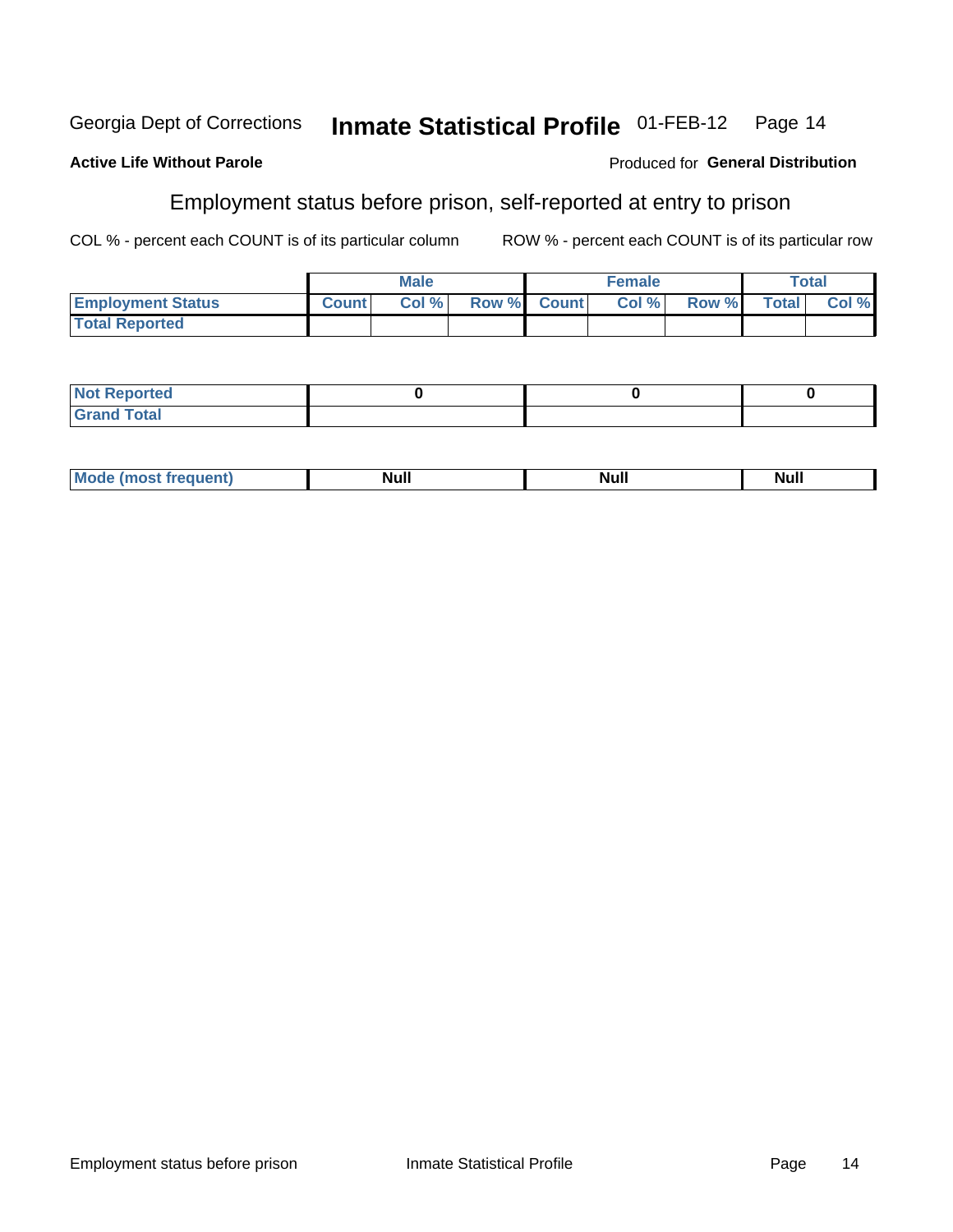**Active Life Without Parole**

Produced for **General Distribution**

## Employment status before prison, self-reported at entry to prison

COL % - percent each COUNT is of its particular column

ROW % - percent each COUNT is of its particular row

| | Male | | | Female | | | Total | |
|---|---|---|---|---|---|---|---|---|
| **Employment Status** | **Count** | **Col %** | **Row %** | **Count** | **Col %** | **Row %** | **Total** | **Col %** |
| **Total Reported** | | | | | | | | |

| | Male | Female | Total |
|---|---|---|---|
| **Not Reported** | 0 | 0 | 0 |
| **Grand Total** | | | |

| | Male | Female | Total |
|---|---|---|---|
| **Mode (most frequent)** | Null | Null | Null |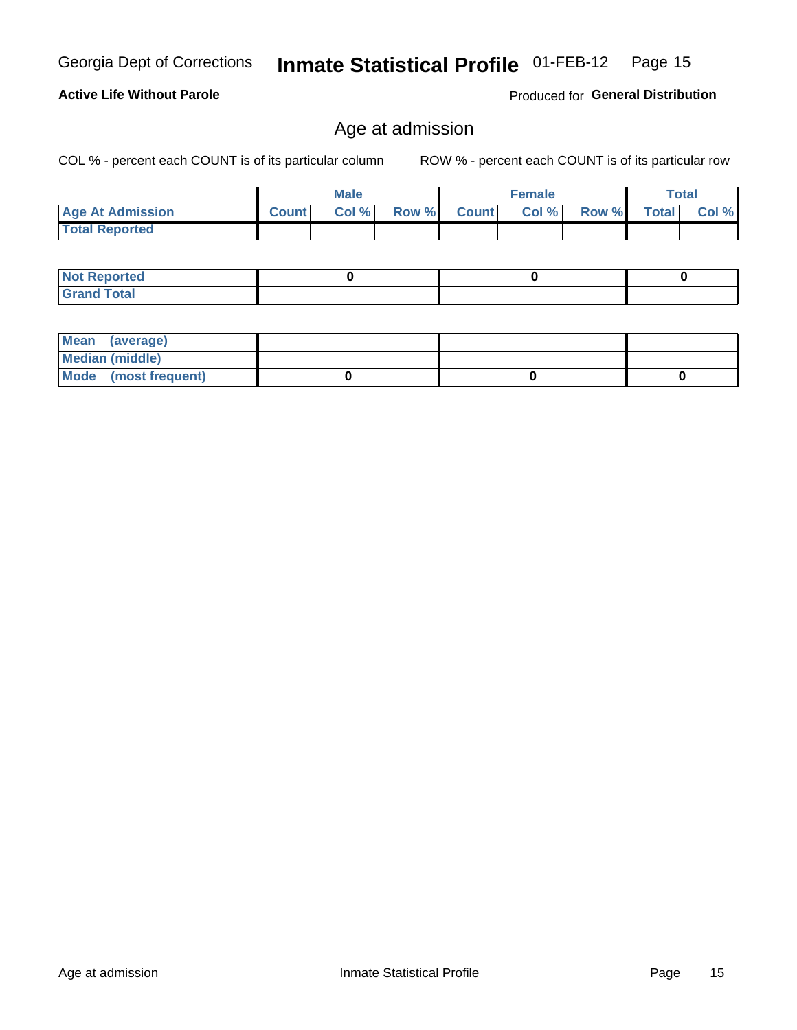Georgia Dept of Corrections **Inmate Statistical Profile** 01-FEB-12

**Active Life Without Parole**

Produced for **General Distribution**

## Age at admission

COL % - percent each COUNT is of its particular column ROW % - percent each COUNT is of its particular row

| | Male | | | Female | | | Total | |
|---|---|---|---|---|---|---|---|---|
| **Age At Admission** | **Count** | **Col %** | **Row %** | **Count** | **Col %** | **Row %** | **Total** | **Col %** |
| **Total Reported** | | | | | | | | |

| | Male | Female | Total |
|---|---|---|---|
| **Not Reported** | 0 | 0 | 0 |
| **Grand Total** | | | |

| | Male | Female | Total |
|---|---|---|---|
| **Mean (average)** | | | |
| **Median (middle)** | | | |
| **Mode (most frequent)** | 0 | 0 | 0 |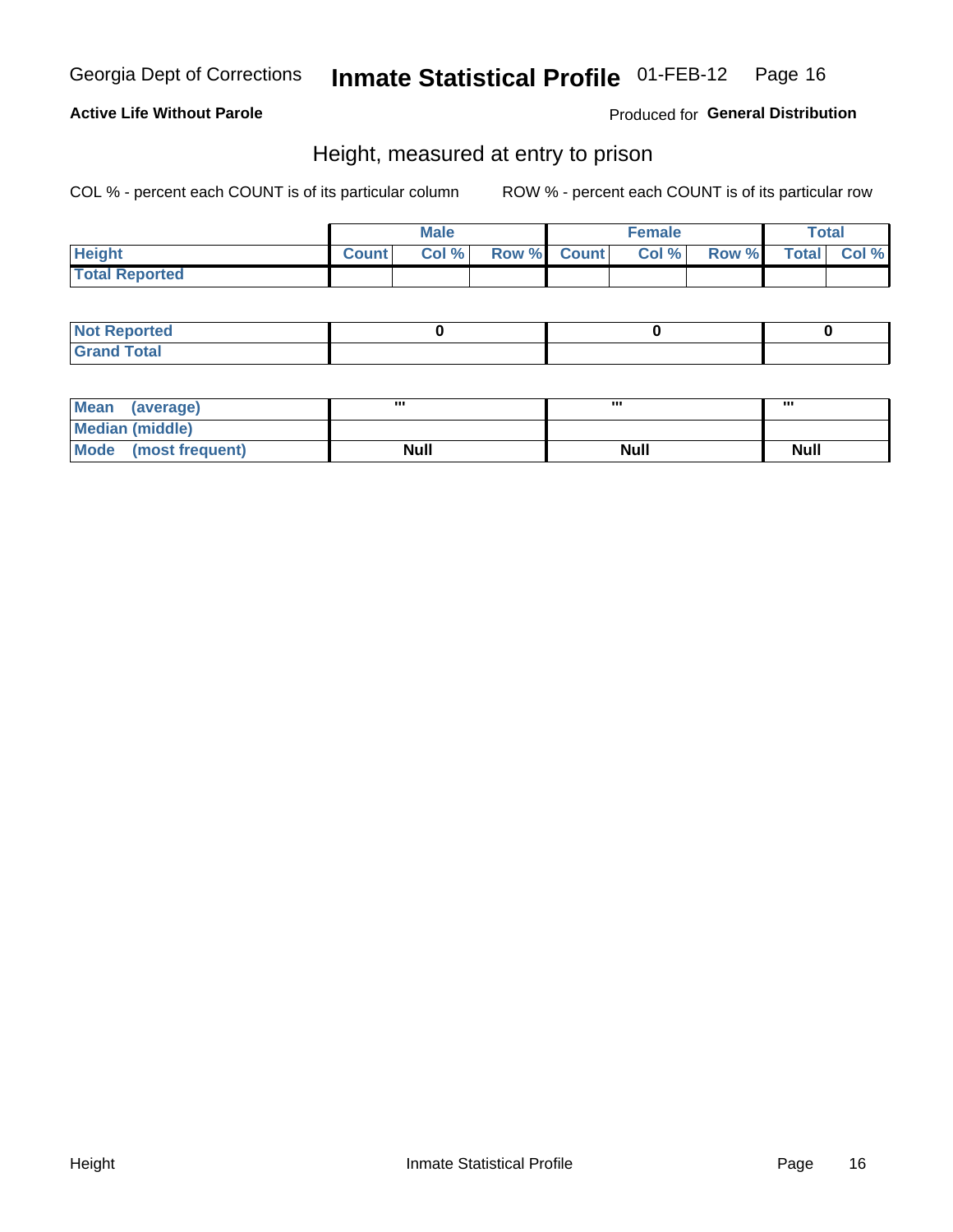Georgia Dept of Corrections **Inmate Statistical Profile** 01-FEB-12

**Active Life Without Parole**

Produced for **General Distribution**

## Height, measured at entry to prison

COL % - percent each COUNT is of its particular column

ROW % - percent each COUNT is of its particular row

| | Male | | | Female | | | Total | |
|---|---|---|---|---|---|---|---|---|
| **Height** | **Count** | **Col %** | **Row %** | **Count** | **Col %** | **Row %** | **Total** | **Col %** |
| **Total Reported** | | | | | | | | |

| | Male | Female | Total |
|---|---|---|---|
| **Not Reported** | 0 | 0 | 0 |
| **Grand Total** | | | |

| | Male | Female | Total |
|---|---|---|---|
| **Mean (average)** | ''' | ''' | ''' |
| **Median (middle)** | | | |
| **Mode (most frequent)** | Null | Null | Null |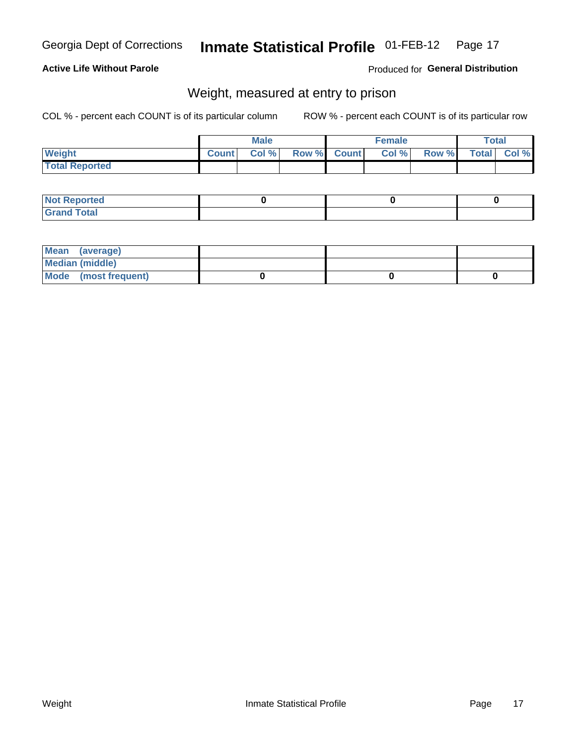**Active Life Without Parole**

Produced for **General Distribution**

## Weight, measured at entry to prison

COL % - percent each COUNT is of its particular column

ROW % - percent each COUNT is of its particular row

| | Male | | | Female | | | Total | |
|---|---|---|---|---|---|---|---|---|
| **Weight** | **Count** | **Col %** | **Row %** | **Count** | **Col %** | **Row %** | **Total** | **Col %** |
| **Total Reported** | | | | | | | | |

| | Male | Female | Total |
|---|---|---|---|
| **Not Reported** | 0 | 0 | 0 |
| **Grand Total** | | | |

| | Male | Female | Total |
|---|---|---|---|
| **Mean (average)** | | | |
| **Median (middle)** | | | |
| **Mode (most frequent)** | 0 | 0 | 0 |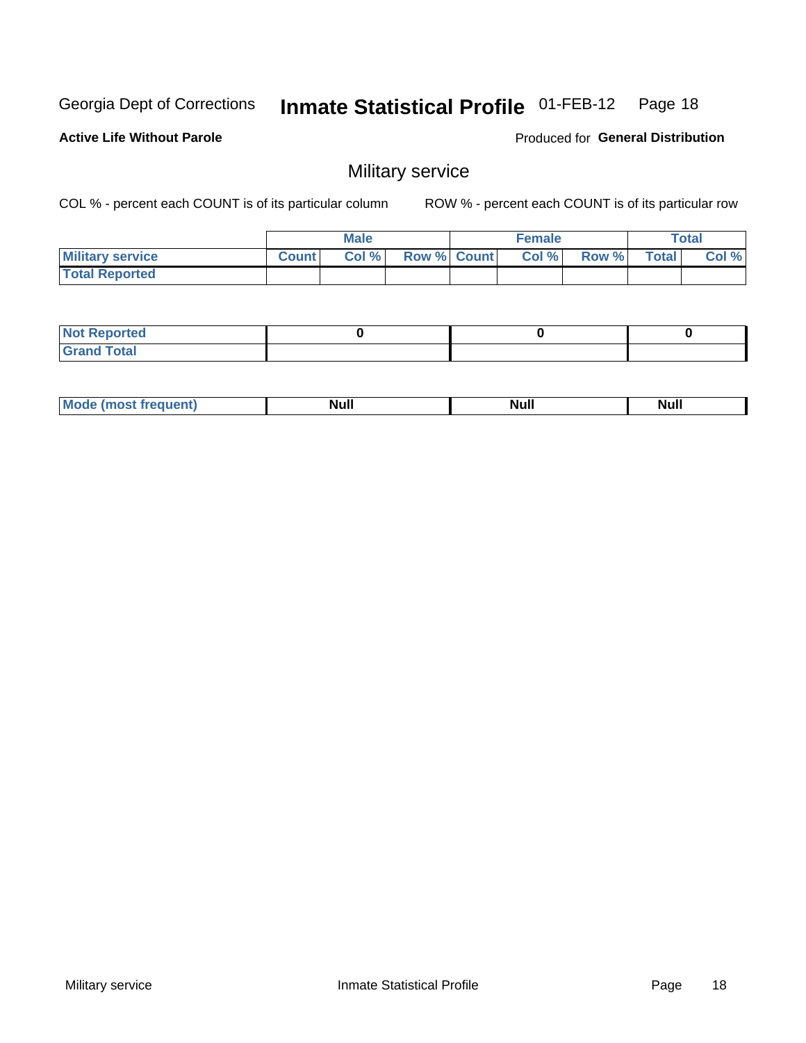Georgia Dept of Corrections **Inmate Statistical Profile** 01-FEB-12

**Active Life Without Parole**

Produced for **General Distribution**

## Military service

COL % - percent each COUNT is of its particular column

ROW % - percent each COUNT is of its particular row

| | Male | | | Female | | | Total | |
|---|---|---|---|---|---|---|---|---|
| **Military service** | **Count** | **Col %** | **Row %** | **Count** | **Col %** | **Row %** | **Total** | **Col %** |
| **Total Reported** | | | | | | | | |

| | | | |
|---|---|---|---|
| **Not Reported** | 0 | 0 | 0 |
| **Grand Total** | | | |

| | | | |
|---|---|---|---|
| **Mode (most frequent)** | Null | Null | Null |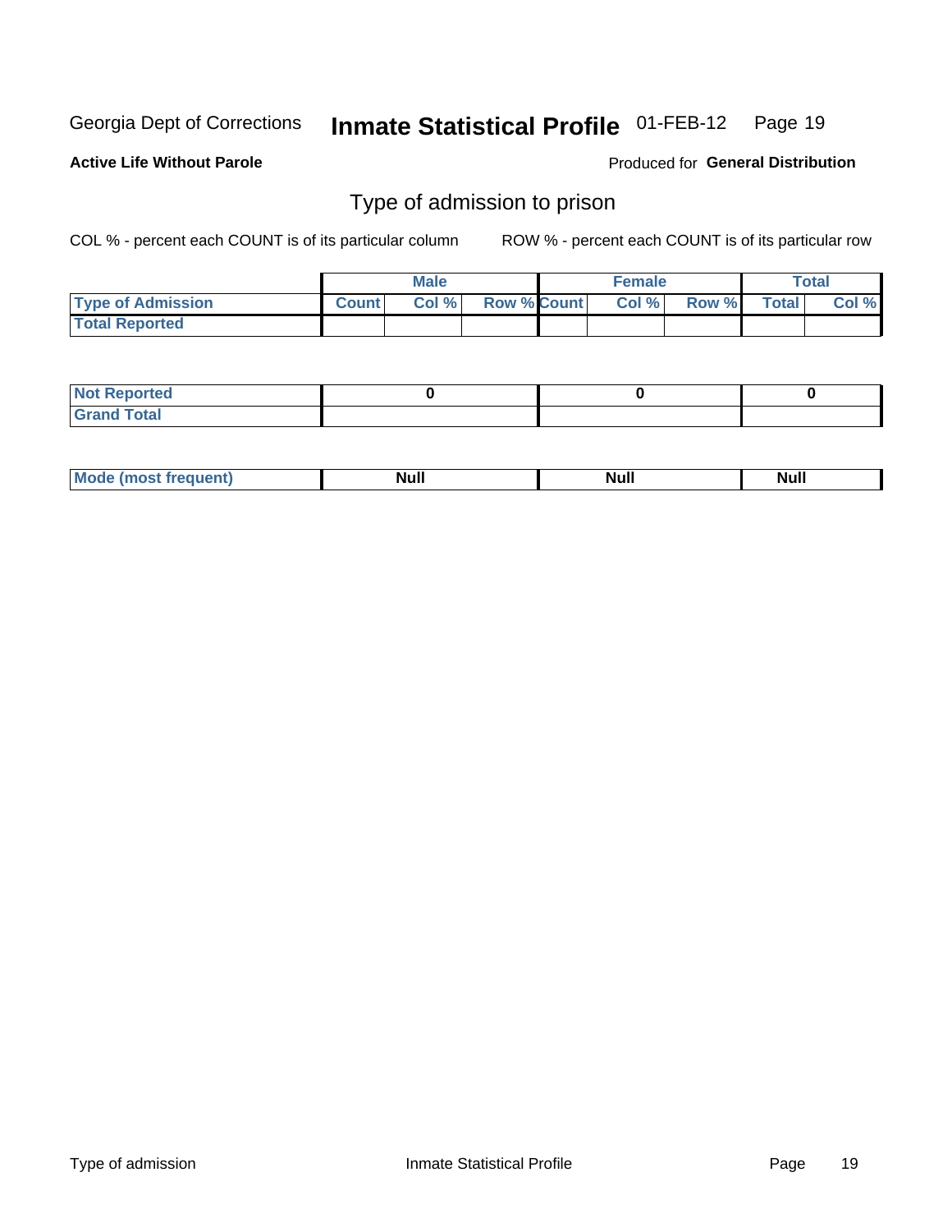Georgia Dept of Corrections **Inmate Statistical Profile** 01-FEB-12

**Active Life Without Parole**

Produced for **General Distribution**

## Type of admission to prison

COL % - percent each COUNT is of its particular column ROW % - percent each COUNT is of its particular row

| | Male | | | Female | | | Total | |
|---|---|---|---|---|---|---|---|---|
| **Type of Admission** | **Count** | **Col %** | **Row %** | **Count** | **Col %** | **Row %** | **Total** | **Col %** |
| **Total Reported** | | | | | | | | |
| **Not Reported** | 0 | | | 0 | | | 0 | |
| **Grand Total** | | | | | | | | |
| **Mode (most frequent)** | Null | | | Null | | | Null | |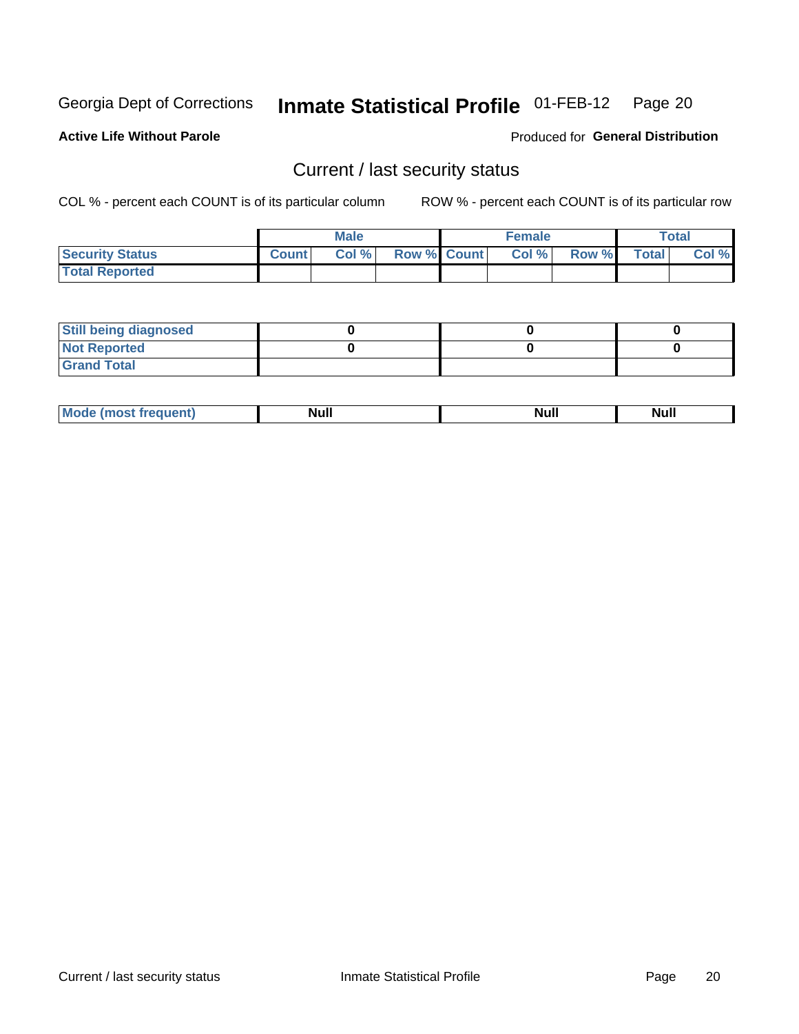Georgia Dept of Corrections **Inmate Statistical Profile** 01-FEB-12

**Active Life Without Parole**

Produced for **General Distribution**

## Current / last security status

COL % - percent each COUNT is of its particular column

ROW % - percent each COUNT is of its particular row

| | Male | | | Female | | | Total | |
|---|---|---|---|---|---|---|---|---|
| **Security Status** | **Count** | **Col %** | **Row %** | **Count** | **Col %** | **Row %** | **Total** | **Col %** |
| **Total Reported** | | | | | | | | |
| **Still being diagnosed** | **0** | | | **0** | | | **0** | |
| **Not Reported** | **0** | | | **0** | | | **0** | |
| **Grand Total** | | | | | | | | |
| **Mode (most frequent)** | **Null** | | | **Null** | | | **Null** | |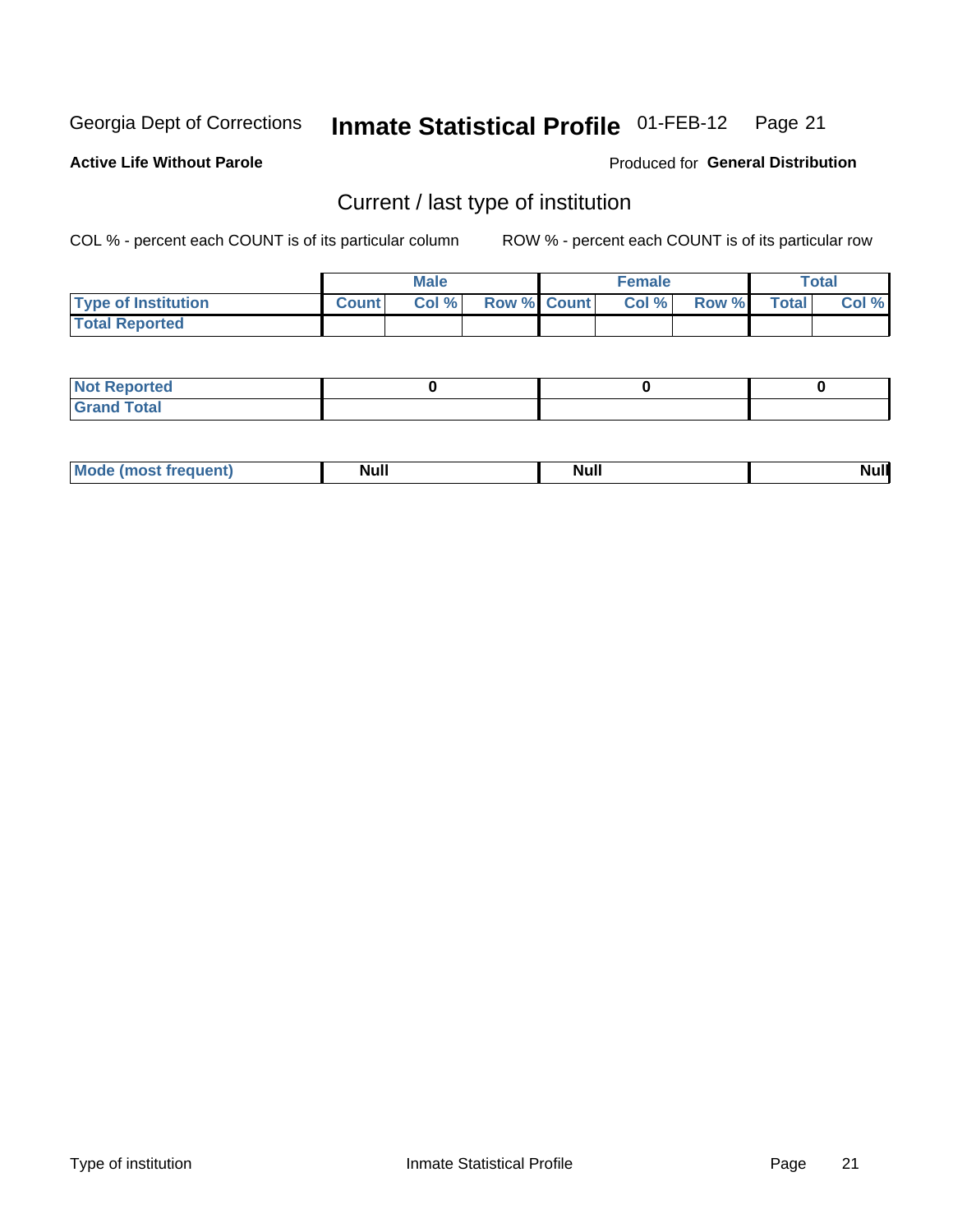Georgia Dept of Corrections **Inmate Statistical Profile** 01-FEB-12

**Active Life Without Parole**

Produced for **General Distribution**

## Current / last type of institution

COL % - percent each COUNT is of its particular column ROW % - percent each COUNT is of its particular row

| | Male | | | Female | | | Total | |
|---|---|---|---|---|---|---|---|---|
| **Type of Institution** | **Count** | **Col %** | **Row %** | **Count** | **Col %** | **Row %** | **Total** | **Col %** |
| **Total Reported** | | | | | | | | |

| | Male | Female | Total |
|---|---|---|---|
| **Not Reported** | **0** | **0** | **0** |
| **Grand Total** | | | |

| | Male | Female | Total |
|---|---|---|---|
| **Mode (most frequent)** | **Null** | **Null** | **Null** |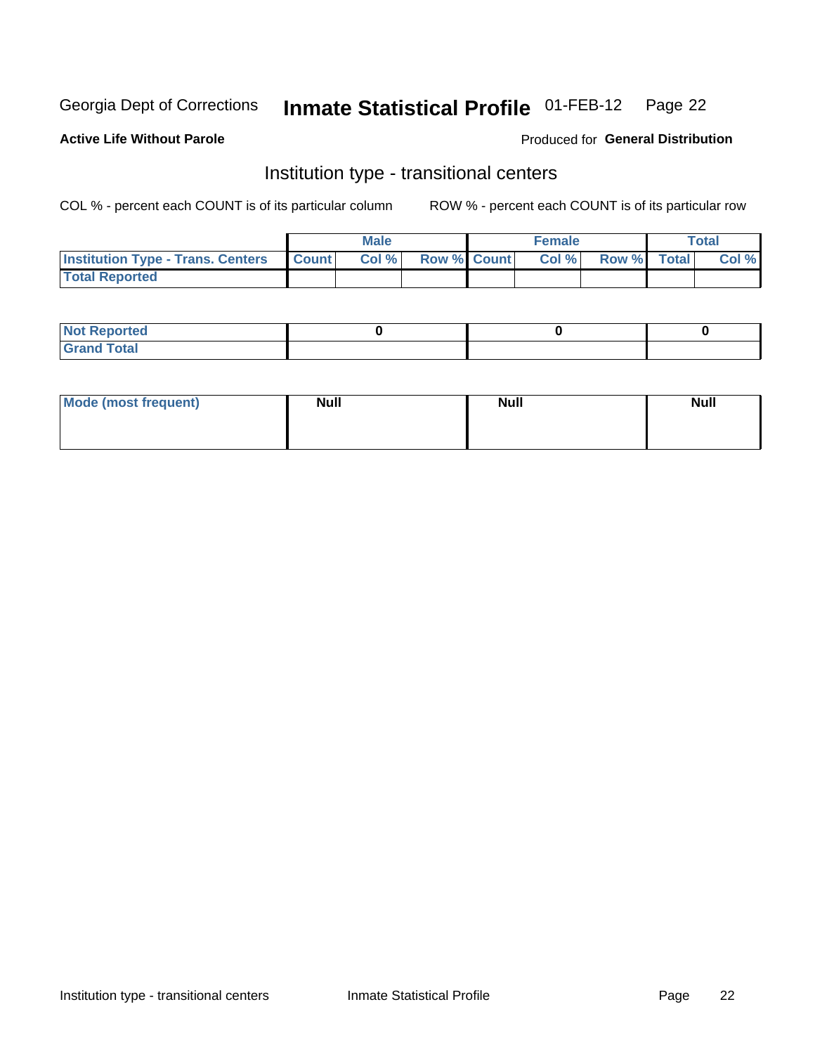Georgia Dept of Corrections **Inmate Statistical Profile** 01-FEB-12

**Active Life Without Parole**

Produced for **General Distribution**

## Institution type - transitional centers

COL % - percent each COUNT is of its particular column

ROW % - percent each COUNT is of its particular row

| | Male | | | Female | | | Total | |
|---|---|---|---|---|---|---|---|---|
| **Institution Type - Trans. Centers** | **Count** | **Col %** | **Row %** | **Count** | **Col %** | **Row %** | **Total** | **Col %** |
| **Total Reported** | | | | | | | | |

| | Male | Female | Total |
|---|---|---|---|
| **Not Reported** | 0 | 0 | 0 |
| **Grand Total** | | | |

| | Male | Female | Total |
|---|---|---|---|
| **Mode (most frequent)** | **Null** | **Null** | **Null** |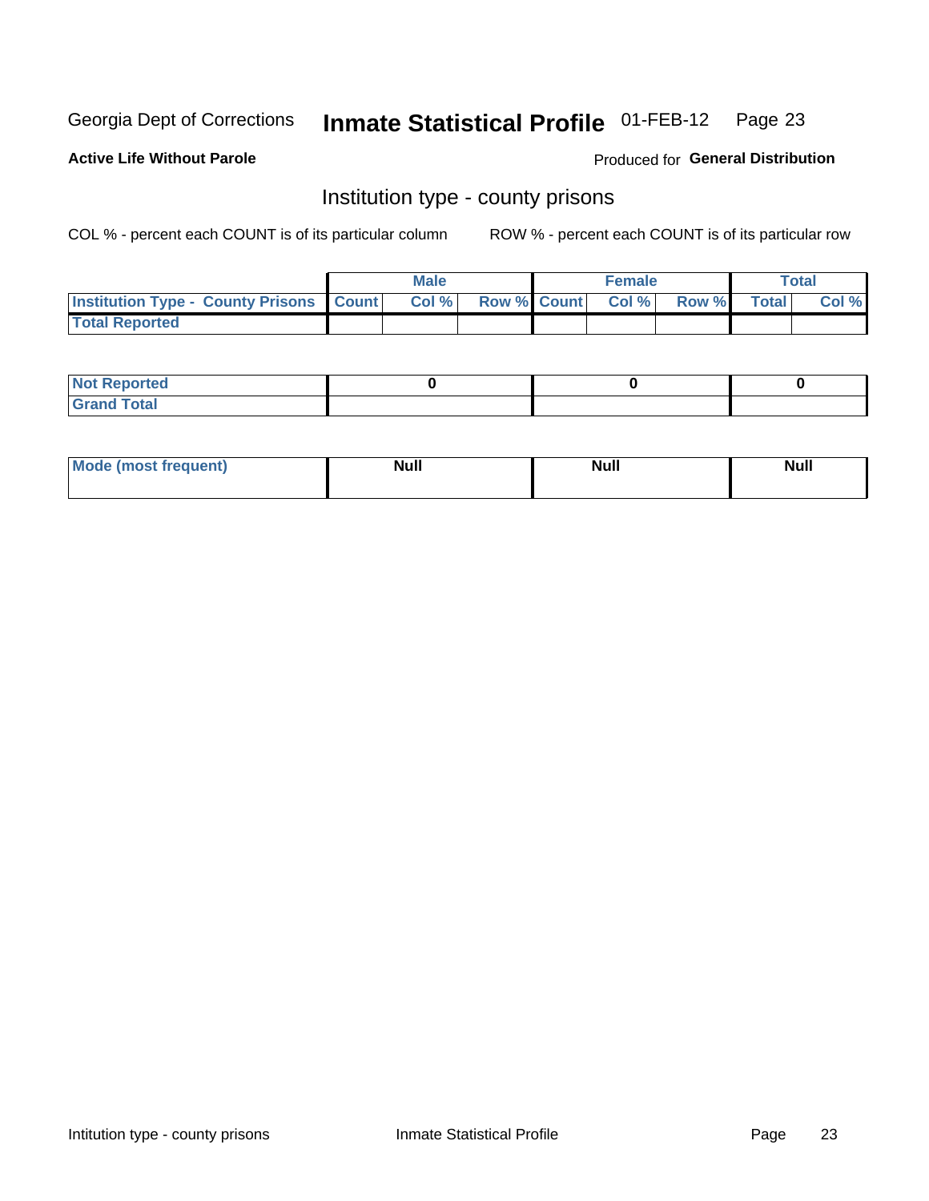Georgia Dept of Corrections **Inmate Statistical Profile** 01-FEB-12 Page 23

**Active Life Without Parole**

Produced for **General Distribution**

## Institution type - county prisons

COL % - percent each COUNT is of its particular column ROW % - percent each COUNT is of its particular row

| | Male | | | Female | | | Total | |
|---|---|---|---|---|---|---|---|---|
| Institution Type - County Prisons | Count | Col % | Row % | Count | Col % | Row % | Total | Col % |
| Total Reported | | | | | | | | |

| | Male | Female | Total |
|---|---|---|---|
| Not Reported | 0 | 0 | 0 |
| Grand Total | | | |

| | Male | Female | Total |
|---|---|---|---|
| Mode (most frequent) | Null | Null | Null |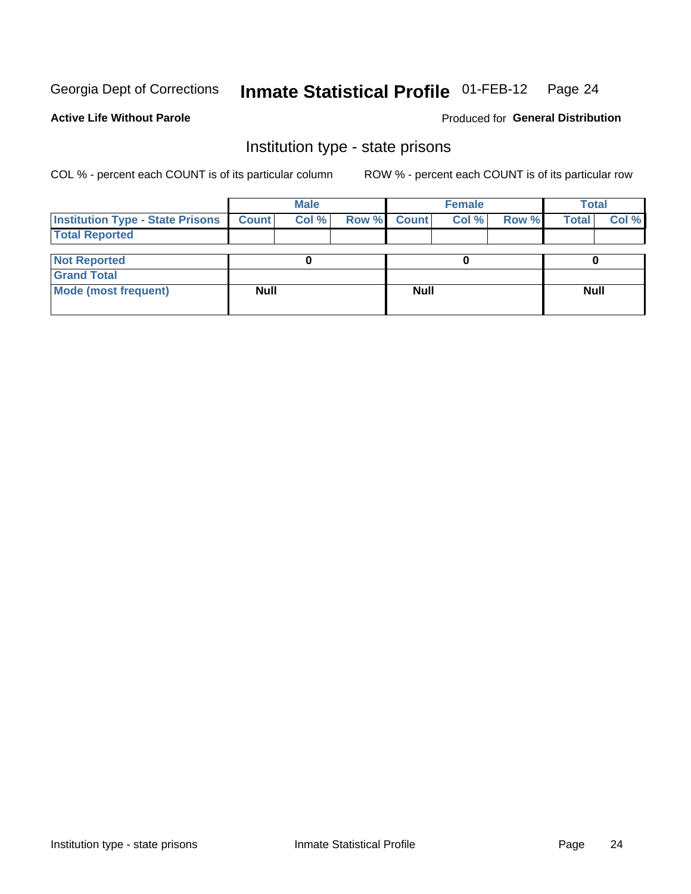Georgia Dept of Corrections **Inmate Statistical Profile** 01-FEB-12

**Active Life Without Parole**

Produced for **General Distribution**

## Institution type - state prisons

COL % - percent each COUNT is of its particular column ROW % - percent each COUNT is of its particular row

| | Male | | | Female | | | Total | |
|---|---|---|---|---|---|---|---|---|
| **Institution Type - State Prisons** | **Count** | **Col %** | **Row %** | **Count** | **Col %** | **Row %** | **Total** | **Col %** |
| **Total Reported** | | | | | | | | |
| **Not Reported** | 0 | | | 0 | | | 0 | |
| **Grand Total** | | | | | | | | |
| **Mode (most frequent)** | Null | | | Null | | | Null | |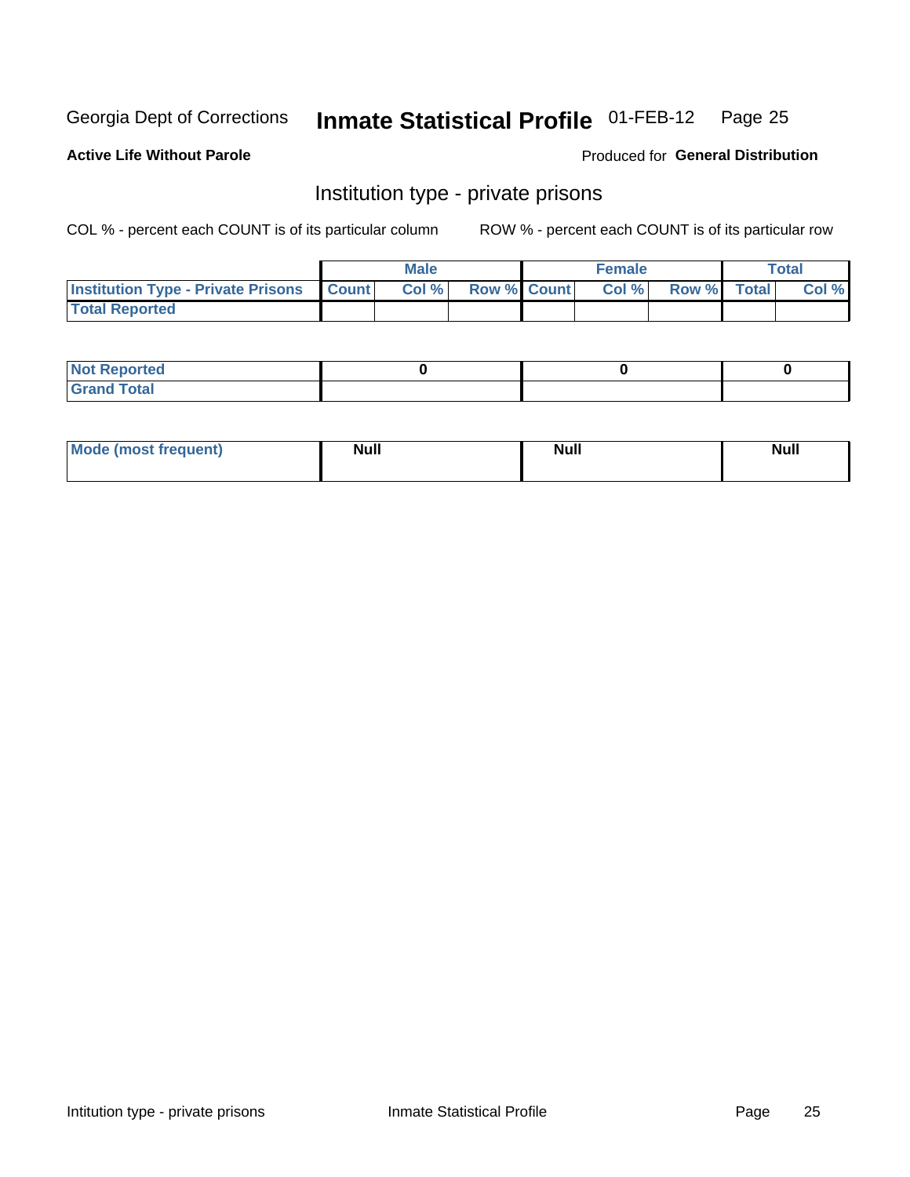Georgia Dept of Corrections **Inmate Statistical Profile** 01-FEB-12

**Active Life Without Parole**

Produced for **General Distribution**

## Institution type - private prisons

COL % - percent each COUNT is of its particular column

ROW % - percent each COUNT is of its particular row

| | Male | | | Female | | | Total | |
|---|---|---|---|---|---|---|---|---|
| Institution Type - Private Prisons | Count | Col % | Row % | Count | Col % | Row % | Total | Col % |
| Total Reported | | | | | | | | |

| | Male | Female | Total |
|---|---|---|---|
| Not Reported | 0 | 0 | 0 |
| Grand Total | | | |

| | Male | Female | Total |
|---|---|---|---|
| Mode (most frequent) | Null | Null | Null |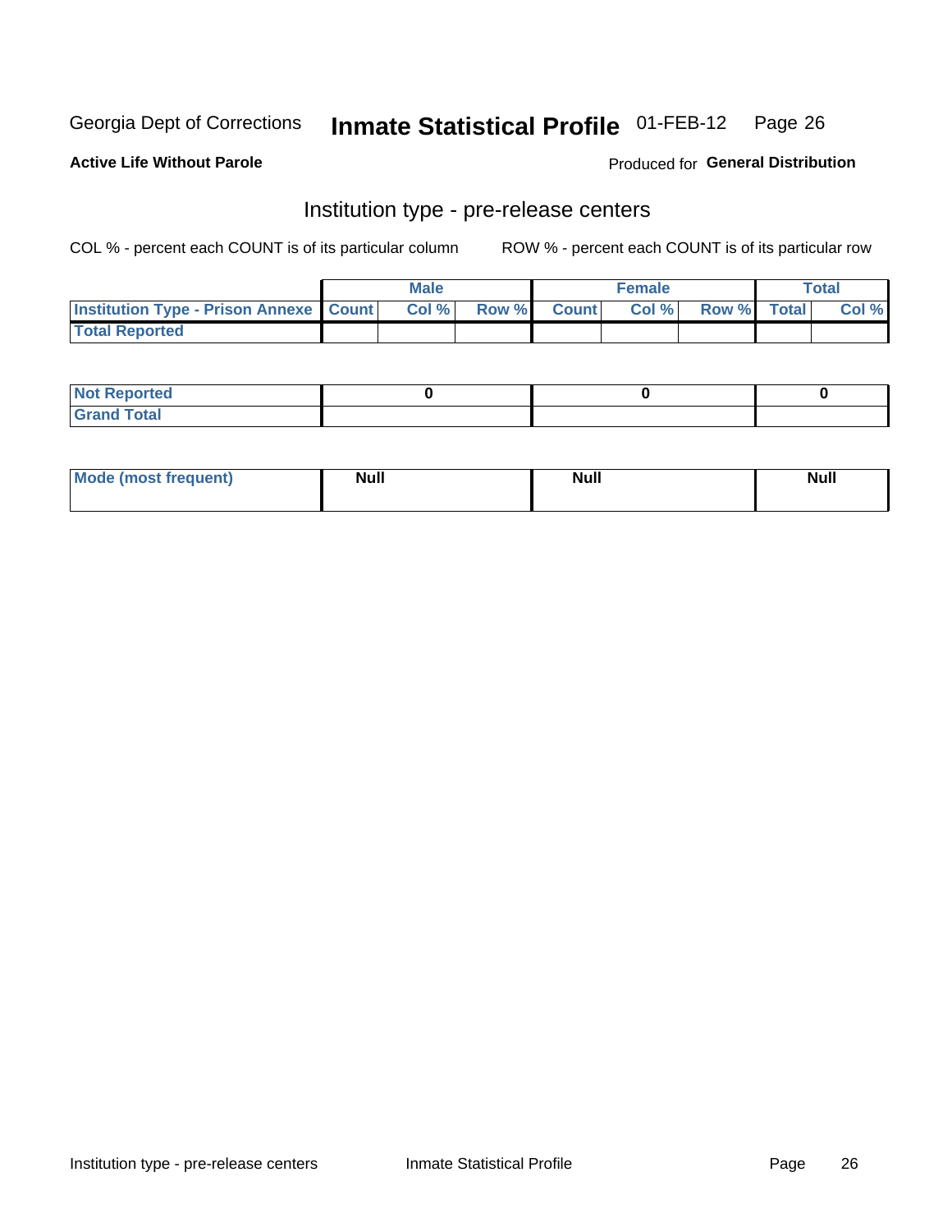Georgia Dept of Corrections **Inmate Statistical Profile** 01-FEB-12

**Active Life Without Parole**

Produced for **General Distribution**

## Institution type - pre-release centers

COL % - percent each COUNT is of its particular column ROW % - percent each COUNT is of its particular row

| | Male | | | Female | | | Total | |
|---|---|---|---|---|---|---|---|---|
| Institution Type - Prison Annexe | Count | Col % | Row % | Count | Col % | Row % | Total | Col % |
| Total Reported | | | | | | | | |

| | Male | Female | Total |
|---|---|---|---|
| Not Reported | 0 | 0 | 0 |
| Grand Total | | | |

| | Male | Female | Total |
|---|---|---|---|
| Mode (most frequent) | Null | Null | Null |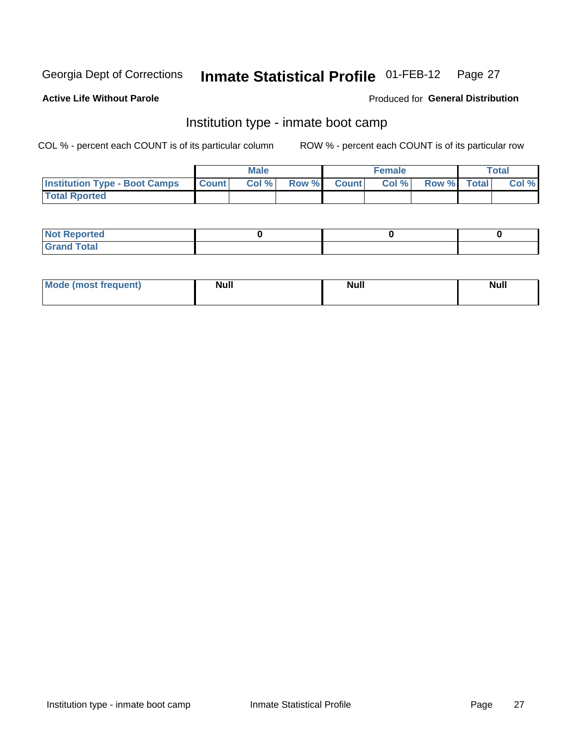Georgia Dept of Corrections **Inmate Statistical Profile** 01-FEB-12

**Active Life Without Parole**

Produced for **General Distribution**

## Institution type - inmate boot camp

COL % - percent each COUNT is of its particular column

ROW % - percent each COUNT is of its particular row

| | Male | | | Female | | | Total | |
|---|---|---|---|---|---|---|---|---|
| Institution Type - Boot Camps | Count | Col % | Row % | Count | Col % | Row % | Total | Col % |
| Total Rported | | | | | | | | |

| | Male | Female | Total |
|---|---|---|---|
| Not Reported | 0 | 0 | 0 |
| Grand Total | | | |

| | Male | Female | Total |
|---|---|---|---|
| Mode (most frequent) | Null | Null | Null |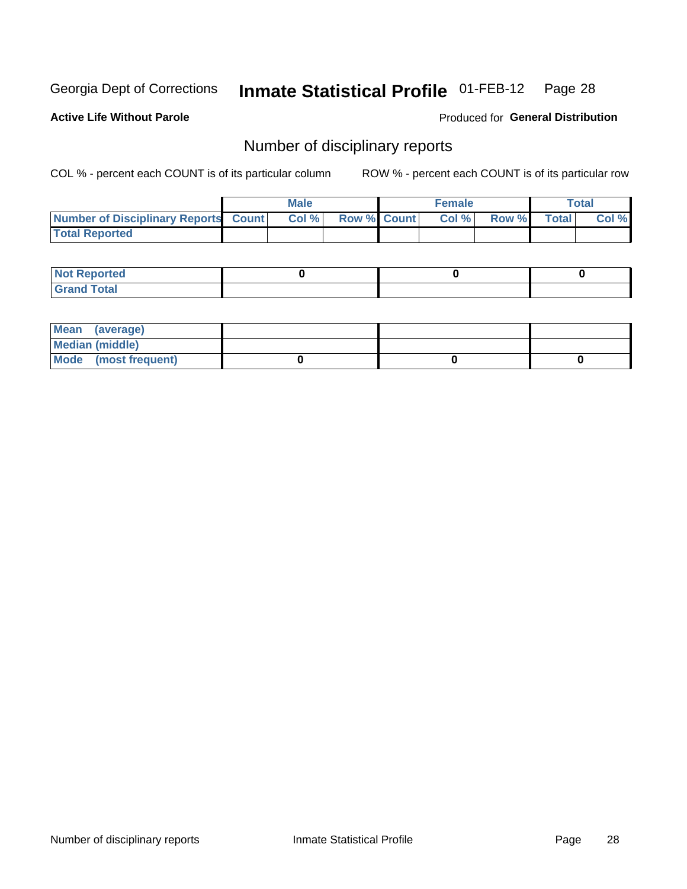Georgia Dept of Corrections **Inmate Statistical Profile** 01-FEB-12

**Active Life Without Parole**

Produced for **General Distribution**

## Number of disciplinary reports

COL % - percent each COUNT is of its particular column

ROW % - percent each COUNT is of its particular row

| | Male | | | Female | | | Total | |
|---|---|---|---|---|---|---|---|---|
| **Number of Disciplinary Reports** | **Count** | **Col %** | **Row %** | **Count** | **Col %** | **Row %** | **Total** | **Col %** |
| **Total Reported** | | | | | | | | |

| | Male | Female | Total |
|---|---|---|---|
| **Not Reported** | 0 | 0 | 0 |
| **Grand Total** | | | |

| | Male | Female | Total |
|---|---|---|---|
| **Mean (average)** | | | |
| **Median (middle)** | | | |
| **Mode (most frequent)** | 0 | 0 | 0 |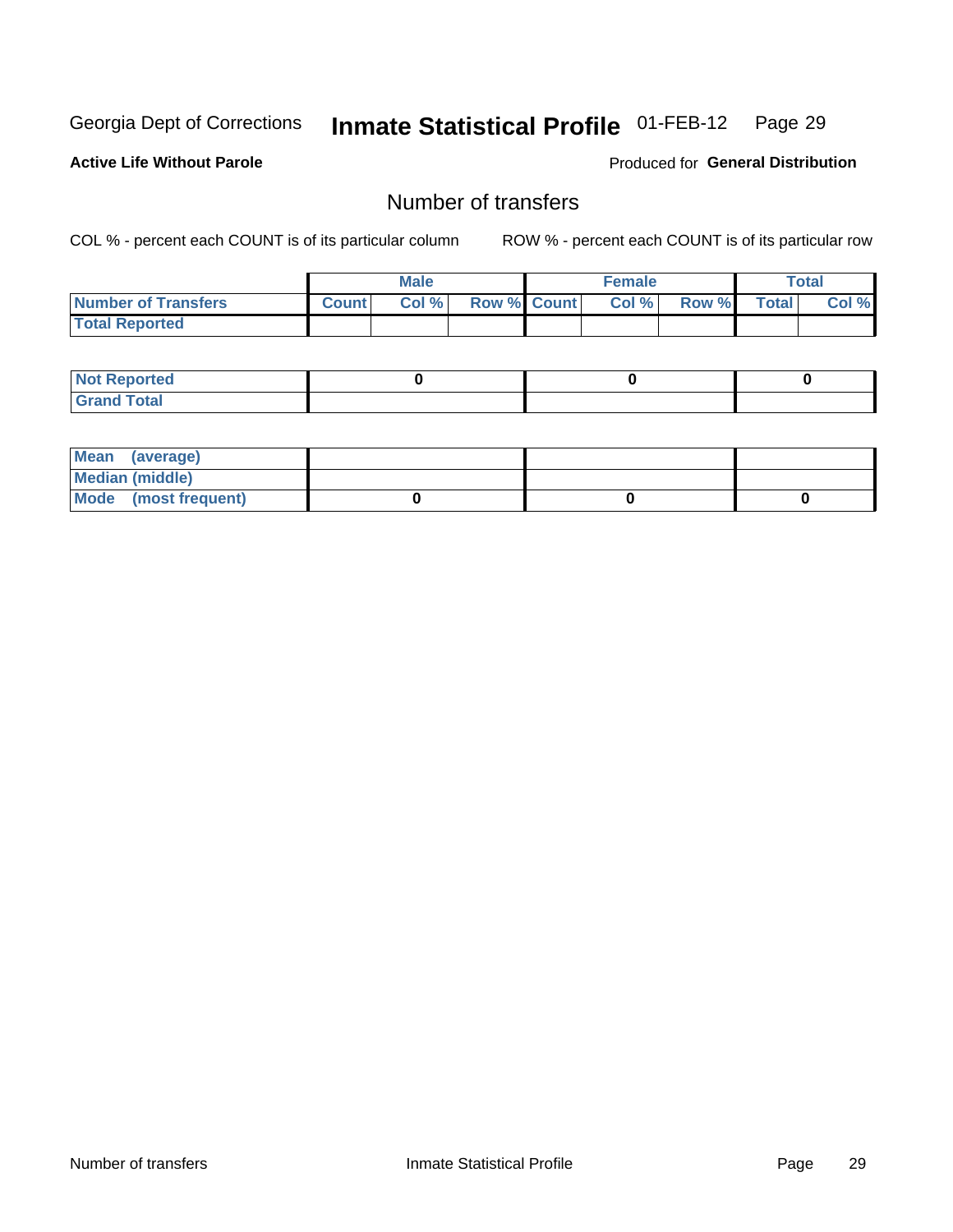Georgia Dept of Corrections **Inmate Statistical Profile** 01-FEB-12

**Active Life Without Parole**

Produced for **General Distribution**

## Number of transfers

COL % - percent each COUNT is of its particular column ROW % - percent each COUNT is of its particular row

| | Male | | | Female | | | Total | |
|---|---|---|---|---|---|---|---|---|
| **Number of Transfers** | **Count** | **Col %** | **Row %** | **Count** | **Col %** | **Row %** | **Total** | **Col %** |
| **Total Reported** | | | | | | | | |

| | Male | Female | Total |
|---|---|---|---|
| **Not Reported** | **0** | **0** | **0** |
| **Grand Total** | | | |

| | Male | Female | Total |
|---|---|---|---|
| **Mean (average)** | | | |
| **Median (middle)** | | | |
| **Mode (most frequent)** | **0** | **0** | **0** |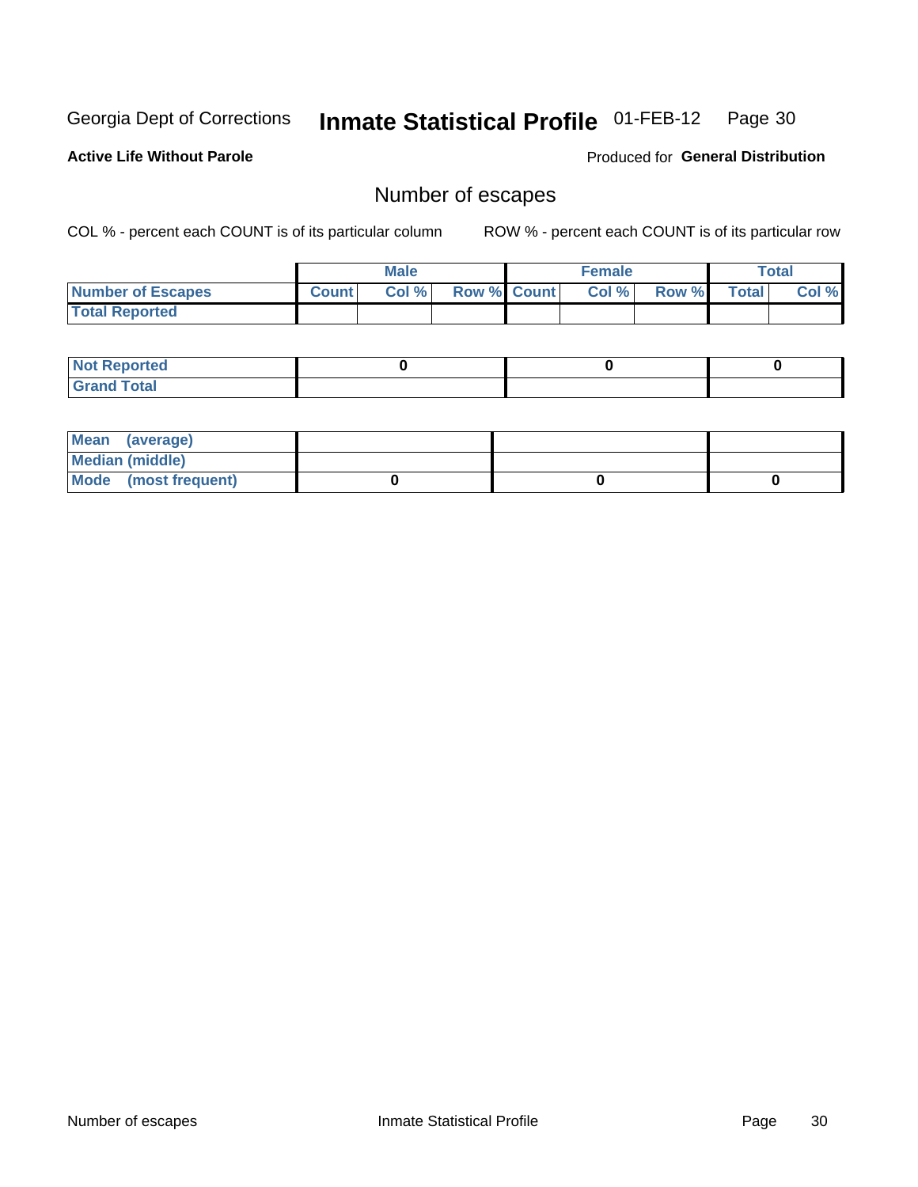Georgia Dept of Corrections **Inmate Statistical Profile** 01-FEB-12

**Active Life Without Parole**

Produced for **General Distribution**

## Number of escapes

COL % - percent each COUNT is of its particular column

ROW % - percent each COUNT is of its particular row

| | Male | | | Female | | | Total | |
|---|---|---|---|---|---|---|---|---|
| **Number of Escapes** | **Count** | **Col %** | **Row %** | **Count** | **Col %** | **Row %** | **Total** | **Col %** |
| **Total Reported** | | | | | | | | |

| | Male | Female | Total |
|---|---|---|---|
| **Not Reported** | 0 | 0 | 0 |
| **Grand Total** | | | |

| | Male | Female | Total |
|---|---|---|---|
| **Mean (average)** | | | |
| **Median (middle)** | | | |
| **Mode (most frequent)** | 0 | 0 | 0 |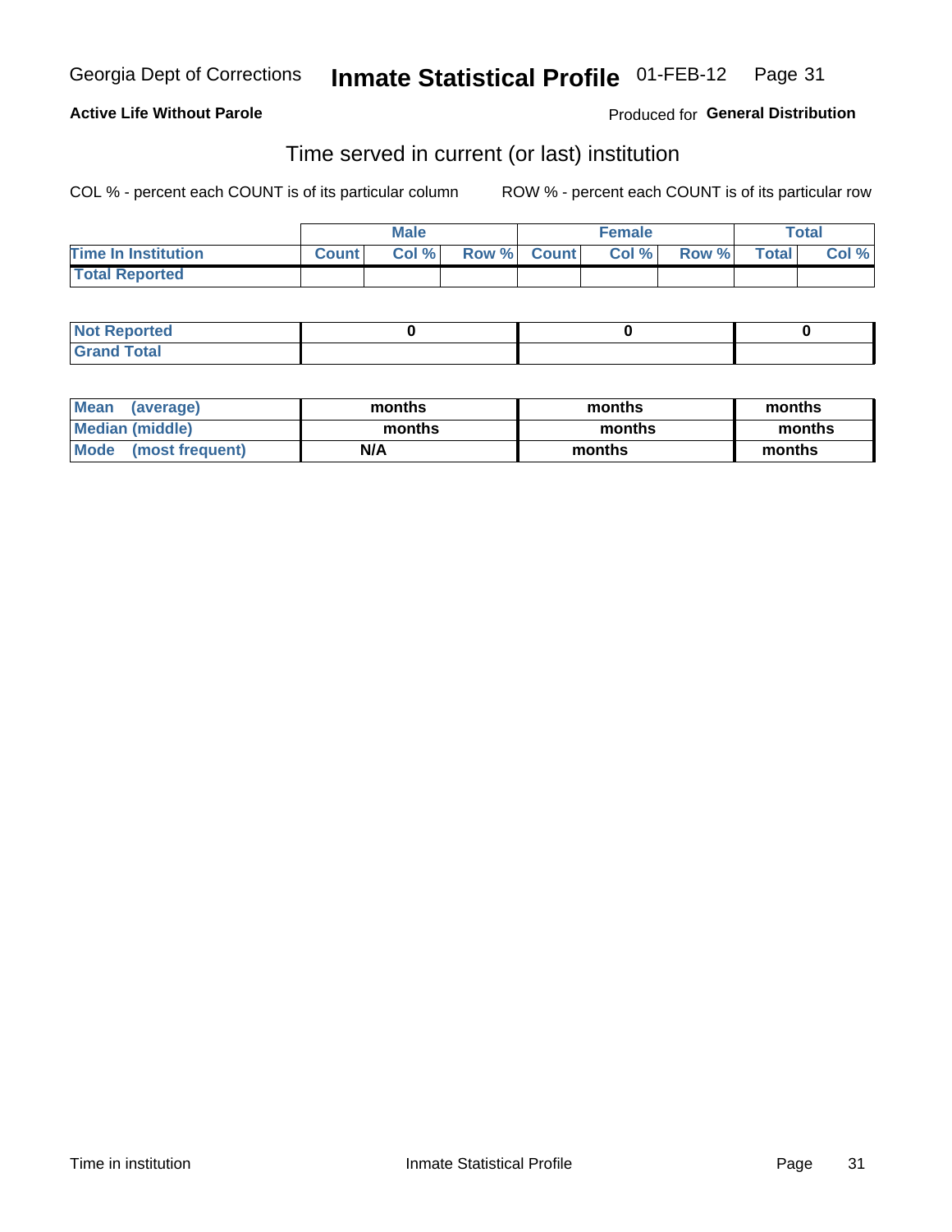Georgia Dept of Corrections **Inmate Statistical Profile** 01-FEB-12

**Active Life Without Parole**

Produced for **General Distribution**

## Time served in current (or last) institution

COL % - percent each COUNT is of its particular column    ROW % - percent each COUNT is of its particular row

| | Male | | | Female | | | Total | |
|---|---|---|---|---|---|---|---|---|
| **Time In Institution** | **Count** | **Col %** | **Row %** | **Count** | **Col %** | **Row %** | **Total** | **Col %** |
| **Total Reported** | | | | | | | | |

| | Male | Female | Total |
|---|---|---|---|
| **Not Reported** | **0** | **0** | **0** |
| **Grand Total** | | | |

| | Male | Female | Total |
|---|---|---|---|
| **Mean (average)** | **months** | **months** | **months** |
| **Median (middle)** | **months** | **months** | **months** |
| **Mode (most frequent)** | **N/A** | **months** | **months** |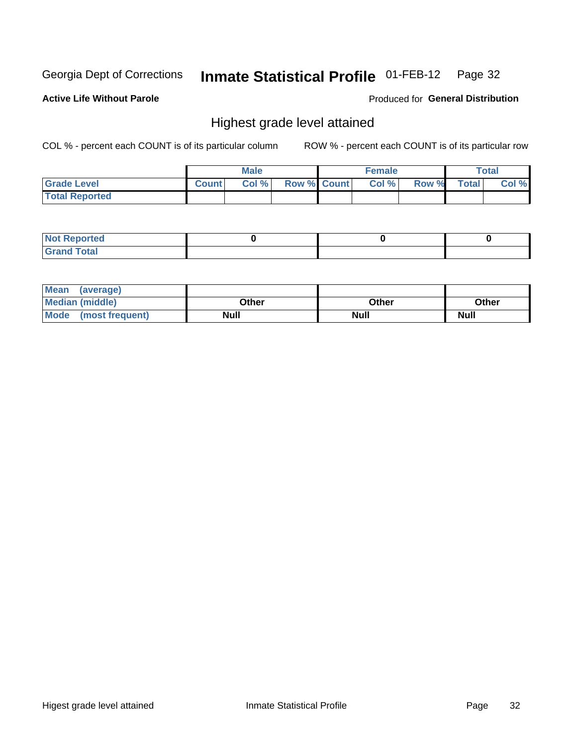Georgia Dept of Corrections **Inmate Statistical Profile** 01-FEB-12

**Active Life Without Parole**

Produced for **General Distribution**

## Highest grade level attained

COL % - percent each COUNT is of its particular column

ROW % - percent each COUNT is of its particular row

| | Male | | | Female | | | Total | |
|---|---|---|---|---|---|---|---|---|
| **Grade Level** | **Count** | **Col %** | **Row %** | **Count** | **Col %** | **Row %** | **Total** | **Col %** |
| **Total Reported** | | | | | | | | |

| | Male | Female | Total |
|---|---|---|---|
| **Not Reported** | **0** | **0** | **0** |
| **Grand Total** | | | |

| | Male | Female | Total |
|---|---|---|---|
| **Mean (average)** | | | |
| **Median (middle)** | **Other** | **Other** | **Other** |
| **Mode (most frequent)** | **Null** | **Null** | **Null** |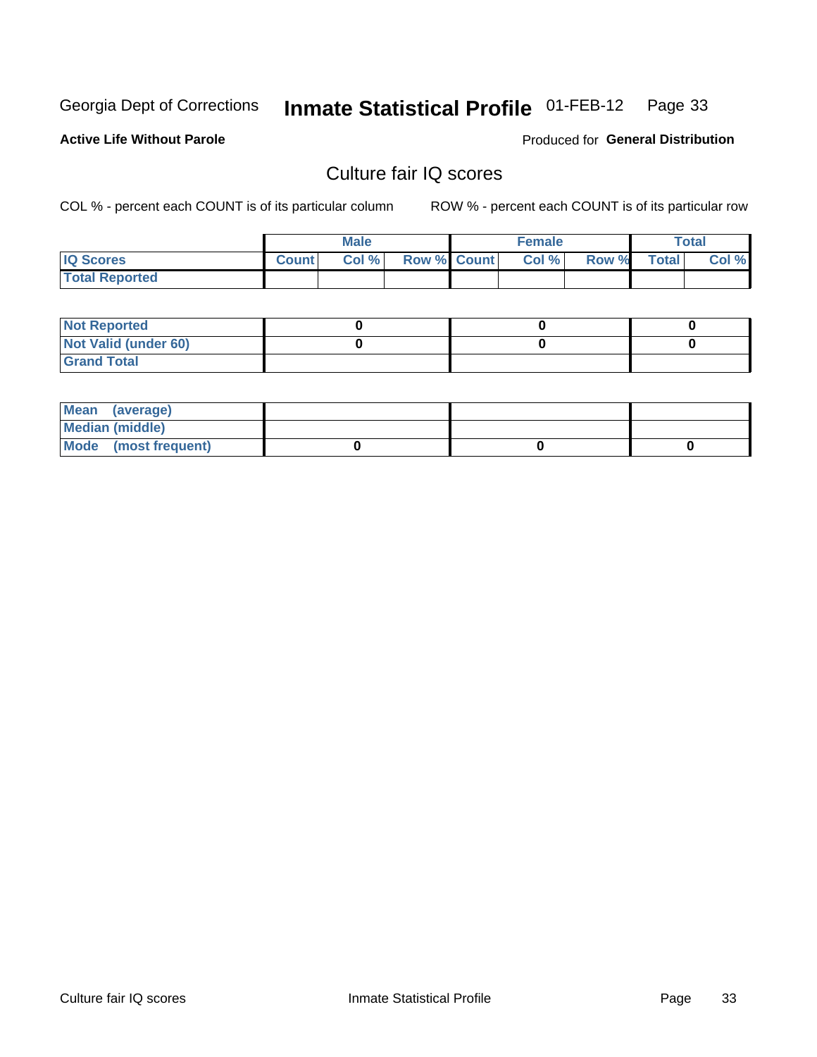Georgia Dept of Corrections **Inmate Statistical Profile** 01-FEB-12

**Active Life Without Parole**

Produced for **General Distribution**

## Culture fair IQ scores

COL % - percent each COUNT is of its particular column

ROW % - percent each COUNT is of its particular row

| | Male | | | Female | | | Total | |
|---|---|---|---|---|---|---|---|---|
| **IQ Scores** | **Count** | **Col %** | **Row %** | **Count** | **Col %** | **Row %** | **Total** | **Col %** |
| **Total Reported** | | | | | | | | |

| | Male | Female | Total |
|---|---|---|---|
| **Not Reported** | 0 | 0 | 0 |
| **Not Valid (under 60)** | 0 | 0 | 0 |
| **Grand Total** | | | |

| | Male | Female | Total |
|---|---|---|---|
| **Mean (average)** | | | |
| **Median (middle)** | | | |
| **Mode (most frequent)** | 0 | 0 | 0 |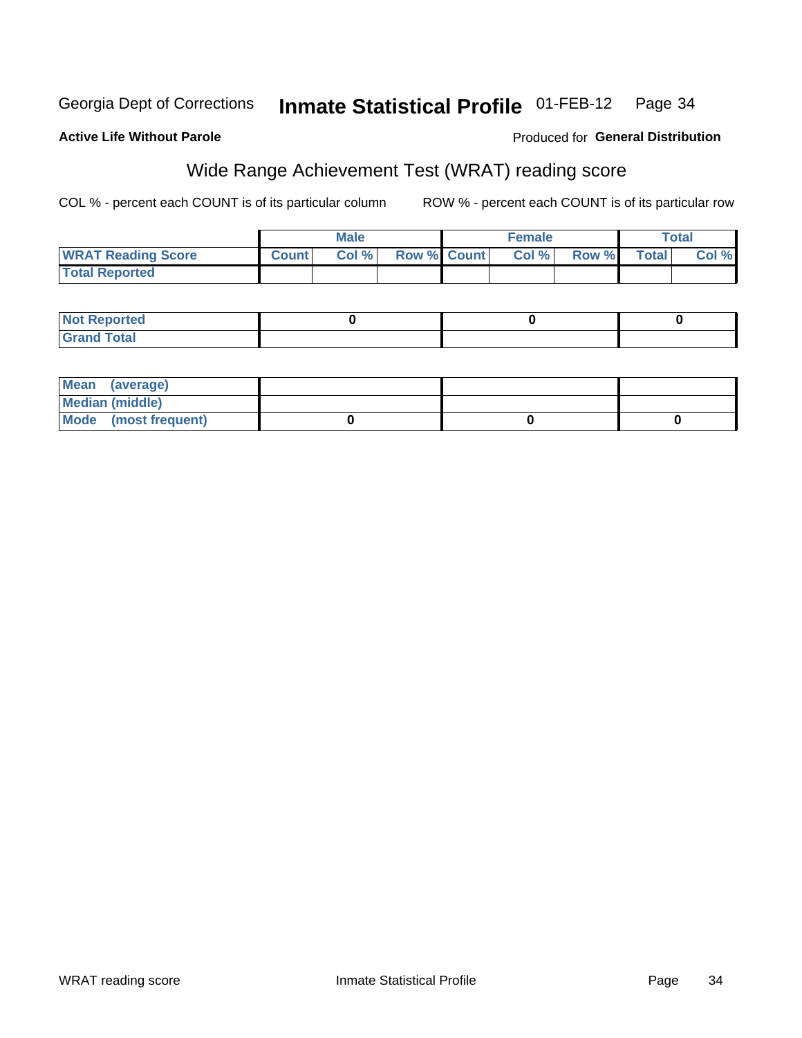Georgia Dept of Corrections **Inactive Statistical Profile** 01-FEB-12

**Active Life Without Parole**

Produced for **General Distribution**

## Wide Range Achievement Test (WRAT) reading score

COL % - percent each COUNT is of its particular column

ROW % - percent each COUNT is of its particular row

| | Male | | | Female | | | Total | |
|---|---|---|---|---|---|---|---|---|
| **WRAT Reading Score** | **Count** | **Col %** | **Row %** | **Count** | **Col %** | **Row %** | **Total** | **Col %** |
| **Total Reported** | | | | | | | | |

| | Male | Female | Total |
|---|---|---|---|
| **Not Reported** | **0** | **0** | **0** |
| **Grand Total** | | | |

| | Male | Female | Total |
|---|---|---|---|
| **Mean (average)** | | | |
| **Median (middle)** | | | |
| **Mode (most frequent)** | **0** | **0** | **0** |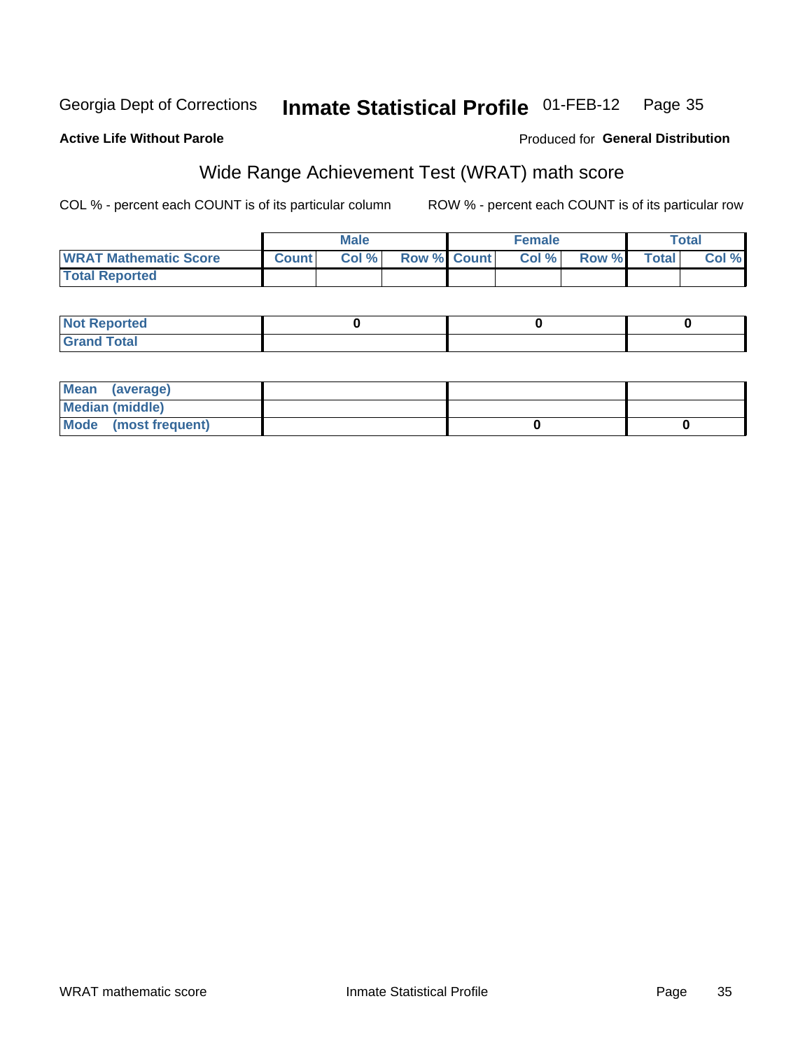Georgia Dept of Corrections **Inmate Statistical Profile** 01-FEB-12

**Active Life Without Parole**

Produced for **General Distribution**

## Wide Range Achievement Test (WRAT) math score

COL % - percent each COUNT is of its particular column ROW % - percent each COUNT is of its particular row

| | Male | | | Female | | | Total | |
|---|---|---|---|---|---|---|---|---|
| **WRAT Mathematic Score** | **Count** | **Col %** | **Row %** | **Count** | **Col %** | **Row %** | **Total** | **Col %** |
| **Total Reported** | | | | | | | | |

| | Male | Female | Total |
|---|---|---|---|
| **Not Reported** | 0 | 0 | 0 |
| **Grand Total** | | | |

| | Male | Female | Total |
|---|---|---|---|
| **Mean (average)** | | | |
| **Median (middle)** | | | |
| **Mode (most frequent)** | | 0 | 0 |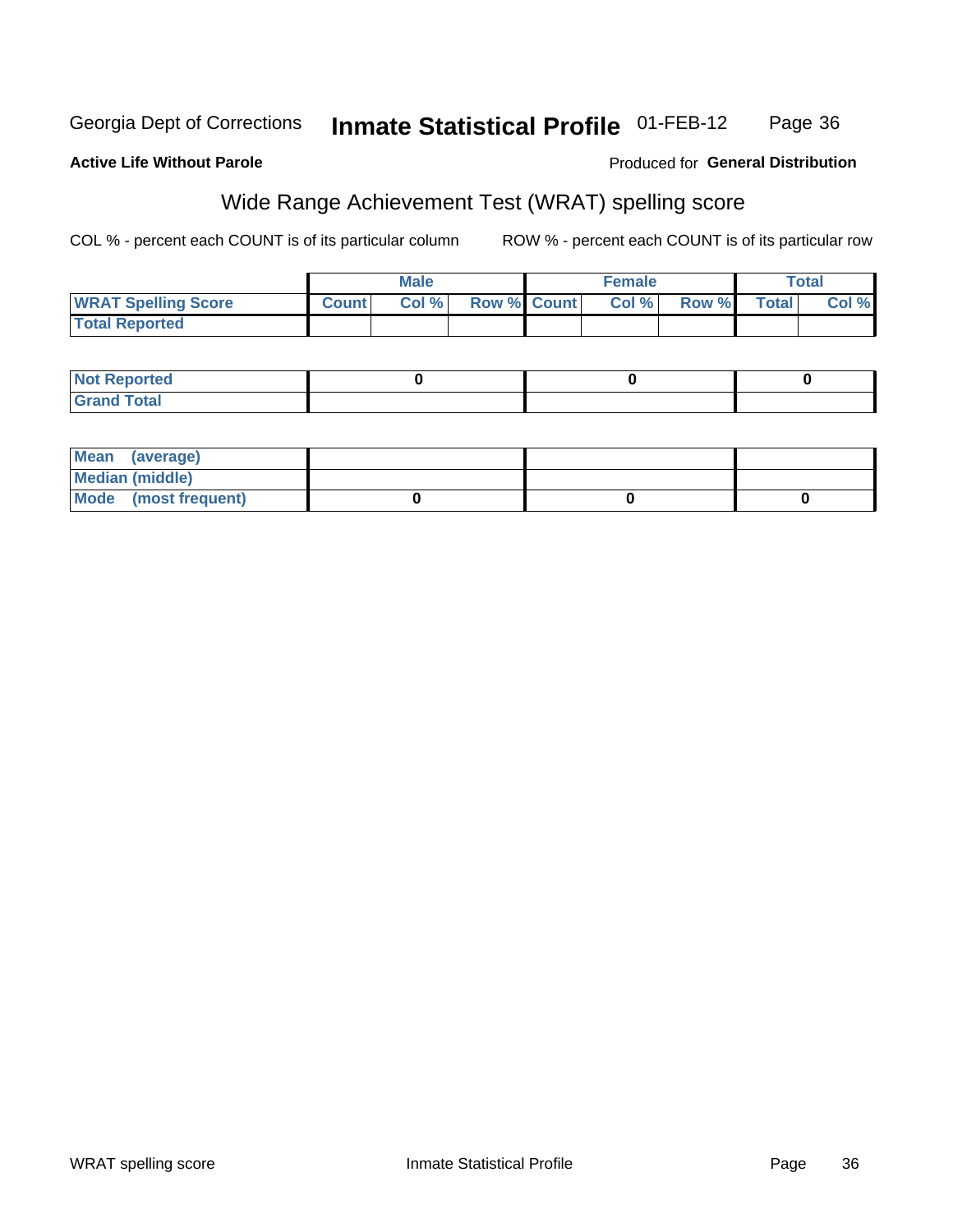Georgia Dept of Corrections **Inmate Statistical Profile** 01-FEB-12

**Active Life Without Parole**

Produced for **General Distribution**

## Wide Range Achievement Test (WRAT) spelling score

COL % - percent each COUNT is of its particular column ROW % - percent each COUNT is of its particular row

| | Male | | | Female | | | Total | |
|---|---|---|---|---|---|---|---|---|
| **WRAT Spelling Score** | **Count** | **Col %** | **Row %** | **Count** | **Col %** | **Row %** | **Total** | **Col %** |
| **Total Reported** | | | | | | | | |

| | Male | Female | Total |
|---|---|---|---|
| **Not Reported** | 0 | 0 | 0 |
| **Grand Total** | | | |

| | Male | Female | Total |
|---|---|---|---|
| **Mean (average)** | | | |
| **Median (middle)** | | | |
| **Mode (most frequent)** | 0 | 0 | 0 |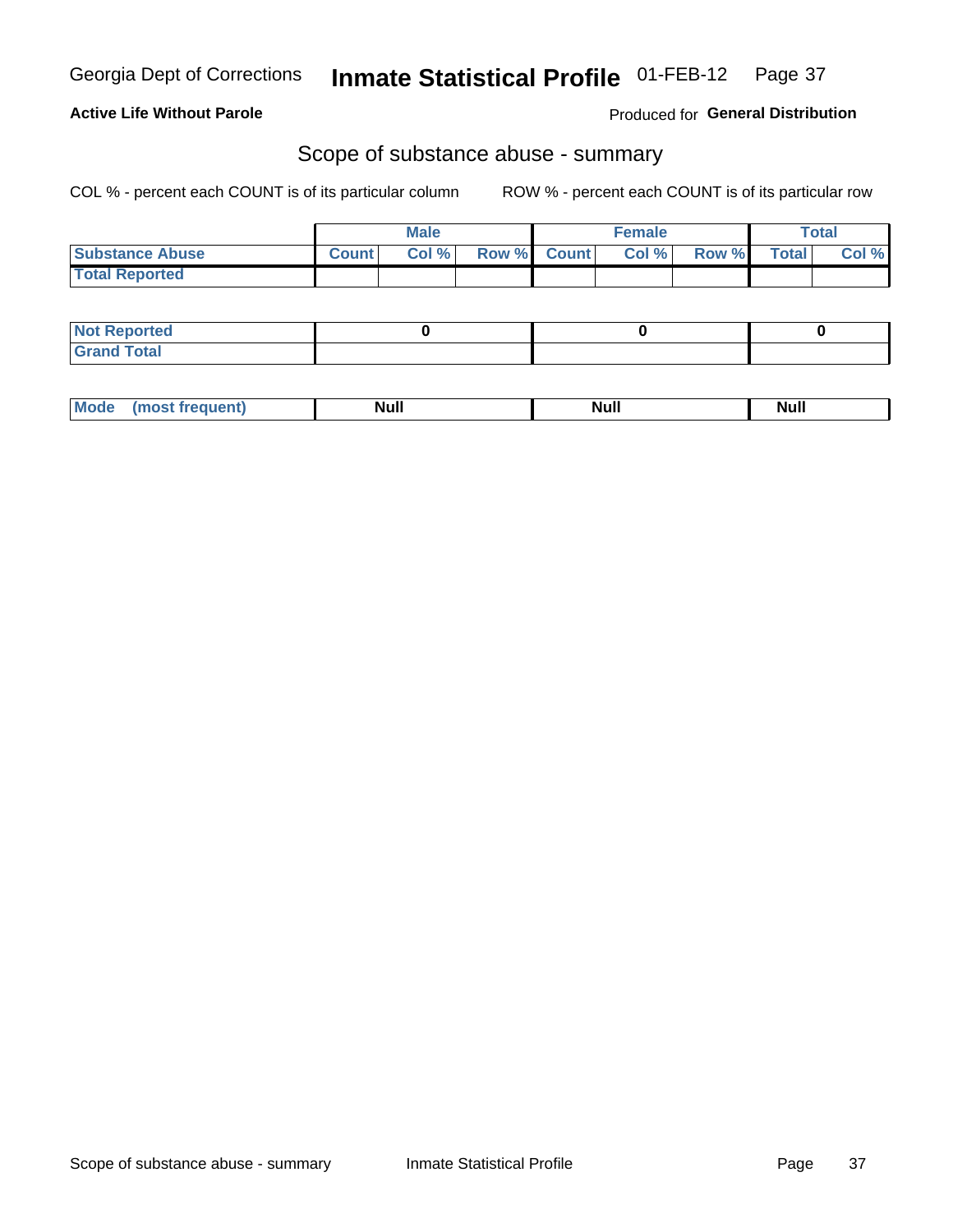**Georgia Dept of Corrections** **Inmate Statistical Profile** 01-FEB-12

**Active Life Without Parole**

Produced for **General Distribution**

## Scope of substance abuse - summary

COL % - percent each COUNT is of its particular column

ROW % - percent each COUNT is of its particular row

| | Male | | | Female | | | Total | |
|---|---|---|---|---|---|---|---|---|
| **Substance Abuse** | **Count** | **Col %** | **Row %** | **Count** | **Col %** | **Row %** | **Total** | **Col %** |
| **Total Reported** | | | | | | | | |

| | Male | Female | Total |
|---|---|---|---|
| **Not Reported** | **0** | **0** | **0** |
| **Grand Total** | | | |

| | Male | Female | Total |
|---|---|---|---|
| **Mode (most frequent)** | **Null** | **Null** | **Null** |

Scope of substance abuse - summary

Inmate Statistical Profile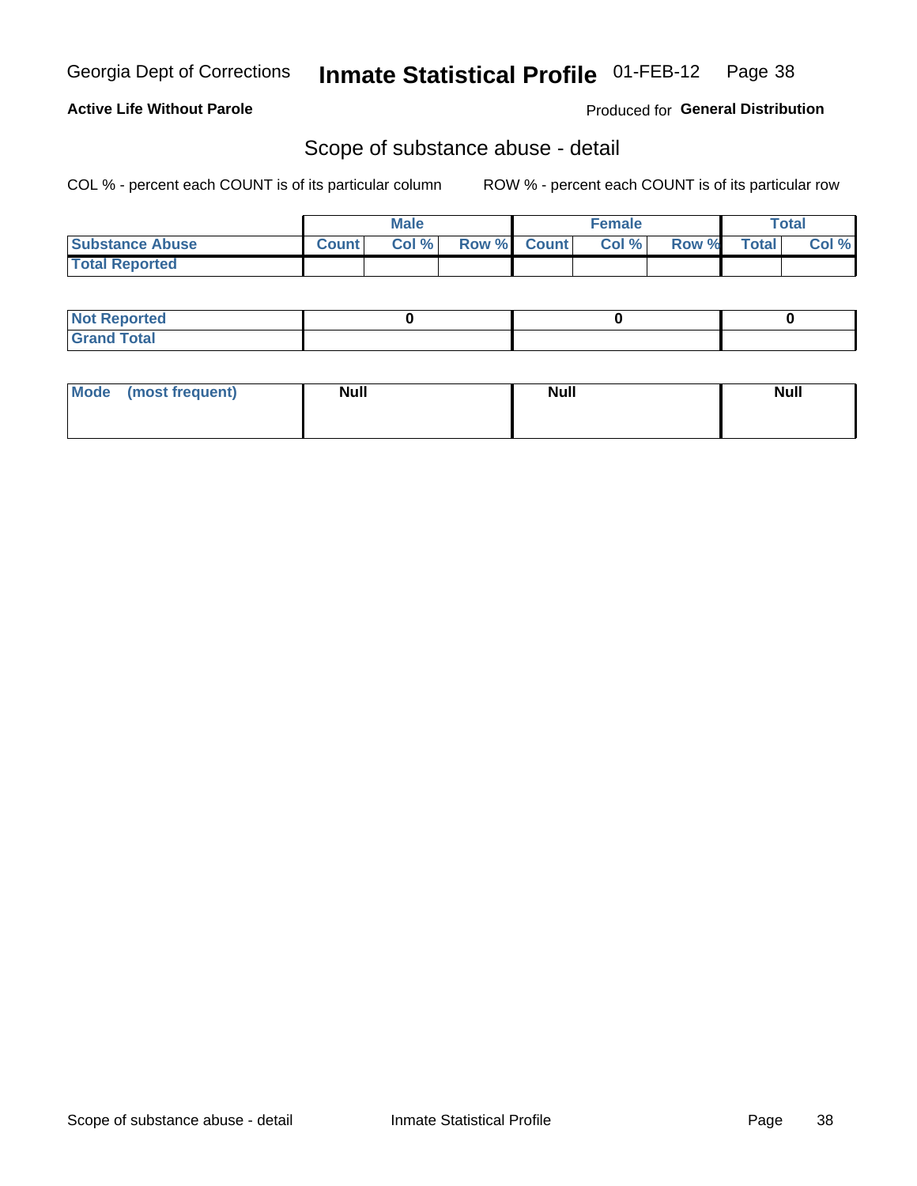Georgia Dept of Corrections **Inmate Statistical Profile** 01-FEB-12

**Active Life Without Parole**

Produced for **General Distribution**

## Scope of substance abuse - detail

COL % - percent each COUNT is of its particular column ROW % - percent each COUNT is of its particular row

| | Male | | | Female | | | Total | |
|---|---|---|---|---|---|---|---|---|
| **Substance Abuse** | **Count** | **Col %** | **Row %** | **Count** | **Col %** | **Row %** | **Total** | **Col %** |
| **Total Reported** | | | | | | | | |

| | Male | Female | Total |
|---|---|---|---|
| **Not Reported** | **0** | **0** | **0** |
| **Grand Total** | | | |

| | Male | Female | Total |
|---|---|---|---|
| **Mode (most frequent)** | **Null** | **Null** | **Null** |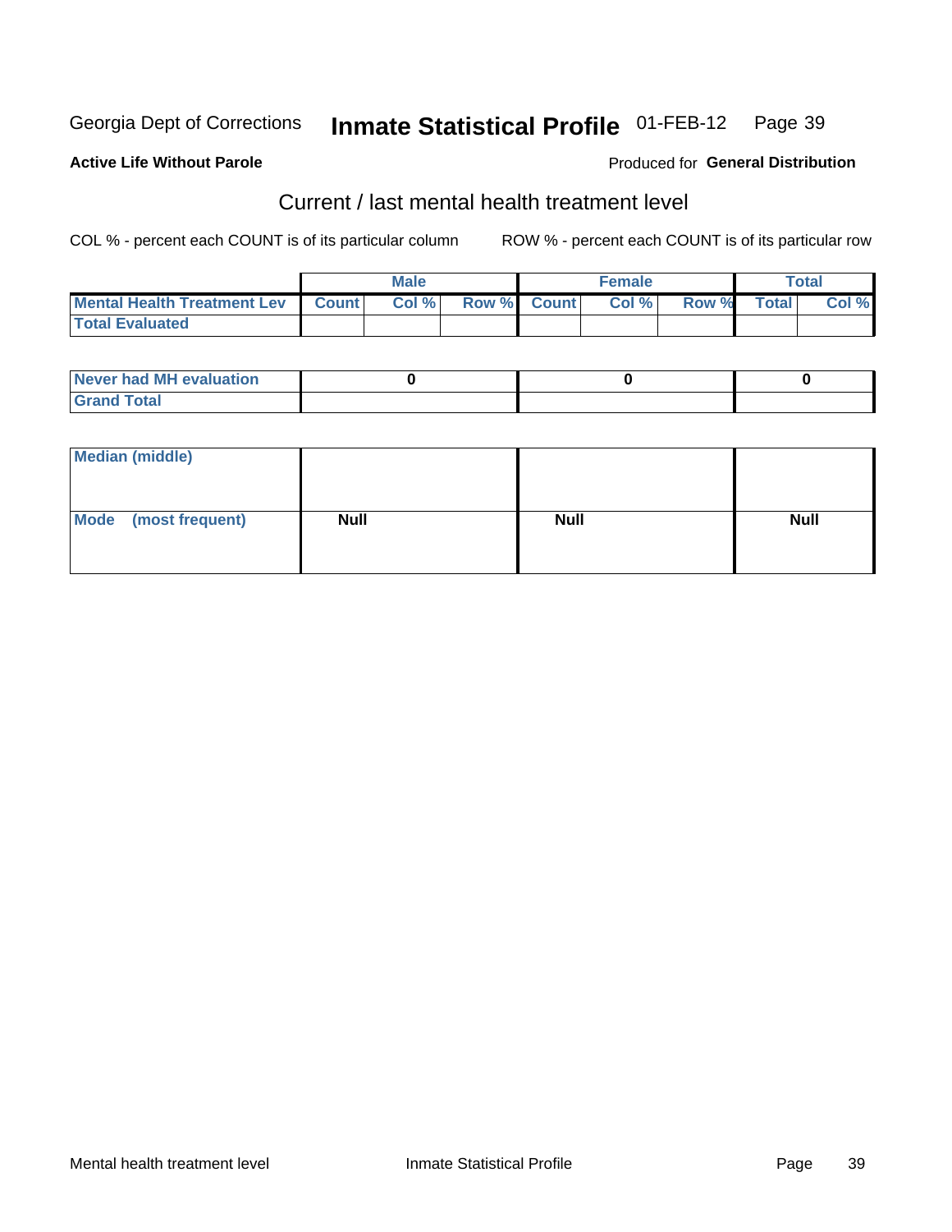Georgia Dept of Corrections **Inmate Statistical Profile** 01-FEB-12

**Active Life Without Parole**

Produced for **General Distribution**

## Current / last mental health treatment level

COL % - percent each COUNT is of its particular column

ROW % - percent each COUNT is of its particular row

| | Male | | | Female | | | Total | |
|---|---|---|---|---|---|---|---|---|
| **Mental Health Treatment Lev** | **Count** | **Col %** | **Row %** | **Count** | **Col %** | **Row %** | **Total** | **Col %** |
| **Total Evaluated** | | | | | | | | |
| **Never had MH evaluation** | 0 | | | 0 | | | 0 | |
| **Grand Total** | | | | | | | | |

| | Male | Female | Total |
|---|---|---|---|
| **Median (middle)** | | | |
| **Mode (most frequent)** | **Null** | **Null** | **Null** |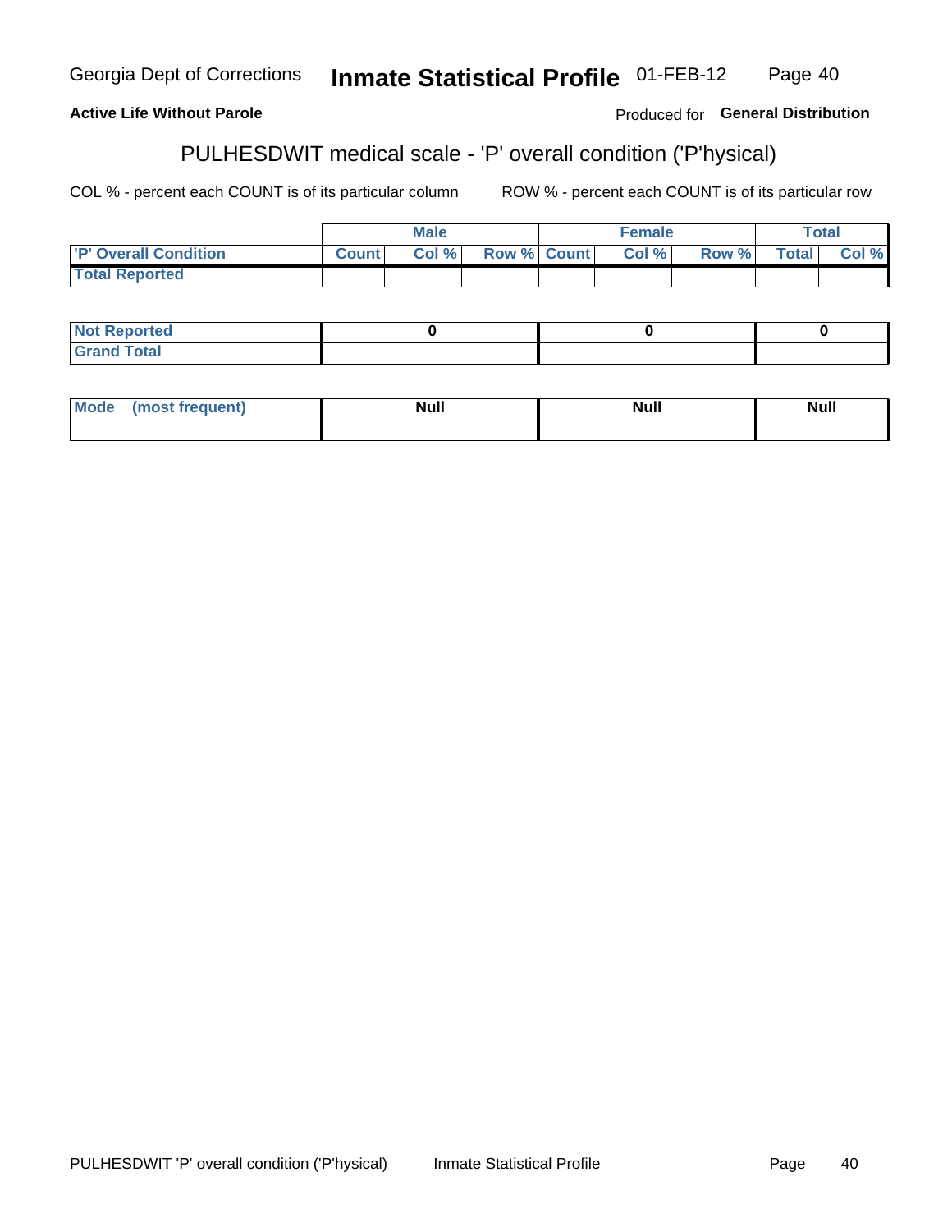Georgia Dept of Corrections **Inmate Statistical Profile** 01-FEB-12

**Active Life Without Parole**

Produced for **General Distribution**

## PULHESDWIT medical scale - 'P' overall condition ('P'hysical)

COL % - percent each COUNT is of its particular column ROW % - percent each COUNT is of its particular row

| | Male | | | Female | | | Total | |
|---|---|---|---|---|---|---|---|---|
| 'P' Overall Condition | Count | Col % | Row % | Count | Col % | Row % | Total | Col % |
| Total Reported | | | | | | | | |

| | Male | Female | Total |
|---|---|---|---|
| Not Reported | 0 | 0 | 0 |
| Grand Total | | | |

| | Male | Female | Total |
|---|---|---|---|
| Mode (most frequent) | Null | Null | Null |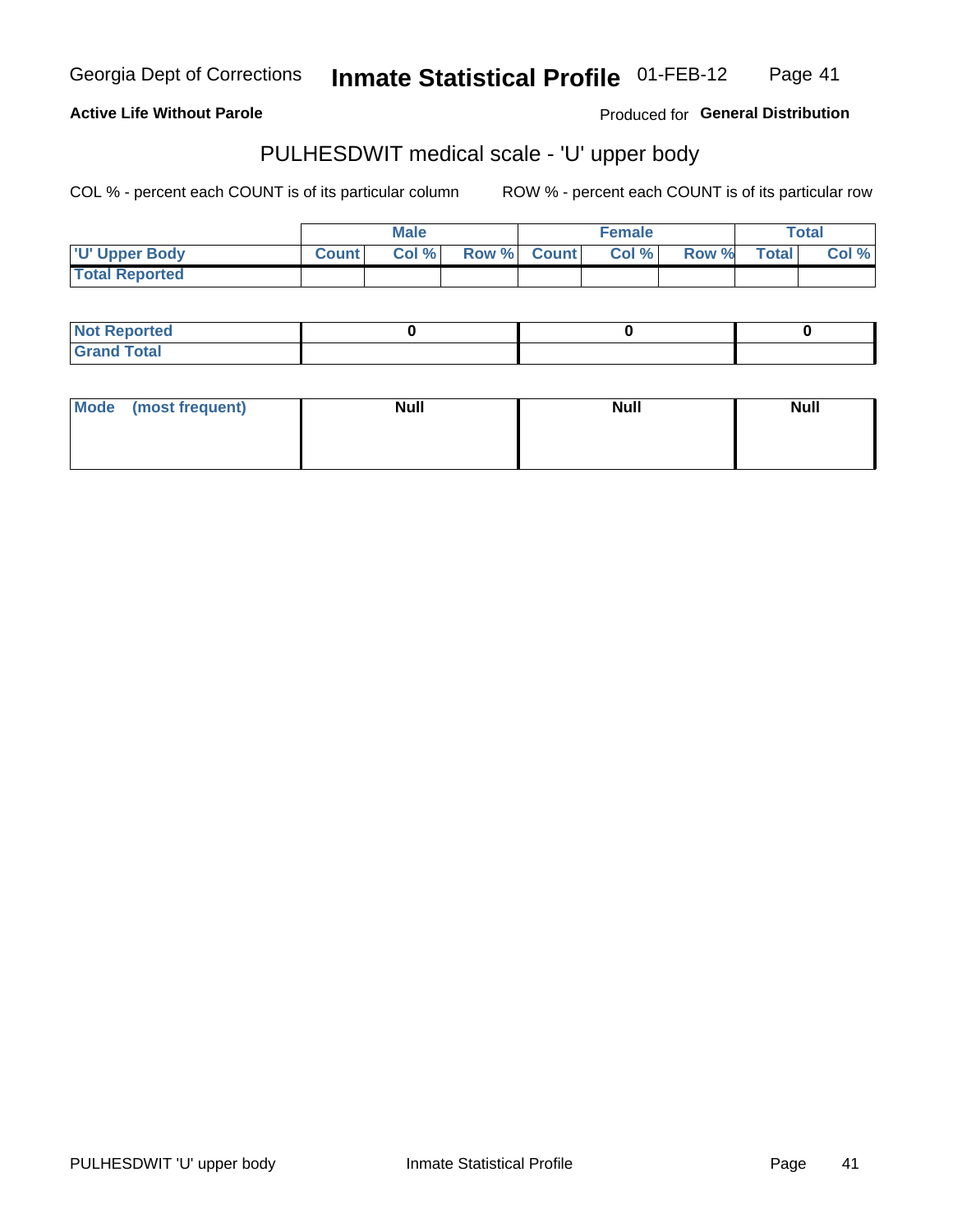**Active Life Without Parole**

Produced for **General Distribution**

## PULHESDWIT medical scale - 'U' upper body

COL % - percent each COUNT is of its particular column

ROW % - percent each COUNT is of its particular row

| | Male | | | Female | | | Total | |
|---|---|---|---|---|---|---|---|---|
| 'U' Upper Body | Count | Col % | Row % | Count | Col % | Row % | Total | Col % |
| Total Reported | | | | | | | | |

| | Male | Female | Total |
|---|---|---|---|
| Not Reported | 0 | 0 | 0 |
| Grand Total | | | |

| | Male | Female | Total |
|---|---|---|---|
| Mode (most frequent) | Null | Null | Null |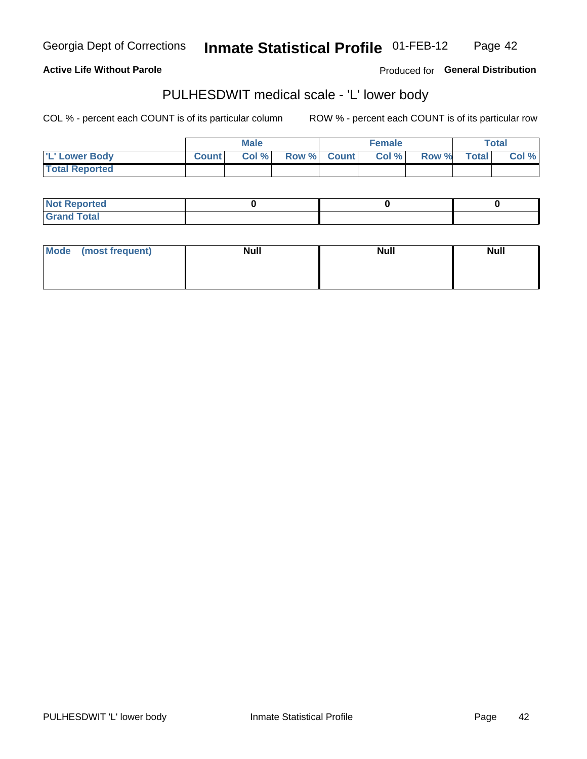Georgia Dept of Corrections **Inmate Statistical Profile** 01-FEB-12

**Active Life Without Parole**

Produced for **General Distribution**

## PULHESDWIT medical scale - 'L' lower body

COL % - percent each COUNT is of its particular column ROW % - percent each COUNT is of its particular row

| | Male | | | Female | | | Total | |
|---|---|---|---|---|---|---|---|---|
| 'L' Lower Body | Count | Col % | Row % | Count | Col % | Row % | Total | Col % |
| Total Reported | | | | | | | | |

| | Male | Female | Total |
|---|---|---|---|
| Not Reported | 0 | 0 | 0 |
| Grand Total | | | |

| | Male | Female | Total |
|---|---|---|---|
| Mode (most frequent) | Null | Null | Null |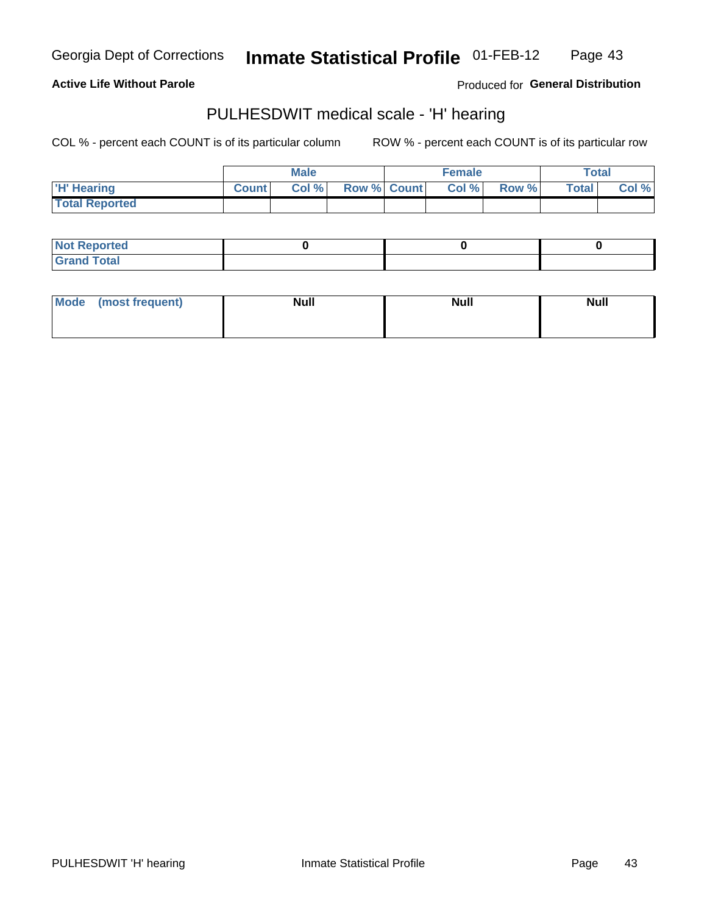Georgia Dept of Corrections **Inmate Statistical Profile** 01-FEB-12

**Active Life Without Parole**

Produced for **General Distribution**

## PULHESDWIT medical scale - 'H' hearing

COL % - percent each COUNT is of its particular column

ROW % - percent each COUNT is of its particular row

| | Male | | | Female | | | Total | |
|---|---|---|---|---|---|---|---|---|
| 'H' Hearing | Count | Col % | Row % | Count | Col % | Row % | Total | Col % |
| Total Reported | | | | | | | | |

| | Male | Female | Total |
|---|---|---|---|
| Not Reported | 0 | 0 | 0 |
| Grand Total | | | |

| | Male | Female | Total |
|---|---|---|---|
| Mode (most frequent) | Null | Null | Null |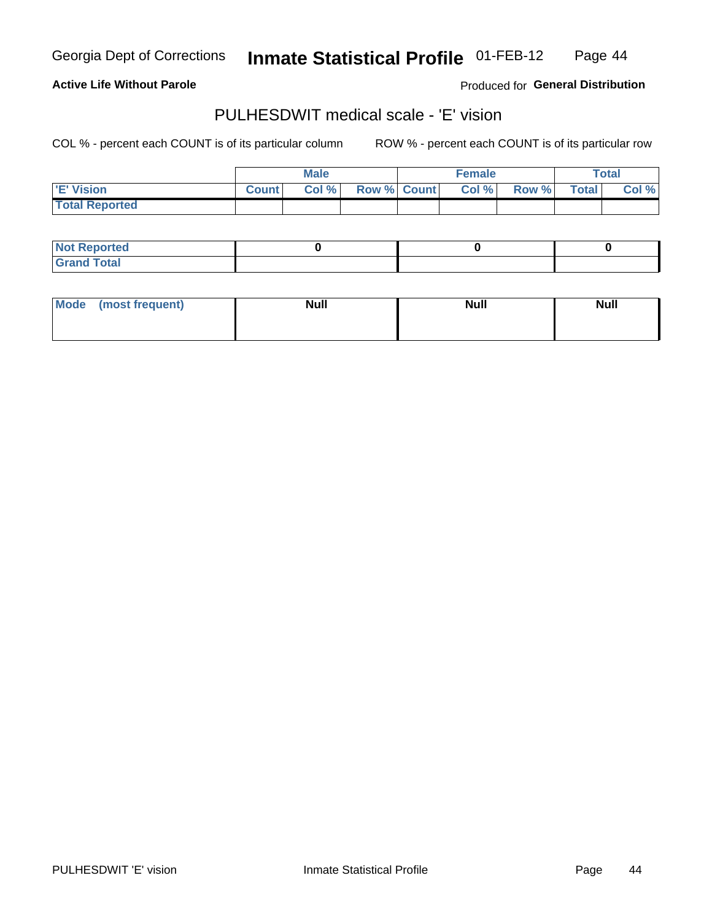**Active Life Without Parole**

Produced for **General Distribution**

## PULHESDWIT medical scale - 'E' vision

COL % - percent each COUNT is of its particular column

ROW % - percent each COUNT is of its particular row

| | Male | | | Female | | | Total | |
|---|---|---|---|---|---|---|---|---|
| **'E' Vision** | **Count** | **Col %** | **Row %** | **Count** | **Col %** | **Row %** | **Total** | **Col %** |
| **Total Reported** | | | | | | | | |

| | Male | Female | Total |
|---|---|---|---|
| **Not Reported** | 0 | 0 | 0 |
| **Grand Total** | | | |

| | Male | Female | Total |
|---|---|---|---|
| **Mode (most frequent)** | Null | Null | Null |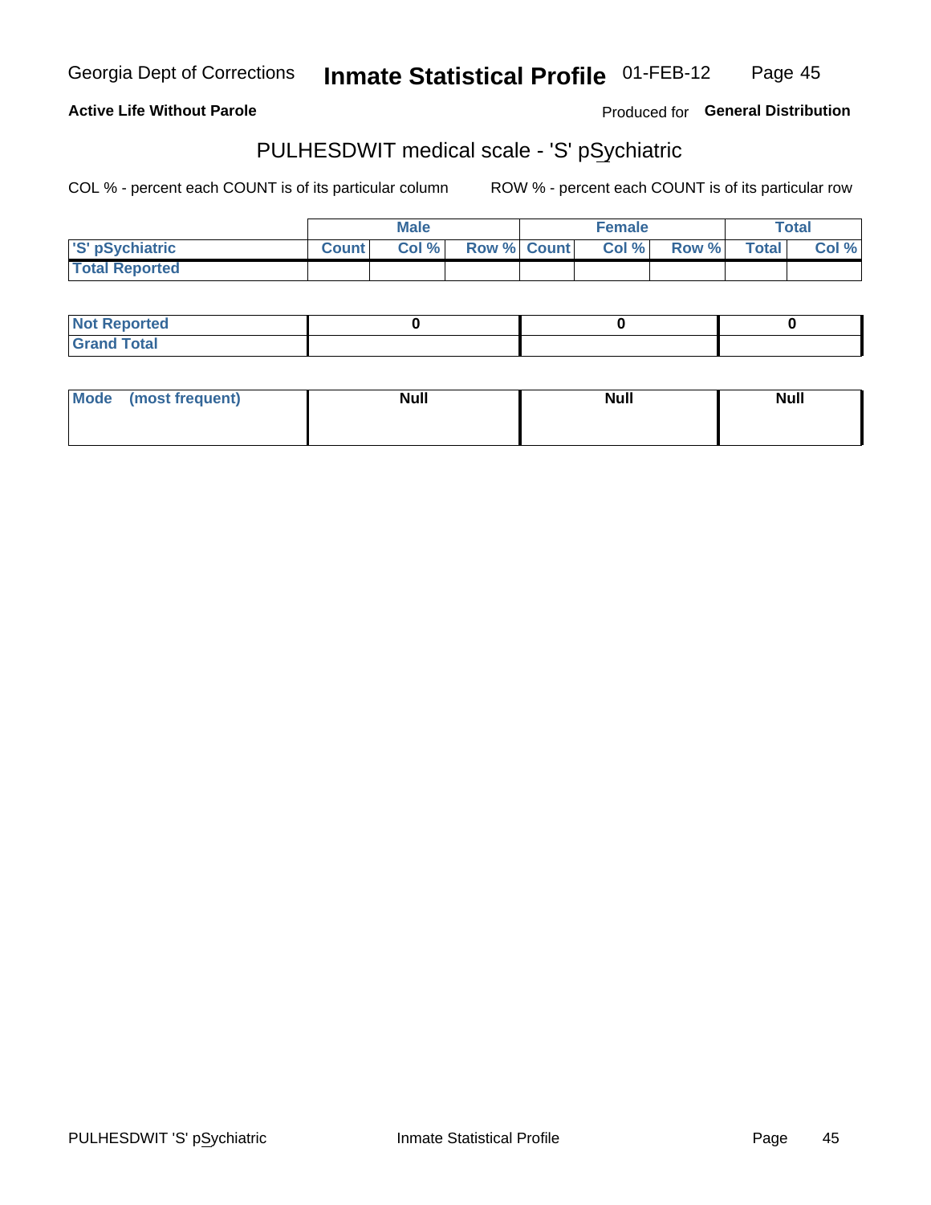Georgia Dept of Corrections **Inmate Statistical Profile** 01-FEB-12

**Active Life Without Parole**

Produced for **General Distribution**

## PULHESDWIT medical scale - 'S' pSychiatric

COL % - percent each COUNT is of its particular column

ROW % - percent each COUNT is of its particular row

| | Male | | | Female | | | Total | |
|---|---|---|---|---|---|---|---|---|
| **'S' pSychiatric** | **Count** | **Col %** | **Row %** | **Count** | **Col %** | **Row %** | **Total** | **Col %** |
| **Total Reported** | | | | | | | | |

| | Male | Female | Total |
|---|---|---|---|
| **Not Reported** | **0** | **0** | **0** |
| **Grand Total** | | | |

| | Male | Female | Total |
|---|---|---|---|
| **Mode (most frequent)** | **Null** | **Null** | **Null** |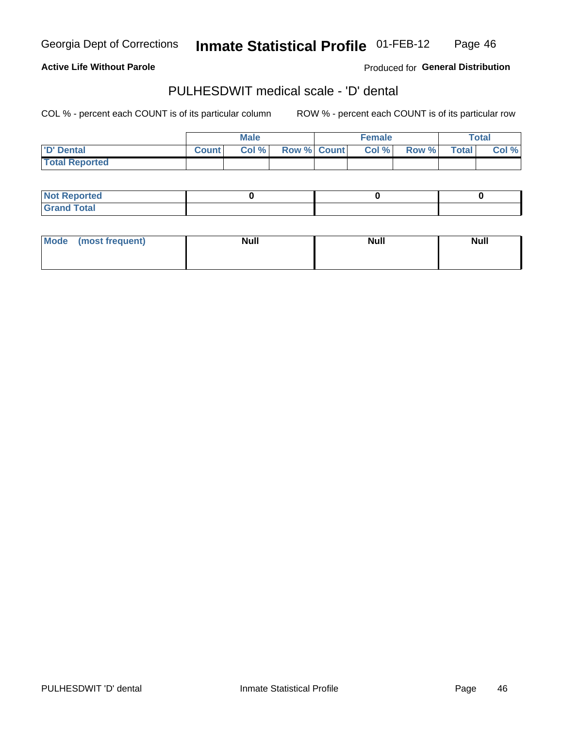**Active Life Without Parole**

Produced for **General Distribution**

## PULHESDWIT medical scale - 'D' dental

COL % - percent each COUNT is of its particular column

ROW % - percent each COUNT is of its particular row

| | Male | | | Female | | | Total | |
|---|---|---|---|---|---|---|---|---|
| 'D' Dental | Count | Col % | Row % | Count | Col % | Row % | Total | Col % |
| Total Reported | | | | | | | | |

| | Male | Female | Total |
|---|---|---|---|
| Not Reported | 0 | 0 | 0 |
| Grand Total | | | |

| | Male | Female | Total |
|---|---|---|---|
| Mode (most frequent) | Null | Null | Null |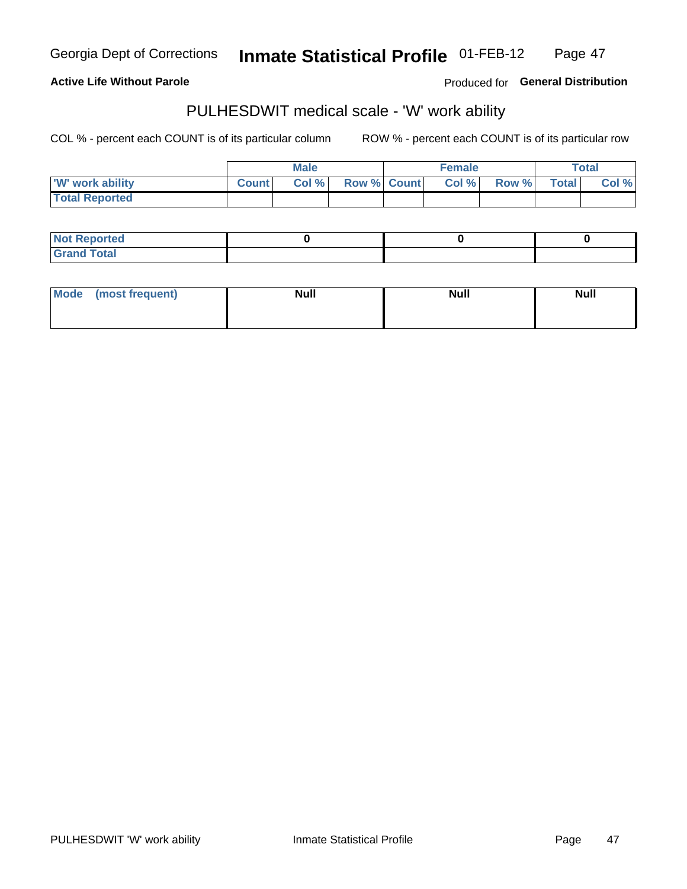Georgia Dept of Corrections **Inmate Statistical Profile** 01-FEB-12

**Active Life Without Parole**

Produced for **General Distribution**

## PULHESDWIT medical scale - 'W' work ability

COL % - percent each COUNT is of its particular column ROW % - percent each COUNT is of its particular row

| | Male | | | Female | | | Total | |
|---|---|---|---|---|---|---|---|---|
| 'W' work ability | Count | Col % | Row % | Count | Col % | Row % | Total | Col % |
| Total Reported | | | | | | | | |

| | Male | Female | Total |
|---|---|---|---|
| Not Reported | 0 | 0 | 0 |
| Grand Total | | | |

| | Male | Female | Total |
|---|---|---|---|
| Mode (most frequent) | Null | Null | Null |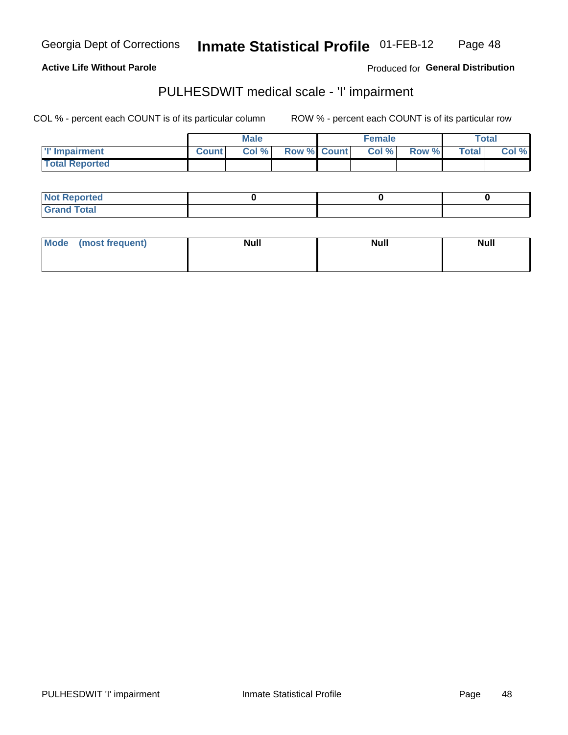Georgia Dept of Corrections **Inmate Statistical Profile** 01-FEB-12

**Active Life Without Parole**

Produced for **General Distribution**

## PULHESDWIT medical scale - 'I' impairment

COL % - percent each COUNT is of its particular column    ROW % - percent each COUNT is of its particular row

| | Male | | | Female | | | Total | |
|---|---|---|---|---|---|---|---|---|
| 'I' Impairment | Count | Col % | Row % | Count | Col % | Row % | Total | Col % |
| Total Reported | | | | | | | | |

| | Male | Female | Total |
|---|---|---|---|
| Not Reported | 0 | 0 | 0 |
| Grand Total | | | |

| | Male | Female | Total |
|---|---|---|---|
| Mode (most frequent) | Null | Null | Null |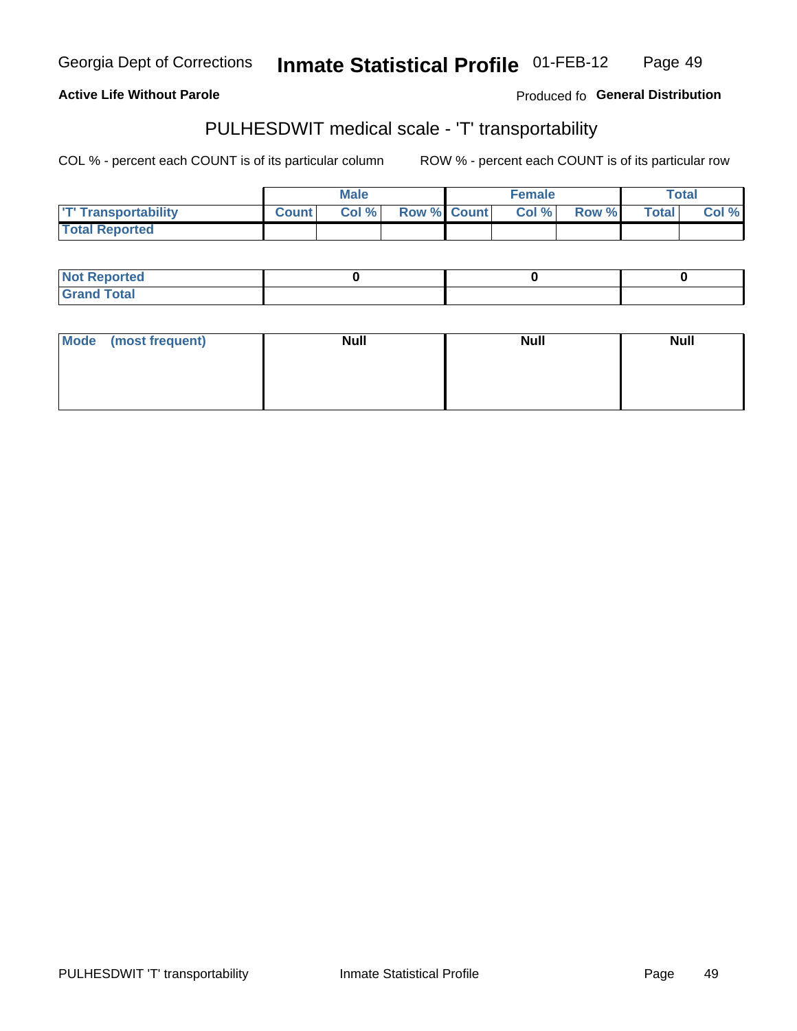**Active Life Without Parole**

Produced fo **General Distribution**

## PULHESDWIT medical scale - 'T' transportability

COL % - percent each COUNT is of its particular column

ROW % - percent each COUNT is of its particular row

| | Male | | | Female | | | Total | |
|---|---|---|---|---|---|---|---|---|
| 'T' Transportability | Count | Col % | Row % | Count | Col % | Row % | Total | Col % |
| Total Reported | | | | | | | | |

| | Male | Female | Total |
|---|---|---|---|
| Not Reported | 0 | 0 | 0 |
| Grand Total | | | |

| | Male | Female | Total |
|---|---|---|---|
| Mode (most frequent) | Null | Null | Null |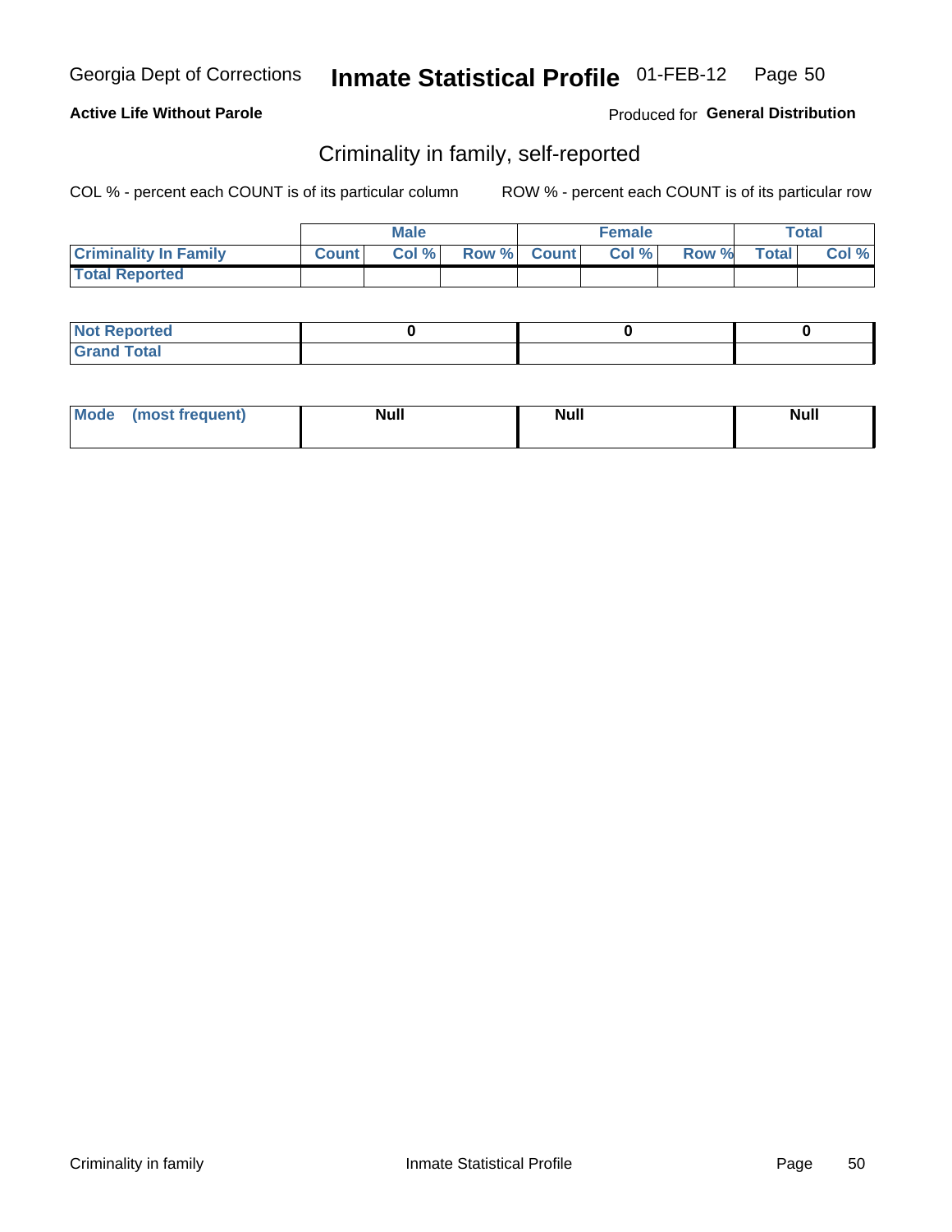Georgia Dept of Corrections **Inmate Statistical Profile** 01-FEB-12

**Active Life Without Parole**

Produced for **General Distribution**

## Criminality in family, self-reported

COL % - percent each COUNT is of its particular column

ROW % - percent each COUNT is of its particular row

| | Male | | | Female | | | Total | |
|---|---|---|---|---|---|---|---|---|
| **Criminality In Family** | **Count** | **Col %** | **Row %** | **Count** | **Col %** | **Row %** | **Total** | **Col %** |
| **Total Reported** | | | | | | | | |

| | Male | Female | Total |
|---|---|---|---|
| **Not Reported** | 0 | 0 | 0 |
| **Grand Total** | | | |

| | Male | Female | Total |
|---|---|---|---|
| **Mode (most frequent)** | Null | Null | Null |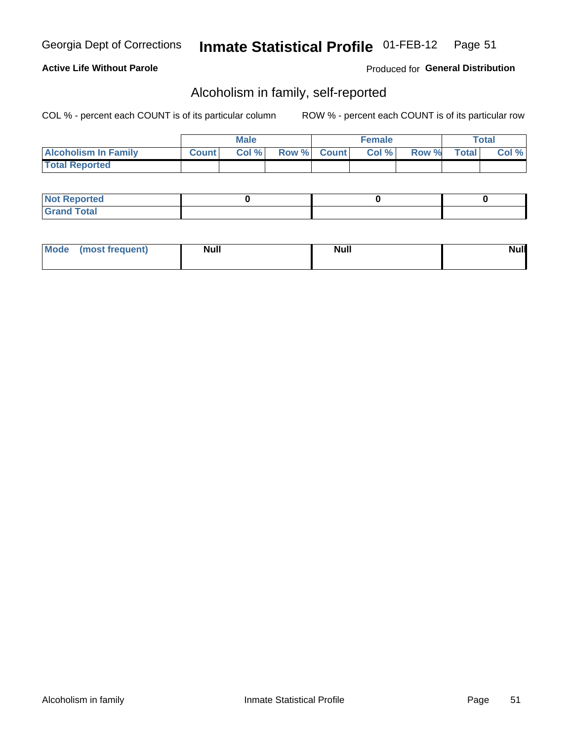Georgia Dept of Corrections **Inmate Statistical Profile** 01-FEB-12

**Active Life Without Parole**

Produced for **General Distribution**

## Alcoholism in family, self-reported

COL % - percent each COUNT is of its particular column ROW % - percent each COUNT is of its particular row

| | Male | | | Female | | | Total | |
|---|---|---|---|---|---|---|---|---|
| **Alcoholism In Family** | **Count** | **Col %** | **Row %** | **Count** | **Col %** | **Row %** | **Total** | **Col %** |
| **Total Reported** | | | | | | | | |

| | Male | Female | Total |
|---|---|---|---|
| **Not Reported** | **0** | **0** | **0** |
| **Grand Total** | | | |

| | Male | Female | Total |
|---|---|---|---|
| **Mode (most frequent)** | **Null** | **Null** | **Null** |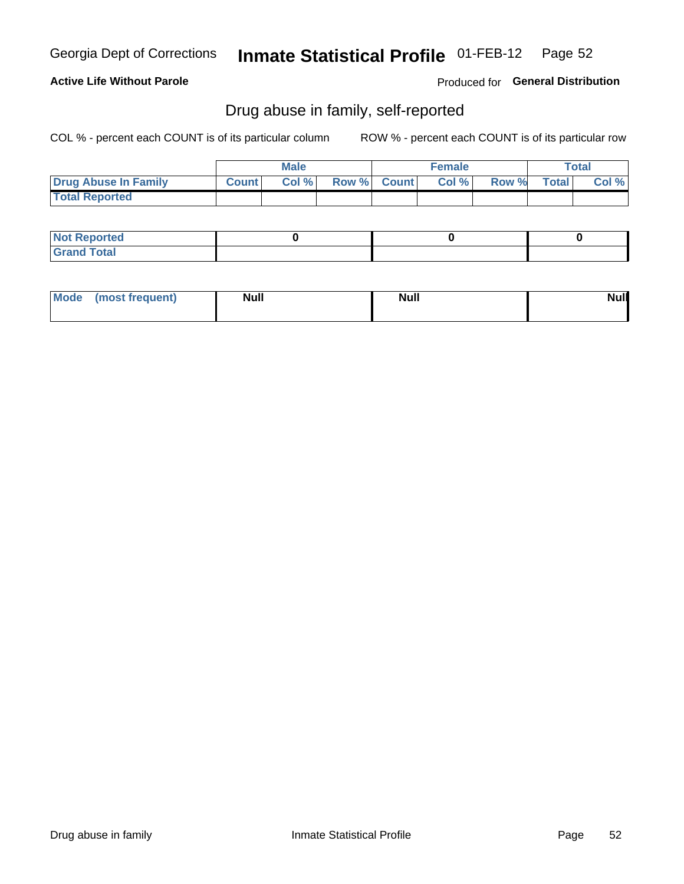Georgia Dept of Corrections **Inmate Statistical Profile** 01-FEB-12

**Active Life Without Parole**

Produced for **General Distribution**

## Drug abuse in family, self-reported

COL % - percent each COUNT is of its particular column    ROW % - percent each COUNT is of its particular row

| | Male | | | Female | | | Total | |
|---|---|---|---|---|---|---|---|---|
| **Drug Abuse In Family** | **Count** | **Col %** | **Row %** | **Count** | **Col %** | **Row %** | **Total** | **Col %** |
| **Total Reported** | | | | | | | | |

| | Male | Female | Total |
|---|---|---|---|
| **Not Reported** | **0** | **0** | **0** |
| **Grand Total** | | | |

| | Male | Female | Total |
|---|---|---|---|
| **Mode (most frequent)** | **Null** | **Null** | **Null** |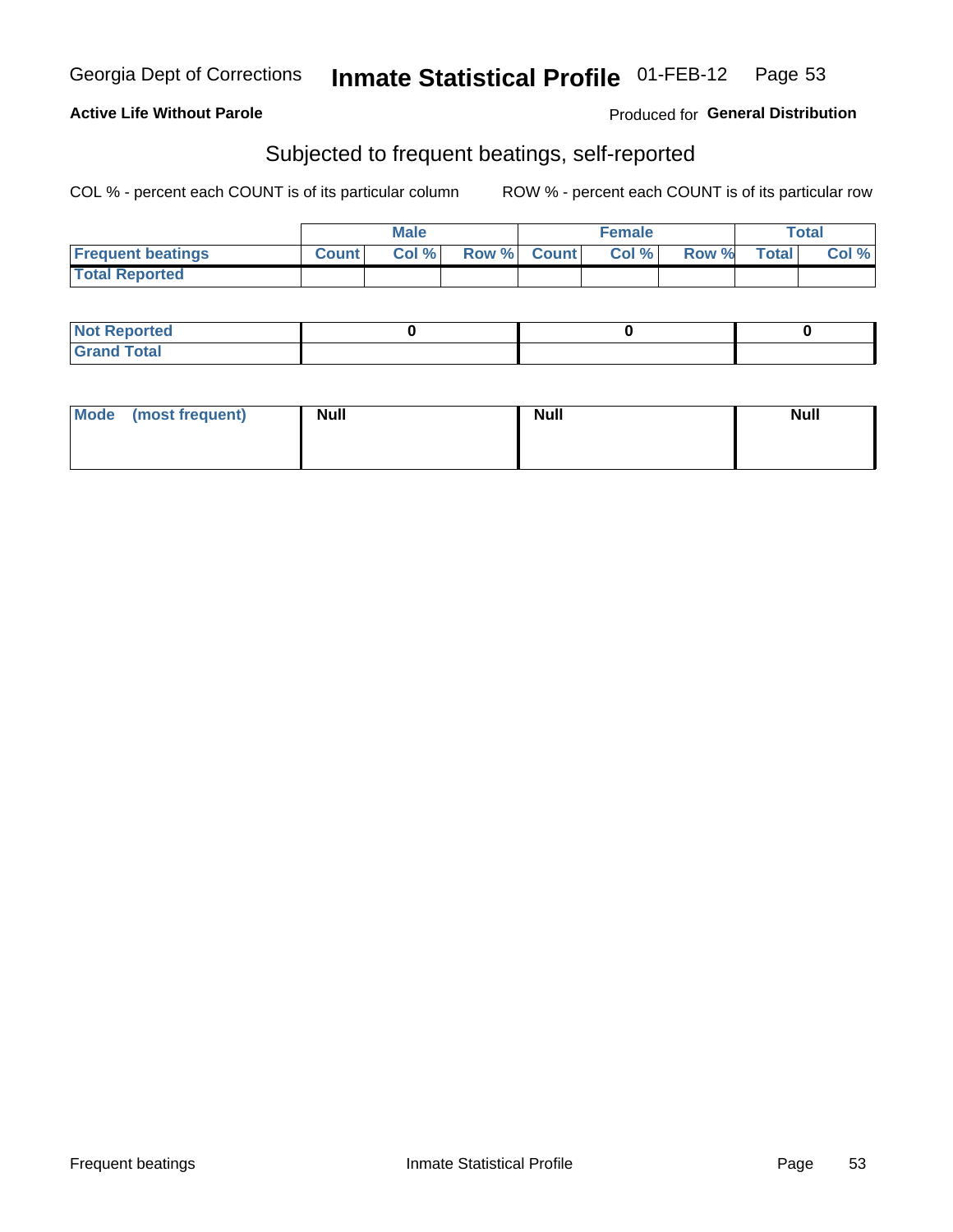Georgia Dept of Corrections **Inmate Statistical Profile** 01-FEB-12

**Active Life Without Parole**

Produced for **General Distribution**

## Subjected to frequent beatings, self-reported

COL % - percent each COUNT is of its particular column

ROW % - percent each COUNT is of its particular row

| | Male | | | Female | | | Total | |
|---|---|---|---|---|---|---|---|---|
| **Frequent beatings** | **Count** | **Col %** | **Row %** | **Count** | **Col %** | **Row %** | **Total** | **Col %** |
| **Total Reported** | | | | | | | | |

| | Male | Female | Total |
|---|---|---|---|
| **Not Reported** | **0** | **0** | **0** |
| **Grand Total** | | | |

| | Male | Female | Total |
|---|---|---|---|
| **Mode (most frequent)** | **Null** | **Null** | **Null** |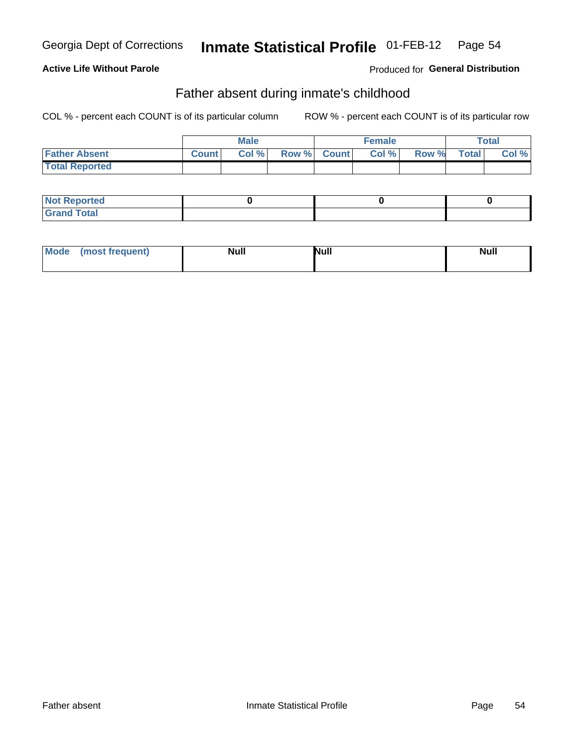Georgia Dept of Corrections **Inmate Statistical Profile** 01-FEB-12

**Active Life Without Parole**

Produced for **General Distribution**

## Father absent during inmate's childhood

COL % - percent each COUNT is of its particular column

ROW % - percent each COUNT is of its particular row

| | Male | | | Female | | | Total | |
|---|---|---|---|---|---|---|---|---|
| **Father Absent** | **Count** | **Col %** | **Row %** | **Count** | **Col %** | **Row %** | **Total** | **Col %** |
| **Total Reported** | | | | | | | | |

| | Male | Female | Total |
|---|---|---|---|
| **Not Reported** | 0 | 0 | 0 |
| **Grand Total** | | | |

| | Male | Female | Total |
|---|---|---|---|
| **Mode (most frequent)** | Null | Null | Null |

Father absent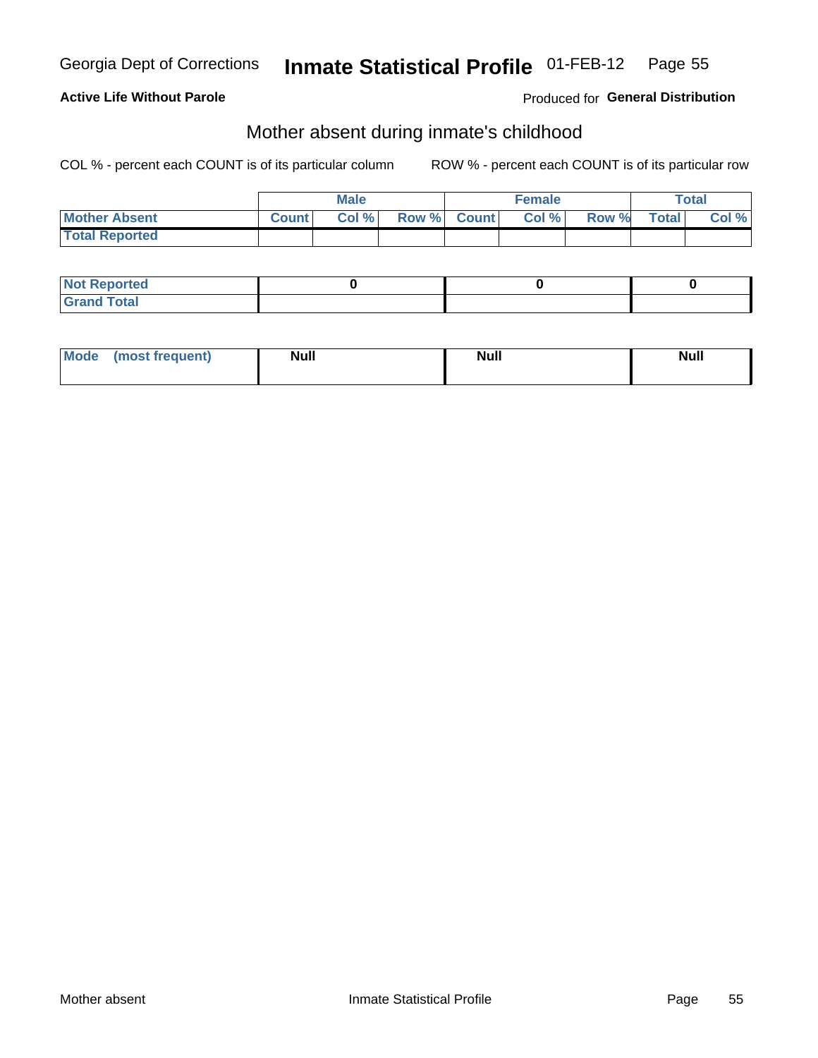Georgia Dept of Corrections **Inmate Statistical Profile** 01-FEB-12

**Active Life Without Parole**

Produced for **General Distribution**

## Mother absent during inmate's childhood

COL % - percent each COUNT is of its particular column

ROW % - percent each COUNT is of its particular row

| | Male | | | Female | | | Total | |
|---|---|---|---|---|---|---|---|---|
| **Mother Absent** | **Count** | **Col %** | **Row %** | **Count** | **Col %** | **Row %** | **Total** | **Col %** |
| **Total Reported** | | | | | | | | |

| | Male | Female | Total |
|---|---|---|---|
| **Not Reported** | 0 | 0 | 0 |
| **Grand Total** | | | |

| | Male | Female | Total |
|---|---|---|---|
| **Mode (most frequent)** | Null | Null | Null |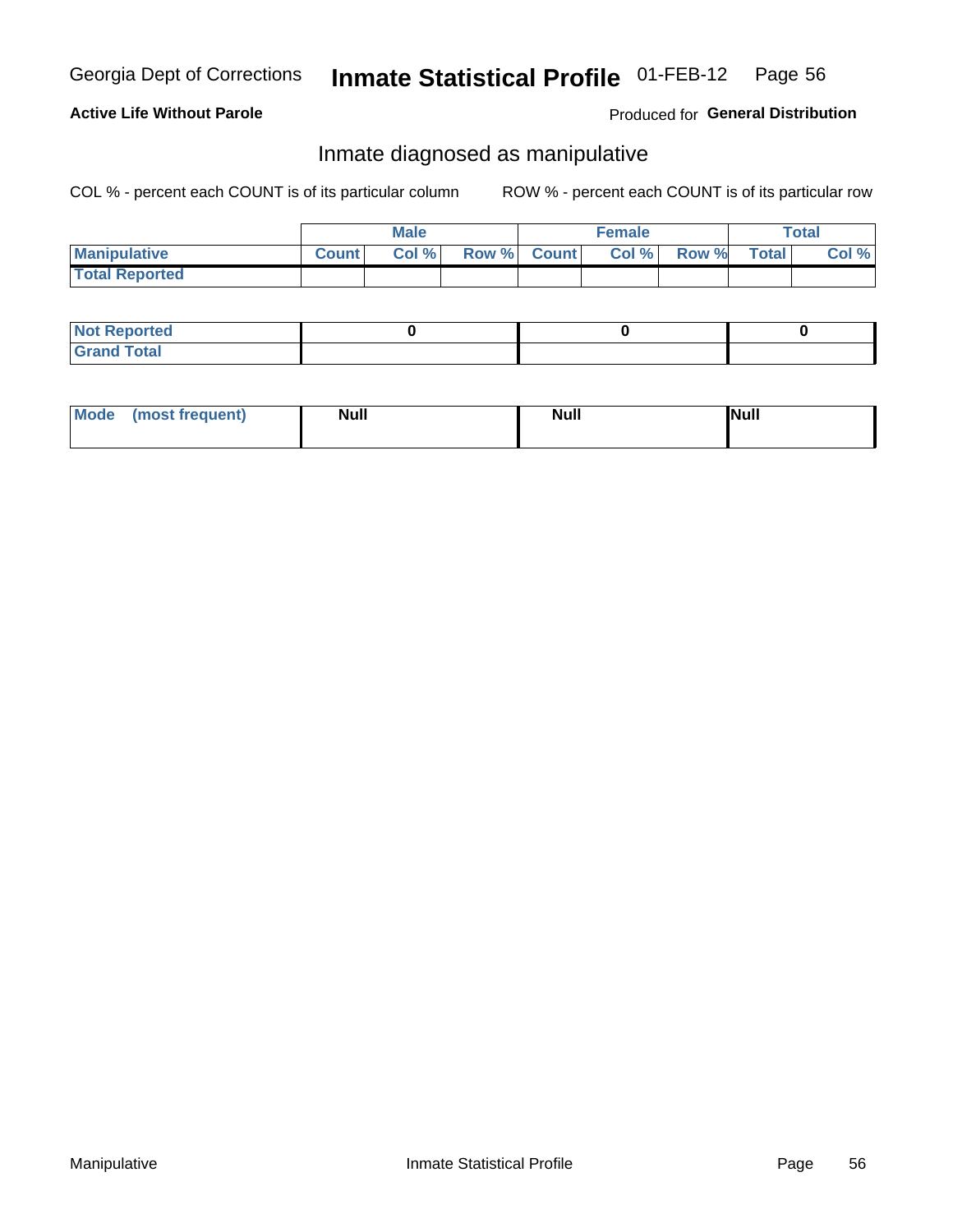**Active Life Without Parole**

Produced for **General Distribution**

## Inmate diagnosed as manipulative

COL % - percent each COUNT is of its particular column

ROW % - percent each COUNT is of its particular row

| | Male | | | Female | | | Total | |
|---|---|---|---|---|---|---|---|---|
| **Manipulative** | **Count** | **Col %** | **Row %** | **Count** | **Col %** | **Row %** | **Total** | **Col %** |
| **Total Reported** | | | | | | | | |

| | Male | Female | Total |
|---|---|---|---|
| **Not Reported** | **0** | **0** | **0** |
| **Grand Total** | | | |

| | Male | Female | Total |
|---|---|---|---|
| **Mode (most frequent)** | **Null** | **Null** | **Null** |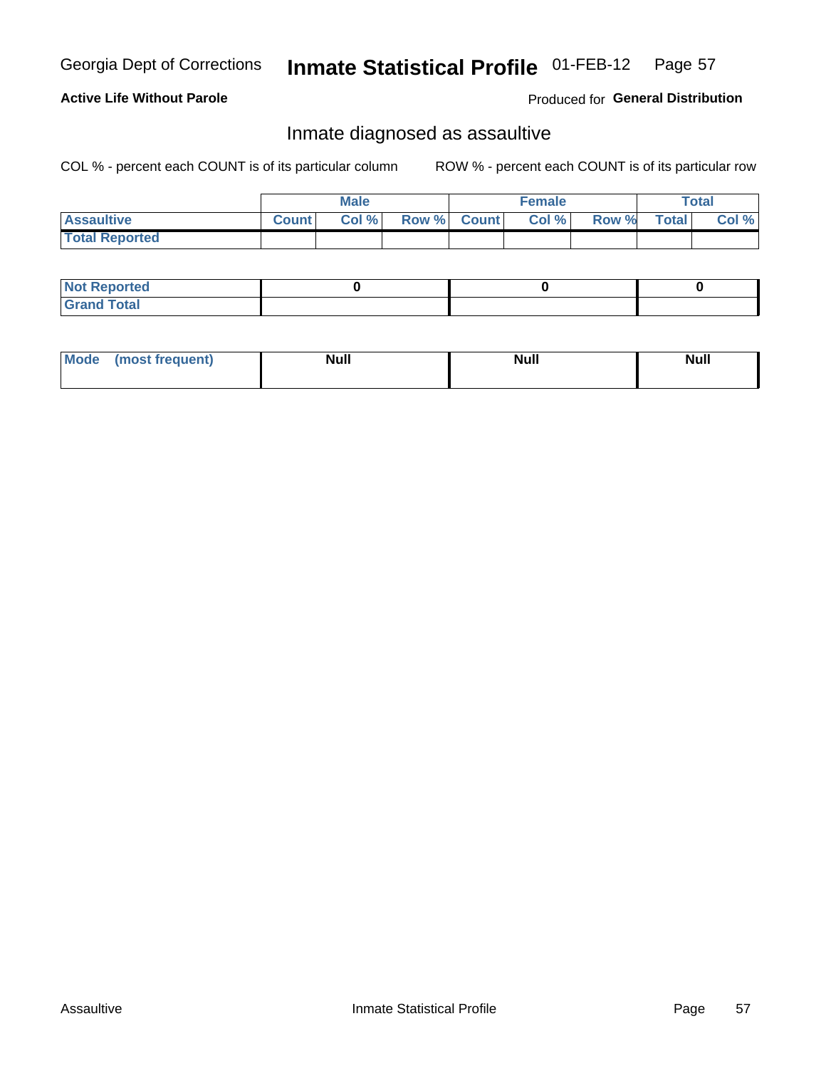Georgia Dept of Corrections **Inmate Statistical Profile** 01-FEB-12

**Active Life Without Parole**

Produced for **General Distribution**

## Inmate diagnosed as assaultive

COL % - percent each COUNT is of its particular column

ROW % - percent each COUNT is of its particular row

| | Male | | | Female | | | Total | |
|---|---|---|---|---|---|---|---|---|
| **Assaultive** | **Count** | **Col %** | **Row %** | **Count** | **Col %** | **Row %** | **Total** | **Col %** |
| **Total Reported** | | | | | | | | |

| | Male | Female | Total |
|---|---|---|---|
| **Not Reported** | **0** | **0** | **0** |
| **Grand Total** | | | |

| | Male | Female | Total |
|---|---|---|---|
| **Mode (most frequent)** | **Null** | **Null** | **Null** |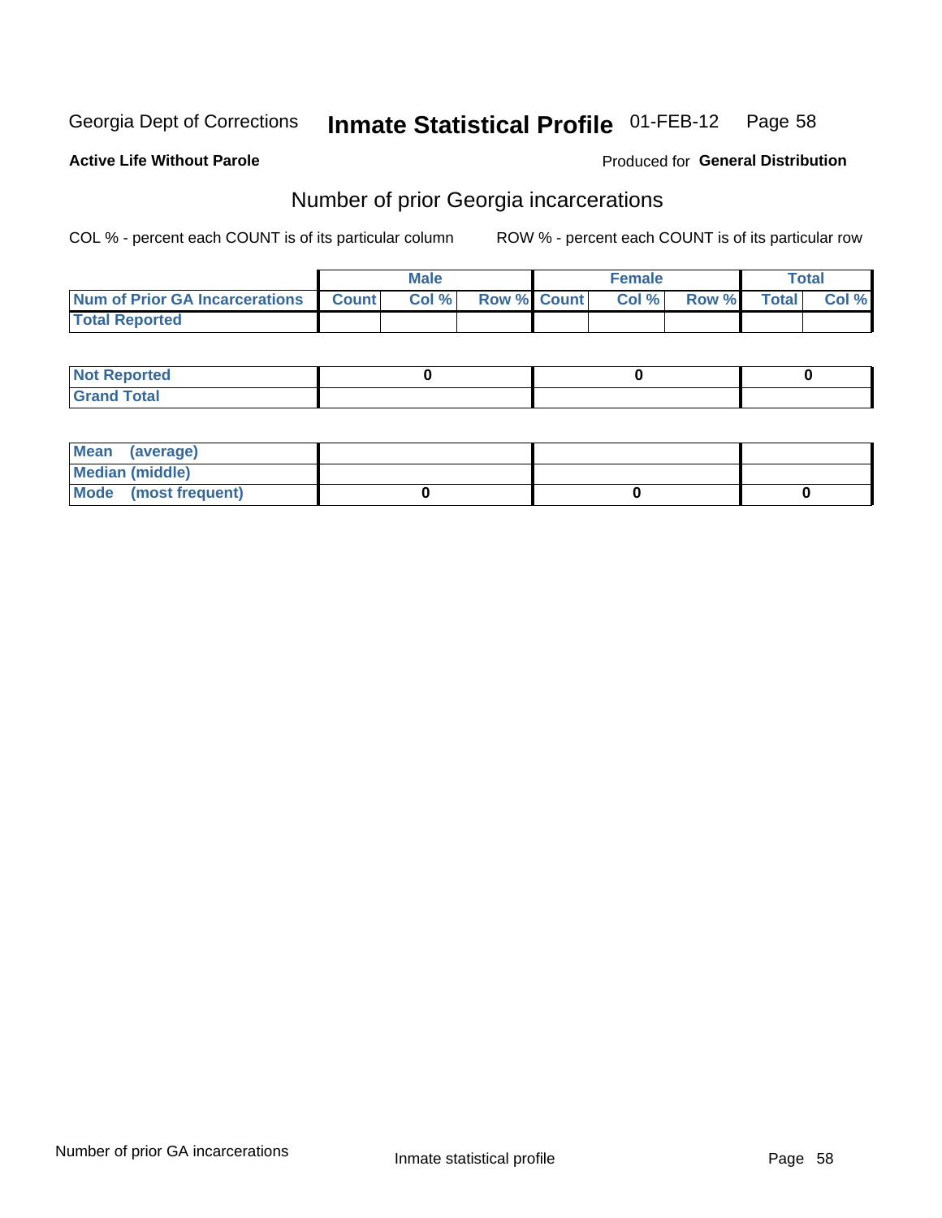Georgia Dept of Corrections **Inmate Statistical Profile** 01-FEB-12

**Active Life Without Parole**

Produced for **General Distribution**

## Number of prior Georgia incarcerations

COL % - percent each COUNT is of its particular column

ROW % - percent each COUNT is of its particular row

| | Male | | | Female | | | Total | |
|---|---|---|---|---|---|---|---|---|
| **Num of Prior GA Incarcerations** | **Count** | **Col %** | **Row %** | **Count** | **Col %** | **Row %** | **Total** | **Col %** |
| **Total Reported** | | | | | | | | |

| | Male | Female | Total |
|---|---|---|---|
| **Not Reported** | 0 | 0 | 0 |
| **Grand Total** | | | |

| | Male | Female | Total |
|---|---|---|---|
| **Mean (average)** | | | |
| **Median (middle)** | | | |
| **Mode (most frequent)** | 0 | 0 | 0 |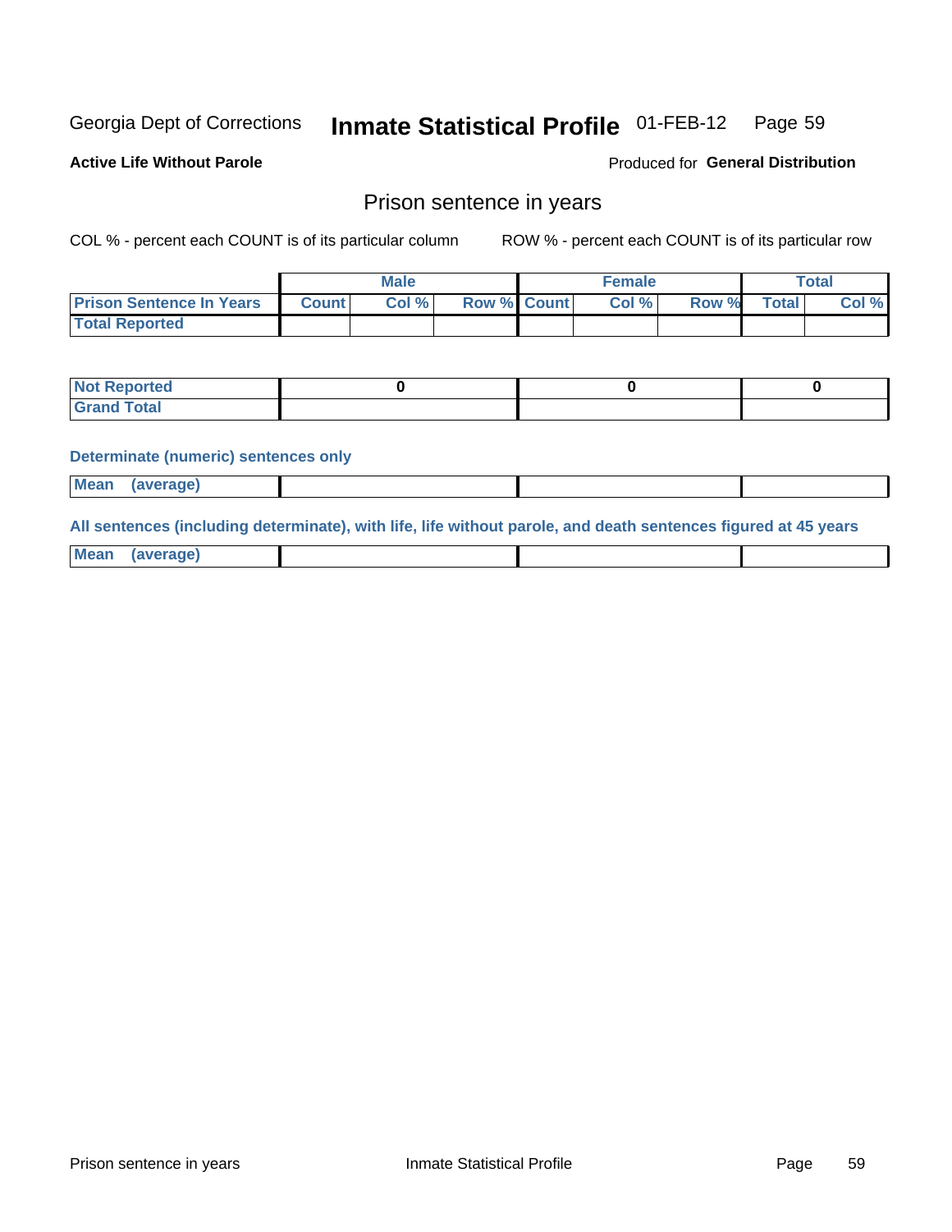Georgia Dept of Corrections **Inmate Statistical Profile** 01-FEB-12

**Active Life Without Parole**

Produced for **General Distribution**

## Prison sentence in years

COL % - percent each COUNT is of its particular column    ROW % - percent each COUNT is of its particular row

| | Male | | | Female | | | Total | |
|---|---|---|---|---|---|---|---|---|
| **Prison Sentence In Years** | **Count** | **Col %** | **Row %** | **Count** | **Col %** | **Row %** | **Total** | **Col %** |
| **Total Reported** | | | | | | | | |

| | Male | Female | Total |
|---|---|---|---|
| **Not Reported** | 0 | 0 | 0 |
| **Grand Total** | | | |

**Determinate (numeric) sentences only**

| | | | |
|---|---|---|---|
| **Mean (average)** | | | |

**All sentences (including determinate), with life, life without parole, and death sentences figured at 45 years**

| | | | |
|---|---|---|---|
| **Mean (average)** | | | |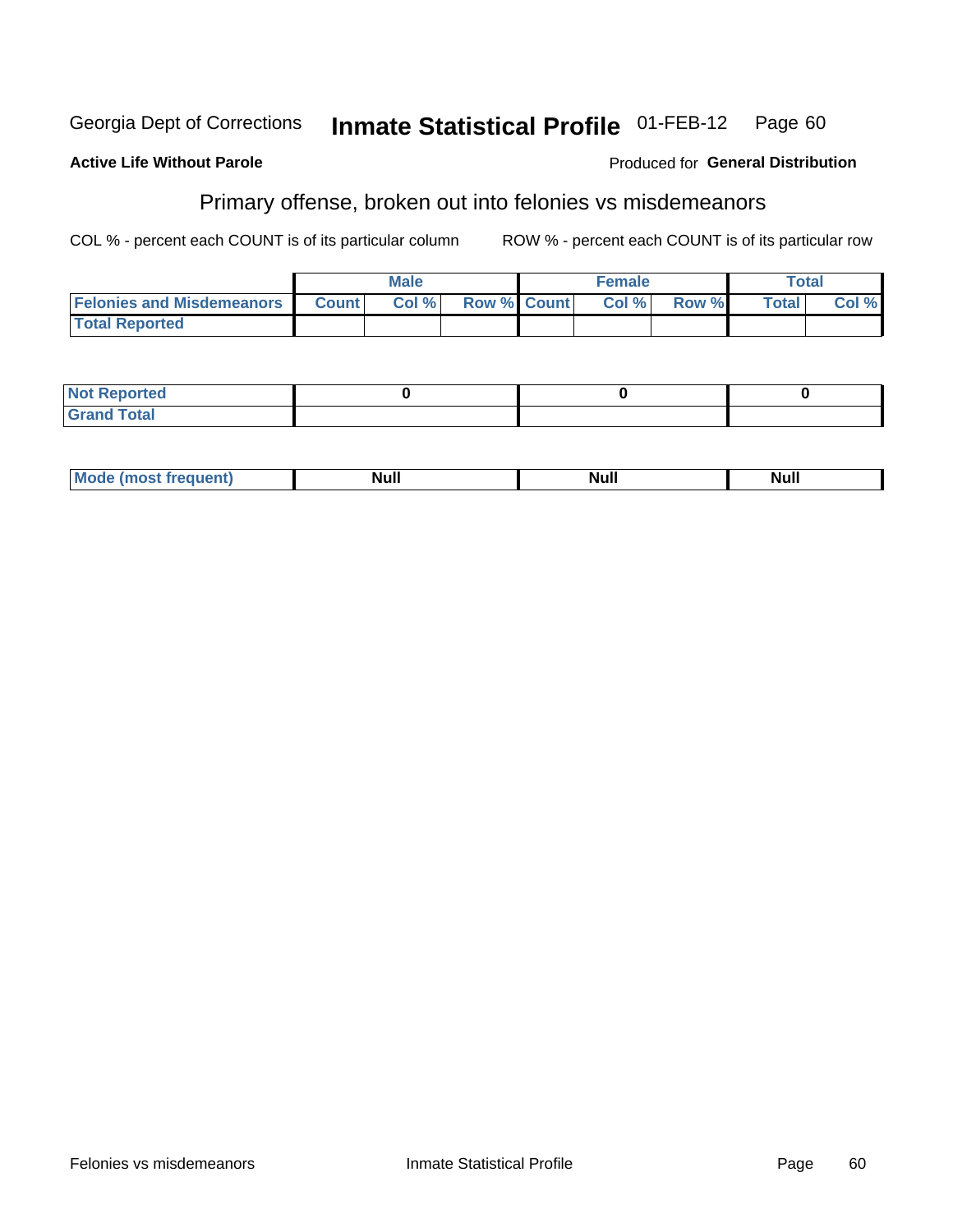Georgia Dept of Corrections **Inmate Statistical Profile** 01-FEB-12

**Active Life Without Parole**

Produced for **General Distribution**

## Primary offense, broken out into felonies vs misdemeanors

COL % - percent each COUNT is of its particular column

ROW % - percent each COUNT is of its particular row

| | Male | | | Female | | | Total | |
|---|---|---|---|---|---|---|---|---|
| **Felonies and Misdemeanors** | **Count** | **Col %** | **Row %** | **Count** | **Col %** | **Row %** | **Total** | **Col %** |
| **Total Reported** | | | | | | | | |

| | Male | Female | Total |
|---|---|---|---|
| **Not Reported** | 0 | 0 | 0 |
| **Grand Total** | | | |

| | Male | Female | Total |
|---|---|---|---|
| **Mode (most frequent)** | Null | Null | Null |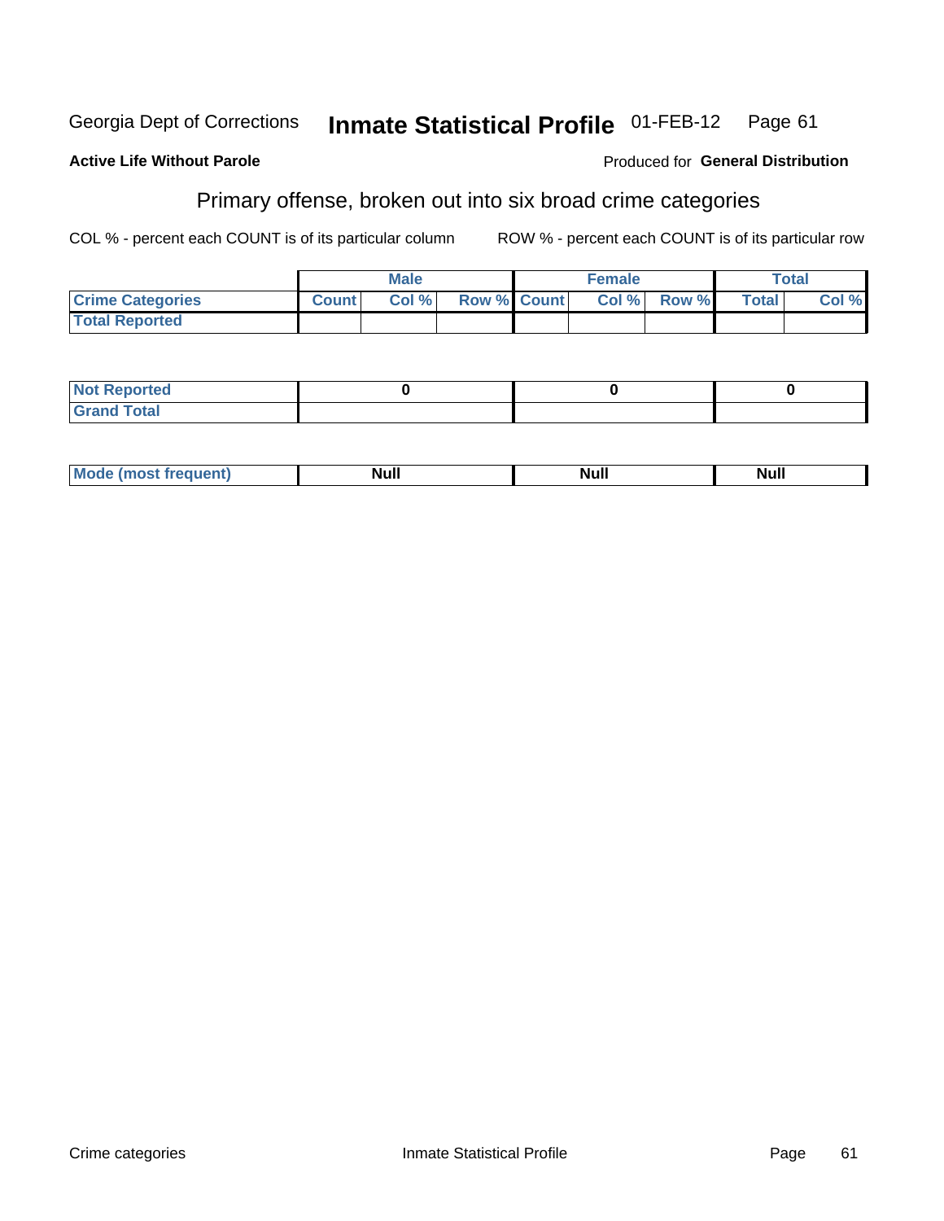Georgia Dept of Corrections **Inmate Statistical Profile** 01-FEB-12

**Active Life Without Parole**

Produced for **General Distribution**

## Primary offense, broken out into six broad crime categories

COL % - percent each COUNT is of its particular column

ROW % - percent each COUNT is of its particular row

| | Male | | | Female | | | Total | |
|---|---|---|---|---|---|---|---|---|
| **Crime Categories** | **Count** | **Col %** | **Row %** | **Count** | **Col %** | **Row %** | **Total** | **Col %** |
| **Total Reported** | | | | | | | | |

| | Male | Female | Total |
|---|---|---|---|
| **Not Reported** | 0 | 0 | 0 |
| **Grand Total** | | | |

| | Male | Female | Total |
|---|---|---|---|
| **Mode (most frequent)** | Null | Null | Null |

Crime categories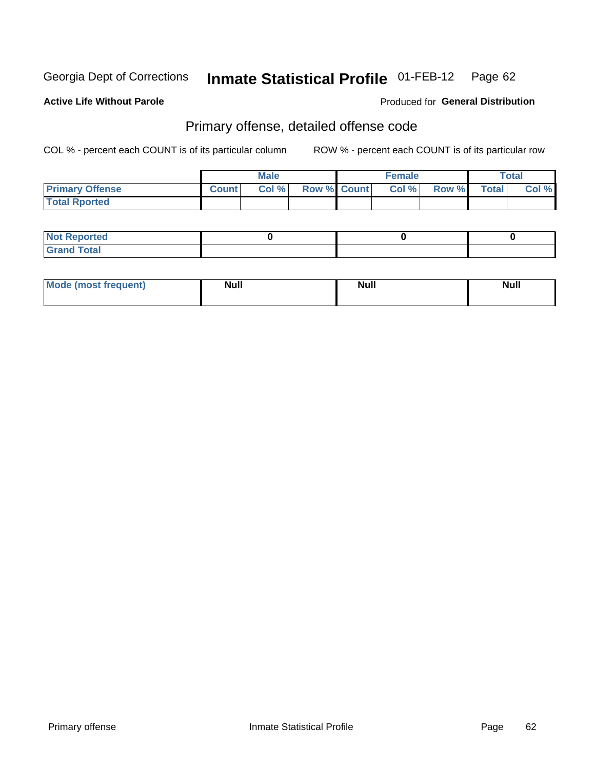Georgia Dept of Corrections **Inmate Statistical Profile** 01-FEB-12

**Active Life Without Parole**

Produced for **General Distribution**

## Primary offense, detailed offense code

COL % - percent each COUNT is of its particular column

ROW % - percent each COUNT is of its particular row

| | Male | | | Female | | | Total | |
|---|---|---|---|---|---|---|---|---|
| **Primary Offense** | **Count** | **Col %** | **Row %** | **Count** | **Col %** | **Row %** | **Total** | **Col %** |
| **Total Rported** | | | | | | | | |

| | Male | Female | Total |
|---|---|---|---|
| **Not Reported** | 0 | 0 | 0 |
| **Grand Total** | | | |

| | Male | Female | Total |
|---|---|---|---|
| **Mode (most frequent)** | Null | Null | Null |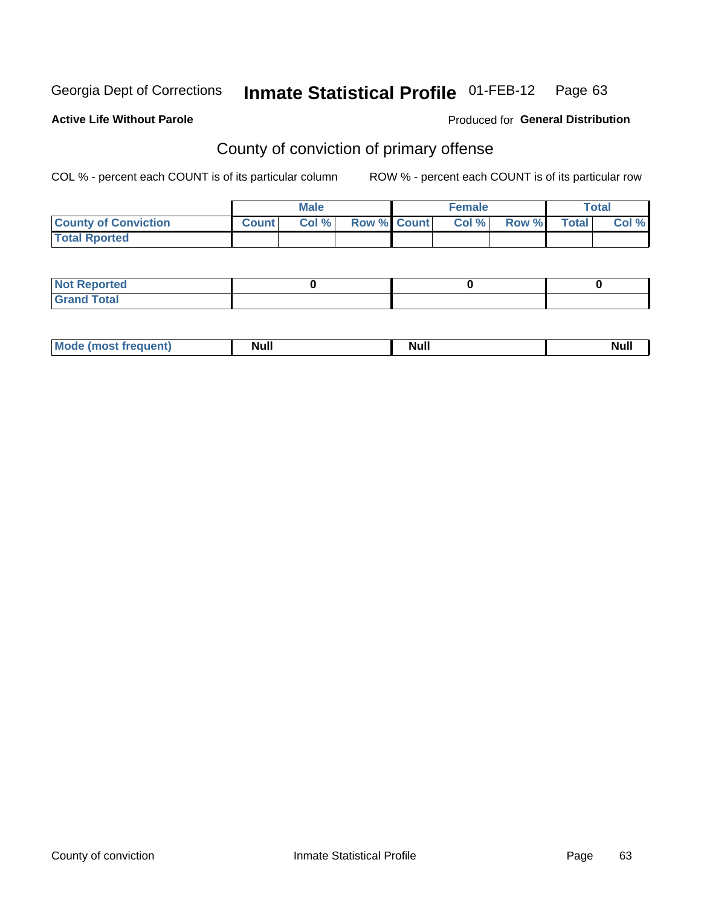Georgia Dept of Corrections **Inmate Statistical Profile** 01-FEB-12

**Active Life Without Parole**

Produced for **General Distribution**

## County of conviction of primary offense

COL % - percent each COUNT is of its particular column ROW % - percent each COUNT is of its particular row

| | Male | | | Female | | | Total | |
|---|---|---|---|---|---|---|---|---|
| **County of Conviction** | **Count** | **Col %** | **Row %** | **Count** | **Col %** | **Row %** | **Total** | **Col %** |
| **Total Rported** | | | | | | | | |

| | Male | Female | Total |
|---|---|---|---|
| **Not Reported** | **0** | **0** | **0** |
| **Grand Total** | | | |

| | Male | Female | Total |
|---|---|---|---|
| **Mode (most frequent)** | **Null** | **Null** | **Null** |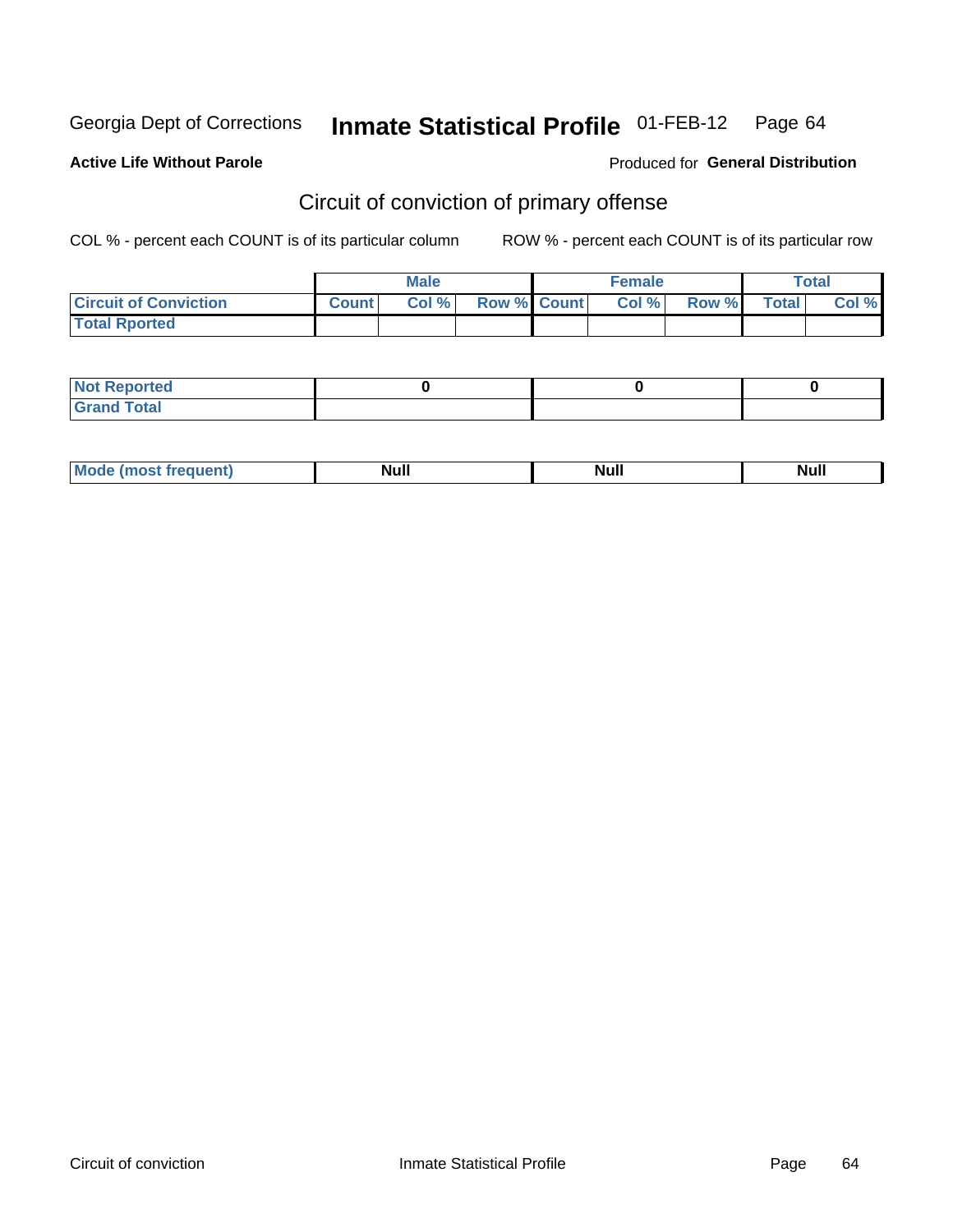Georgia Dept of Corrections **Inmate Statistical Profile** 01-FEB-12

**Active Life Without Parole**

Produced for **General Distribution**

## Circuit of conviction of primary offense

COL % - percent each COUNT is of its particular column ROW % - percent each COUNT is of its particular row

| | Male | | | Female | | | Total | |
|---|---|---|---|---|---|---|---|---|
| **Circuit of Conviction** | **Count** | **Col %** | **Row %** | **Count** | **Col %** | **Row %** | **Total** | **Col %** |
| **Total Rported** | | | | | | | | |

| | Male | Female | Total |
|---|---|---|---|
| **Not Reported** | 0 | 0 | 0 |
| **Grand Total** | | | |

| | Male | Female | Total |
|---|---|---|---|
| **Mode (most frequent)** | Null | Null | Null |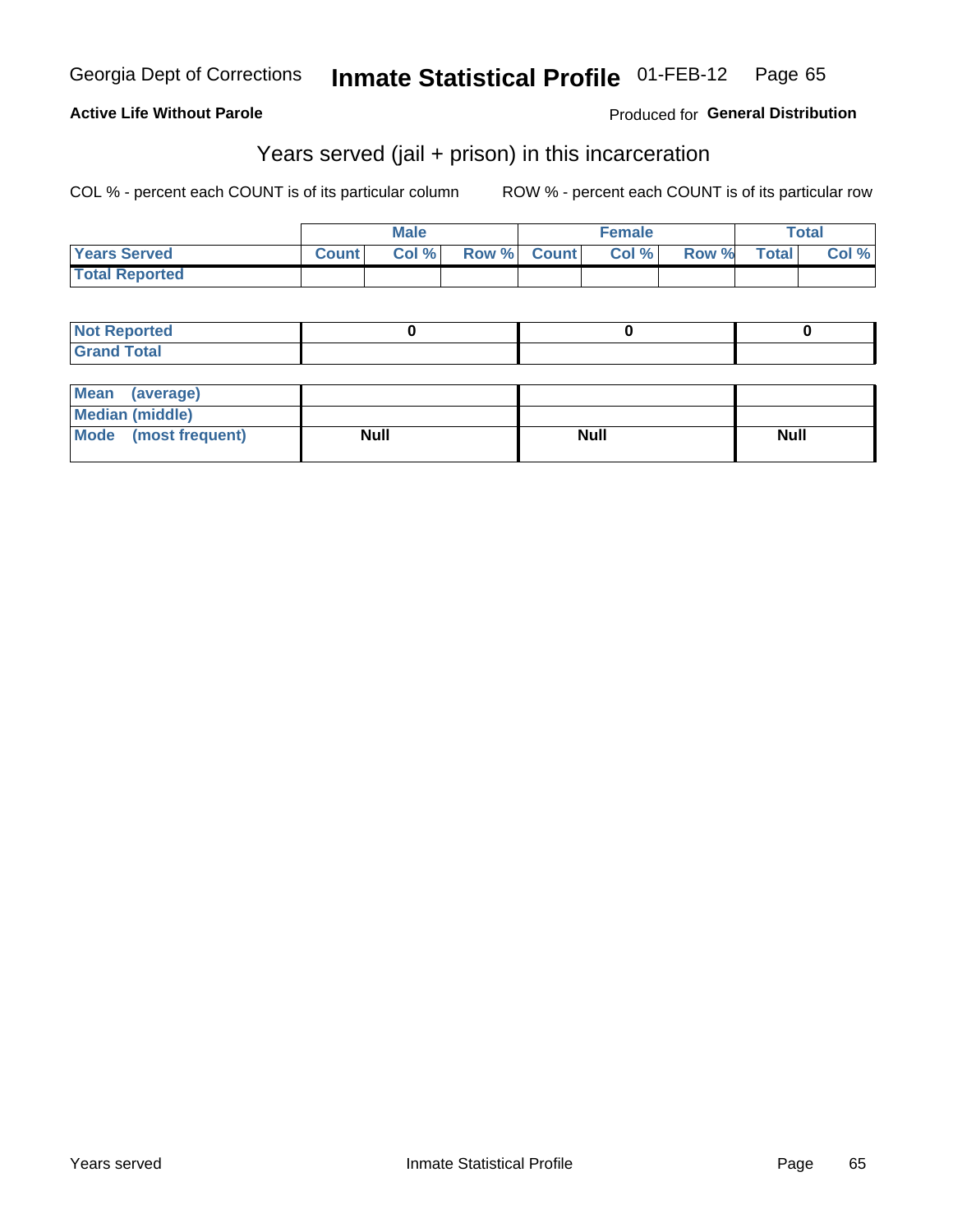Georgia Dept of Corrections **Inmate Statistical Profile** 01-FEB-12

**Active Life Without Parole**

Produced for **General Distribution**

## Years served (jail + prison) in this incarceration

COL % - percent each COUNT is of its particular column ROW % - percent each COUNT is of its particular row

| | Male | | | Female | | | Total | |
|---|---|---|---|---|---|---|---|---|
| **Years Served** | **Count** | **Col %** | **Row %** | **Count** | **Col %** | **Row %** | **Total** | **Col %** |
| **Total Reported** | | | | | | | | |

| | Male | Female | Total |
|---|---|---|---|
| **Not Reported** | **0** | **0** | **0** |
| **Grand Total** | | | |

| | Male | Female | Total |
|---|---|---|---|
| **Mean (average)** | | | |
| **Median (middle)** | | | |
| **Mode (most frequent)** | **Null** | **Null** | **Null** |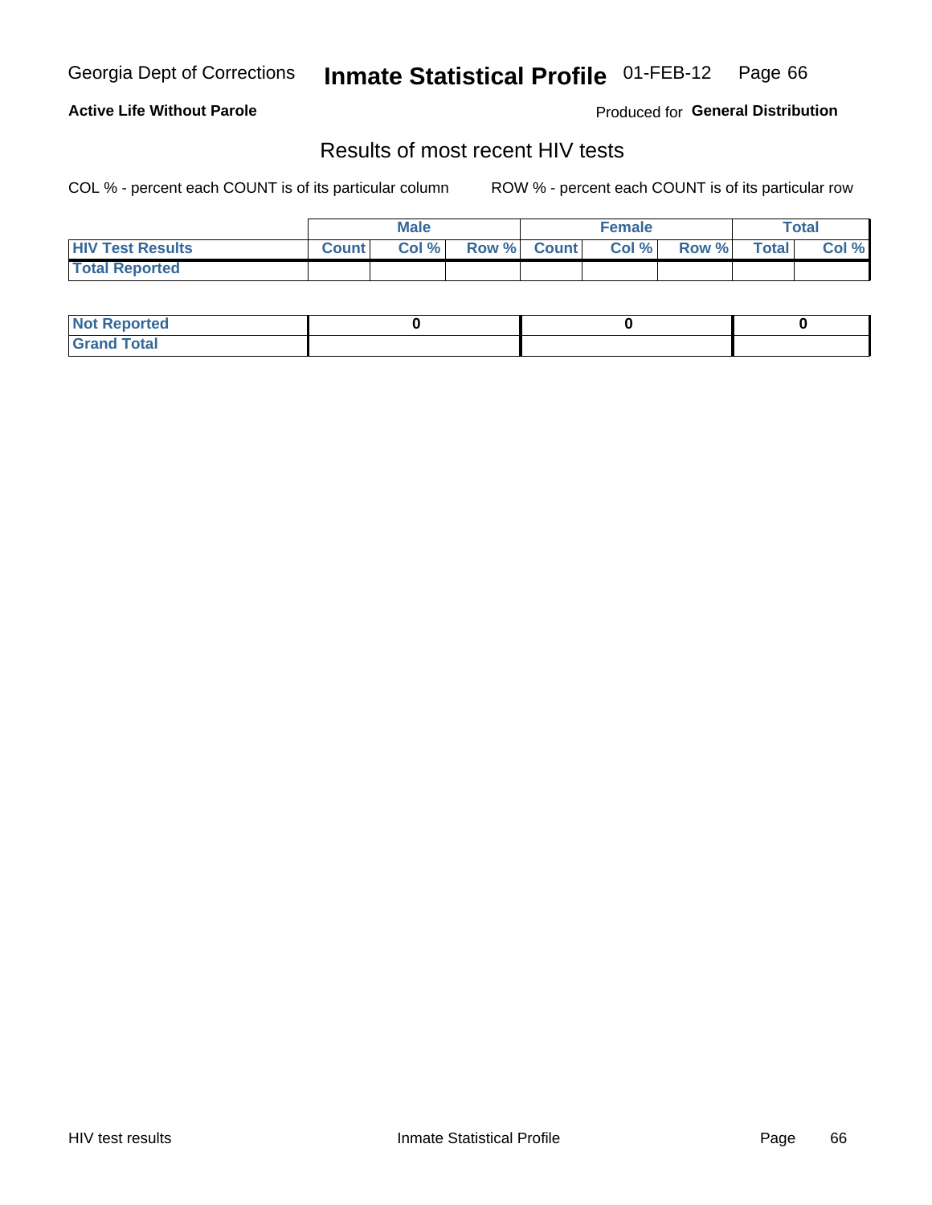Georgia Dept of Corrections **Inmate Statistical Profile** 01-FEB-12

**Active Life Without Parole**

Produced for **General Distribution**

## Results of most recent HIV tests

COL % - percent each COUNT is of its particular column     ROW % - percent each COUNT is of its particular row

| | Male | | | Female | | | Total | |
|---|---|---|---|---|---|---|---|---|
| **HIV Test Results** | **Count** | **Col %** | **Row %** | **Count** | **Col %** | **Row %** | **Total** | **Col %** |
| **Total Reported** | | | | | | | | |

| | Male | Female | Total |
|---|---|---|---|
| **Not Reported** | **0** | **0** | **0** |
| **Grand Total** | | | |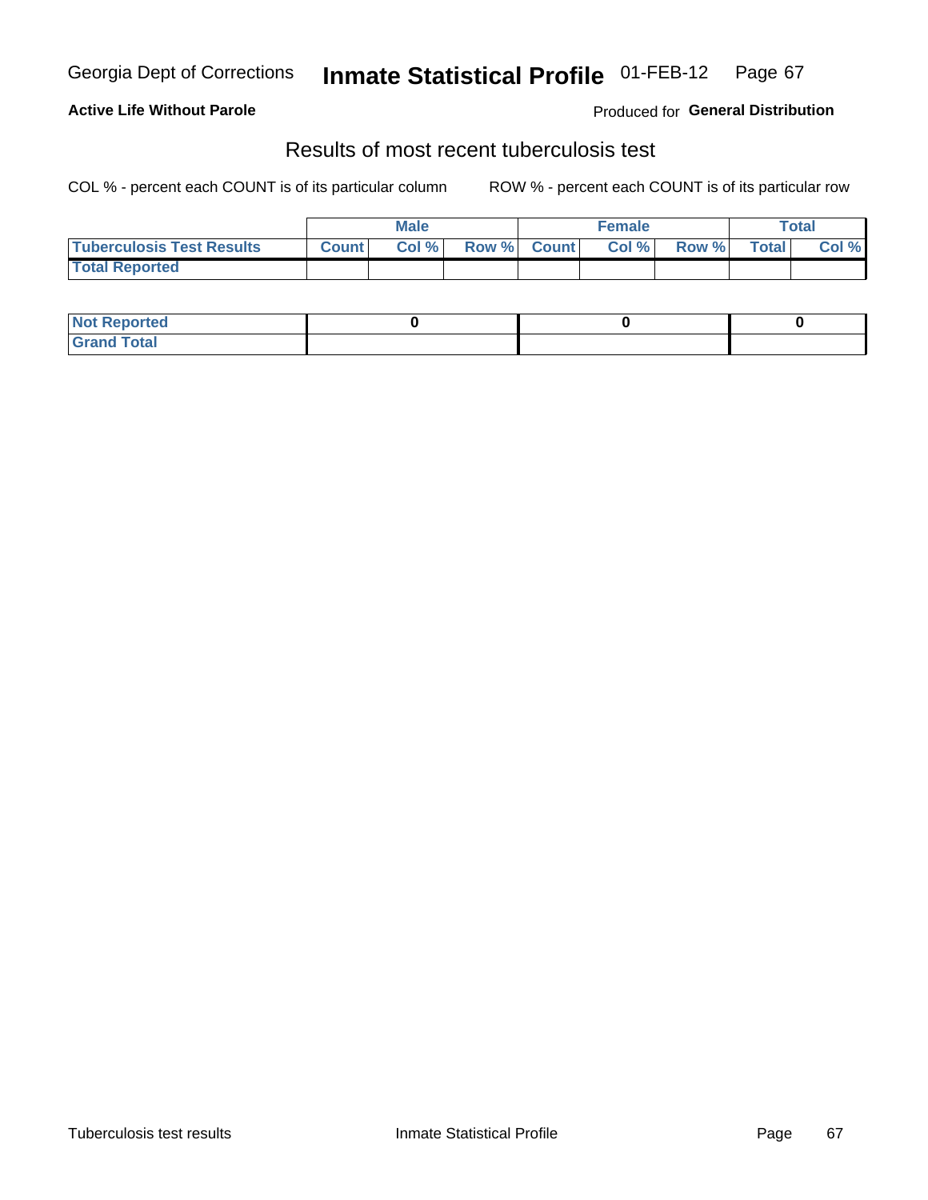Georgia Dept of Corrections **Inmate Statistical Profile** 01-FEB-12

**Active Life Without Parole**

Produced for **General Distribution**

## Results of most recent tuberculosis test

COL % - percent each COUNT is of its particular column ROW % - percent each COUNT is of its particular row

| | Male | | | Female | | | Total | |
|---|---|---|---|---|---|---|---|---|
| **Tuberculosis Test Results** | **Count** | **Col %** | **Row %** | **Count** | **Col %** | **Row %** | **Total** | **Col %** |
| **Total Reported** | | | | | | | | |

| | Male | Female | Total |
|---|---|---|---|
| **Not Reported** | 0 | 0 | 0 |
| **Grand Total** | | | |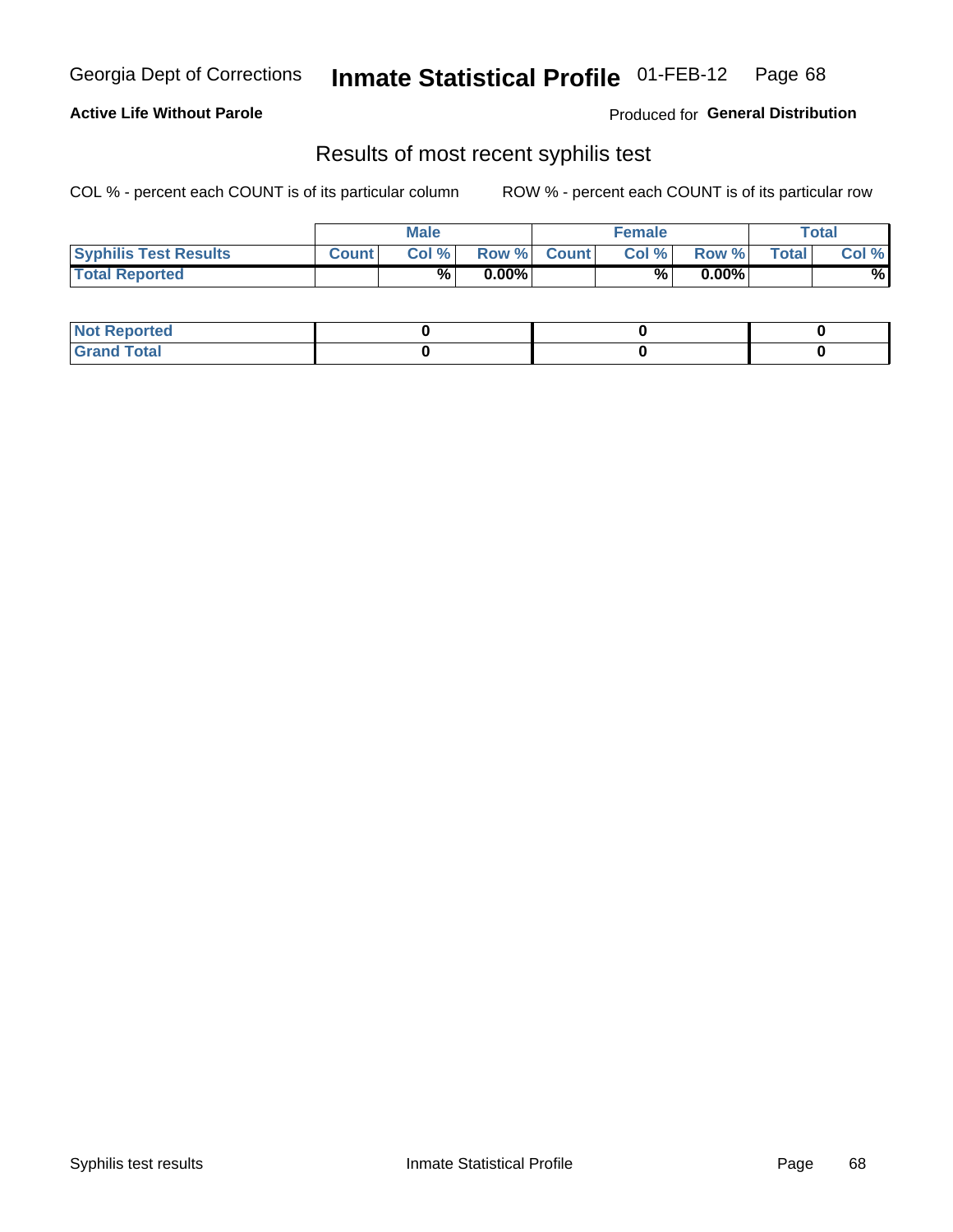Georgia Dept of Corrections **Inmate Statistical Profile** 01-FEB-12

**Active Life Without Parole**

Produced for **General Distribution**

## Results of most recent syphilis test

COL % - percent each COUNT is of its particular column ROW % - percent each COUNT is of its particular row

| | Male | | | Female | | | Total | |
|---|---|---|---|---|---|---|---|---|
| **Syphilis Test Results** | **Count** | **Col %** | **Row %** | **Count** | **Col %** | **Row %** | **Total** | **Col %** |
| **Total Reported** | | **%** | **0.00%** | | **%** | **0.00%** | | **%** |

| | Male | Female | Total |
|---|---|---|---|
| **Not Reported** | **0** | **0** | **0** |
| **Grand Total** | **0** | **0** | **0** |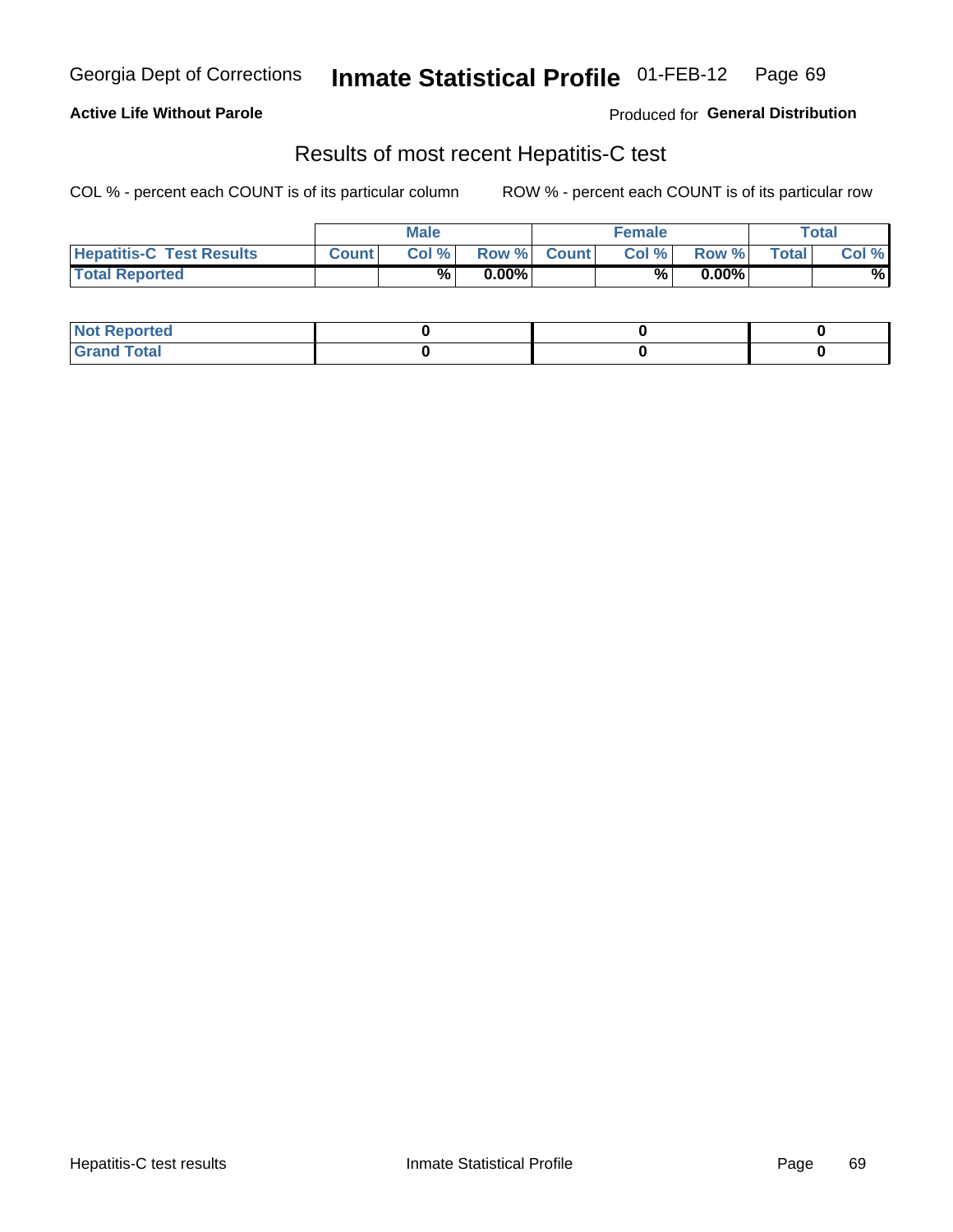**Active Life Without Parole**

Produced for **General Distribution**

## Results of most recent Hepatitis-C test

COL % - percent each COUNT is of its particular column

ROW % - percent each COUNT is of its particular row

| | Male | | | Female | | | Total | |
|---|---|---|---|---|---|---|---|---|
| **Hepatitis-C Test Results** | **Count** | **Col %** | **Row %** | **Count** | **Col %** | **Row %** | **Total** | **Col %** |
| **Total Reported** | | **%** | **0.00%** | | **%** | **0.00%** | | **%** |

| | Male | Female | Total |
|---|---|---|---|
| **Not Reported** | **0** | **0** | **0** |
| **Grand Total** | **0** | **0** | **0** |